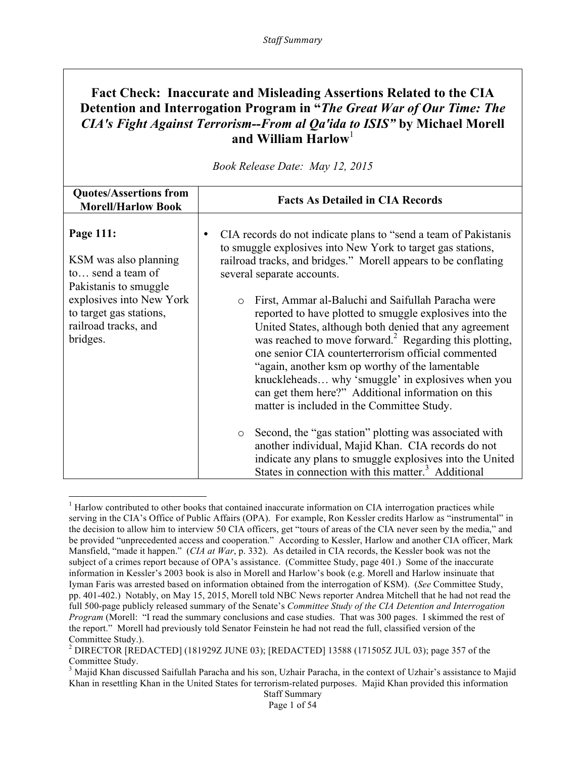# Fact Check: Inaccurate and Misleading Assertions Related to the CIA Detention and Interrogation Program in "*The Great War of Our Time: The CIA's Fight Against Terrorism--From al Qa'ida to ISIS*" by Michael Morell and William Harlow[1]

*Book Release Date: May 12, 2015*

| Quotes/Assertions from Morell/Harlow Book | Facts As Detailed in CIA Records |
|---|---|
| **Page 111:**<br><br>KSM was also planning to… send a team of Pakistanis to smuggle explosives into New York to target gas stations, railroad tracks, and bridges. | • CIA records do not indicate plans to "send a team of Pakistanis to smuggle explosives into New York to target gas stations, railroad tracks, and bridges." Morell appears to be conflating several separate accounts.<br><br>o First, Ammar al-Baluchi and Saifullah Paracha were reported to have plotted to smuggle explosives into the United States, although both denied that any agreement was reached to move forward.[2] Regarding this plotting, one senior CIA counterterrorism official commented "again, another ksm op worthy of the lamentable knuckleheads… why 'smuggle' in explosives when you can get them here?" Additional information on this matter is included in the Committee Study.<br><br>o Second, the "gas station" plotting was associated with another individual, Majid Khan. CIA records do not indicate any plans to smuggle explosives into the United States in connection with this matter.[3] Additional |

[1] Harlow contributed to other books that contained inaccurate information on CIA interrogation practices while serving in the CIA's Office of Public Affairs (OPA). For example, Ron Kessler credits Harlow as "instrumental" in the decision to allow him to interview 50 CIA officers, get "tours of areas of the CIA never seen by the media," and be provided "unprecedented access and cooperation." According to Kessler, Harlow and another CIA officer, Mark Mansfield, "made it happen." (*CIA at War*, p. 332). As detailed in CIA records, the Kessler book was not the subject of a crimes report because of OPA's assistance. (Committee Study, page 401.) Some of the inaccurate information in Kessler's 2003 book is also in Morell and Harlow's book (e.g. Morell and Harlow insinuate that Iyman Faris was arrested based on information obtained from the interrogation of KSM). (*See* Committee Study, pp. 401-402.) Notably, on May 15, 2015, Morell told NBC News reporter Andrea Mitchell that he had not read the full 500-page publicly released summary of the Senate's *Committee Study of the CIA Detention and Interrogation Program* (Morell: "I read the summary conclusions and case studies. That was 300 pages. I skimmed the rest of the report." Morell had previously told Senator Feinstein he had not read the full, classified version of the Committee Study.).

[2] DIRECTOR [REDACTED] (181929Z JUNE 03); [REDACTED] 13588 (171505Z JUL 03); page 357 of the Committee Study.

[3] Majid Khan discussed Saifullah Paracha and his son, Uzhair Paracha, in the context of Uzhair's assistance to Majid Khan in resettling Khan in the United States for terrorism-related purposes. Majid Khan provided this information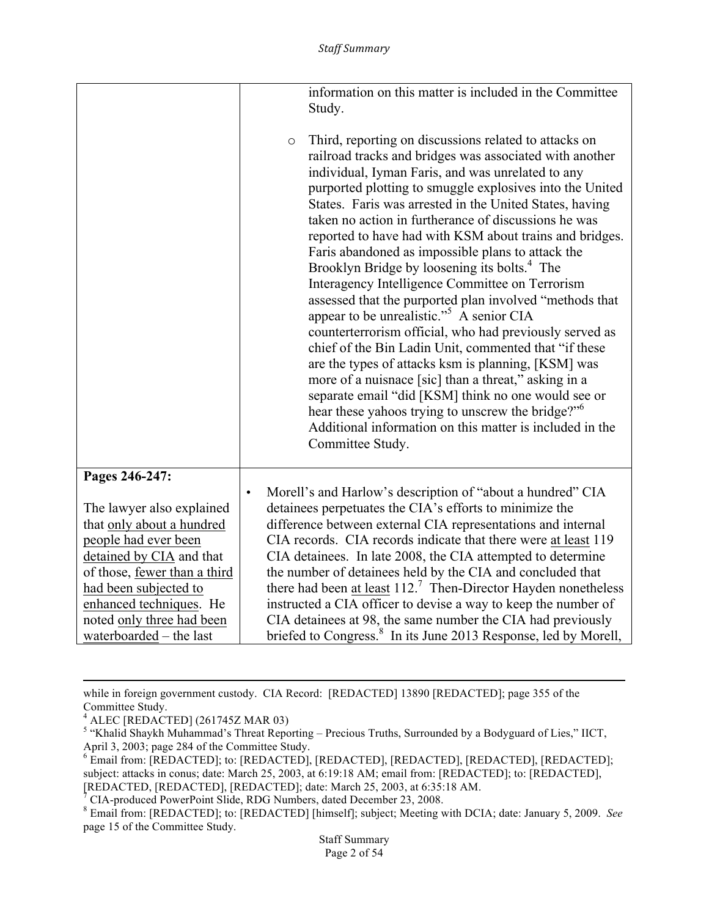| | |
|---|---|
| | information on this matter is included in the Committee Study.<br><br>o Third, reporting on discussions related to attacks on railroad tracks and bridges was associated with another individual, Iyman Faris, and was unrelated to any purported plotting to smuggle explosives into the United States. Faris was arrested in the United States, having taken no action in furtherance of discussions he was reported to have had with KSM about trains and bridges. Faris abandoned as impossible plans to attack the Brooklyn Bridge by loosening its bolts.[4] The Interagency Intelligence Committee on Terrorism assessed that the purported plan involved "methods that appear to be unrealistic."[5] A senior CIA counterterrorism official, who had previously served as chief of the Bin Ladin Unit, commented that "if these are the types of attacks ksm is planning, [KSM] was more of a nuisnace [sic] than a threat," asking in a separate email "did [KSM] think no one would see or hear these yahoos trying to unscrew the bridge?"[6] Additional information on this matter is included in the Committee Study. |
| **Pages 246-247:**<br><br>The lawyer also explained that <u>only about a hundred people had ever been detained by CIA</u> and that of those, <u>fewer than a third had been subjected to enhanced techniques</u>. He noted <u>only three had been waterboarded</u> – the last | • Morell's and Harlow's description of "about a hundred" CIA detainees perpetuates the CIA's efforts to minimize the difference between external CIA representations and internal CIA records. CIA records indicate that there were <u>at least</u> 119 CIA detainees. In late 2008, the CIA attempted to determine the number of detainees held by the CIA and concluded that there had been <u>at least</u> 112.[7] Then-Director Hayden nonetheless instructed a CIA officer to devise a way to keep the number of CIA detainees at 98, the same number the CIA had previously briefed to Congress.[8] In its June 2013 Response, led by Morell, |

while in foreign government custody. CIA Record: [REDACTED] 13890 [REDACTED]; page 355 of the Committee Study.

[4] ALEC [REDACTED] (261745Z MAR 03)

[5] "Khalid Shaykh Muhammad's Threat Reporting – Precious Truths, Surrounded by a Bodyguard of Lies," IICT, April 3, 2003; page 284 of the Committee Study.

[6] Email from: [REDACTED]; to: [REDACTED], [REDACTED], [REDACTED], [REDACTED], [REDACTED]; subject: attacks in conus; date: March 25, 2003, at 6:19:18 AM; email from: [REDACTED]; to: [REDACTED], [REDACTED, [REDACTED], [REDACTED]; date: March 25, 2003, at 6:35:18 AM.

[7] CIA-produced PowerPoint Slide, RDG Numbers, dated December 23, 2008.

[8] Email from: [REDACTED]; to: [REDACTED] [himself]; subject; Meeting with DCIA; date: January 5, 2009. *See* page 15 of the Committee Study.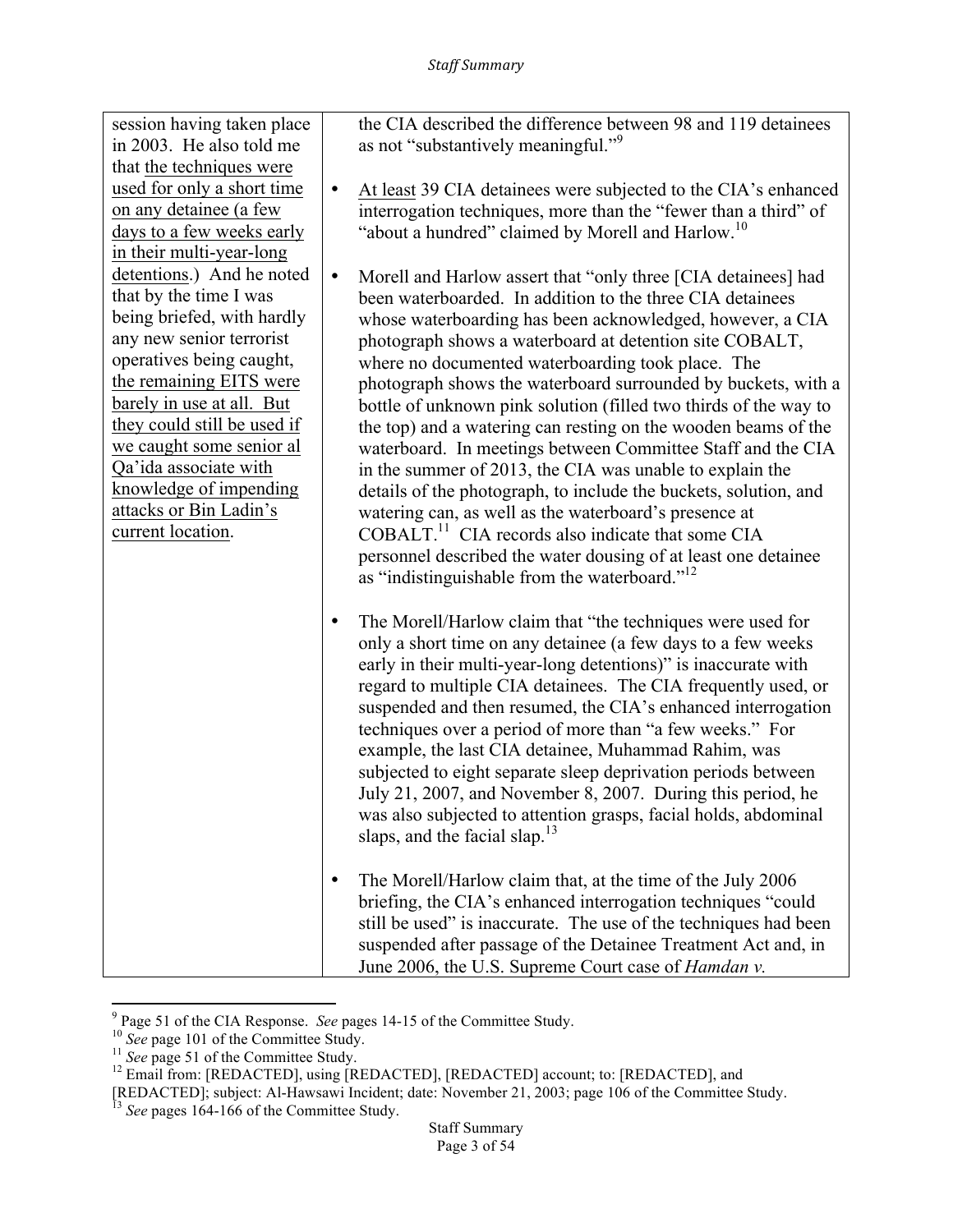| | |
|---|---|
| session having taken place in 2003. He also told me that <u>the techniques were used for only a short time on any detainee (a few days to a few weeks early in their multi-year-long detentions</u>.) And he noted that by the time I was being briefed, with hardly any new senior terrorist operatives being caught, <u>the remaining EITS were barely in use at all. But they could still be used if we caught some senior al Qa'ida associate with knowledge of impending attacks or Bin Ladin's current location</u>. | the CIA described the difference between 98 and 119 detainees as not "substantively meaningful."[9]<br><br>• <u>At least</u> 39 CIA detainees were subjected to the CIA's enhanced interrogation techniques, more than the "fewer than a third" of "about a hundred" claimed by Morell and Harlow.[10]<br><br>• Morell and Harlow assert that "only three [CIA detainees] had been waterboarded. In addition to the three CIA detainees whose waterboarding has been acknowledged, however, a CIA photograph shows a waterboard at detention site COBALT, where no documented waterboarding took place. The photograph shows the waterboard surrounded by buckets, with a bottle of unknown pink solution (filled two thirds of the way to the top) and a watering can resting on the wooden beams of the waterboard. In meetings between Committee Staff and the CIA in the summer of 2013, the CIA was unable to explain the details of the photograph, to include the buckets, solution, and watering can, as well as the waterboard's presence at COBALT.[11] CIA records also indicate that some CIA personnel described the water dousing of at least one detainee as "indistinguishable from the waterboard."[12]<br><br>• The Morell/Harlow claim that "the techniques were used for only a short time on any detainee (a few days to a few weeks early in their multi-year-long detentions)" is inaccurate with regard to multiple CIA detainees. The CIA frequently used, or suspended and then resumed, the CIA's enhanced interrogation techniques over a period of more than "a few weeks." For example, the last CIA detainee, Muhammad Rahim, was subjected to eight separate sleep deprivation periods between July 21, 2007, and November 8, 2007. During this period, he was also subjected to attention grasps, facial holds, abdominal slaps, and the facial slap.[13]<br><br>• The Morell/Harlow claim that, at the time of the July 2006 briefing, the CIA's enhanced interrogation techniques "could still be used" is inaccurate. The use of the techniques had been suspended after passage of the Detainee Treatment Act and, in June 2006, the U.S. Supreme Court case of *Hamdan v.* |

[9] Page 51 of the CIA Response. *See* pages 14-15 of the Committee Study.

[10] *See* page 101 of the Committee Study.

[11] *See* page 51 of the Committee Study.

[12] Email from: [REDACTED], using [REDACTED], [REDACTED] account; to: [REDACTED], and [REDACTED]; subject: Al-Hawsawi Incident; date: November 21, 2003; page 106 of the Committee Study.

[13] *See* pages 164-166 of the Committee Study.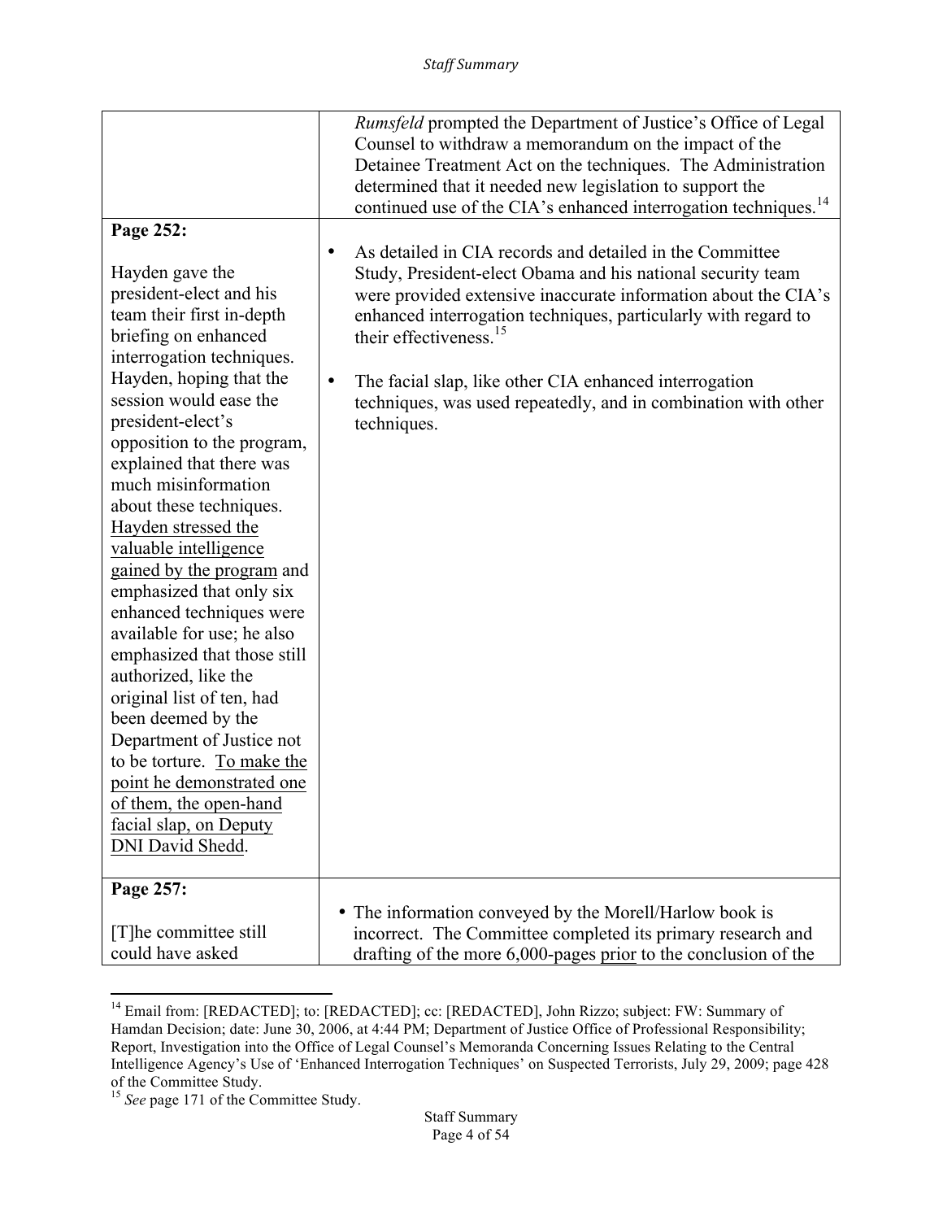| | |
|---|---|
| | *Rumsfeld* prompted the Department of Justice's Office of Legal Counsel to withdraw a memorandum on the impact of the Detainee Treatment Act on the techniques. The Administration determined that it needed new legislation to support the continued use of the CIA's enhanced interrogation techniques.[14] |
| **Page 252:**<br><br>Hayden gave the president-elect and his team their first in-depth briefing on enhanced interrogation techniques. Hayden, hoping that the session would ease the president-elect's opposition to the program, explained that there was much misinformation about these techniques. <u>Hayden stressed the valuable intelligence gained by the program</u> and emphasized that only six enhanced techniques were available for use; he also emphasized that those still authorized, like the original list of ten, had been deemed by the Department of Justice not to be torture. <u>To make the point he demonstrated one of them, the open-hand facial slap, on Deputy DNI David Shedd</u>. | • As detailed in CIA records and detailed in the Committee Study, President-elect Obama and his national security team were provided extensive inaccurate information about the CIA's enhanced interrogation techniques, particularly with regard to their effectiveness.[15]<br><br>• The facial slap, like other CIA enhanced interrogation techniques, was used repeatedly, and in combination with other techniques. |
| **Page 257:**<br><br>[T]he committee still could have asked | • The information conveyed by the Morell/Harlow book is incorrect. The Committee completed its primary research and drafting of the more 6,000-pages <u>prior</u> to the conclusion of the |

[14] Email from: [REDACTED]; to: [REDACTED]; cc: [REDACTED], John Rizzo; subject: FW: Summary of Hamdan Decision; date: June 30, 2006, at 4:44 PM; Department of Justice Office of Professional Responsibility; Report, Investigation into the Office of Legal Counsel's Memoranda Concerning Issues Relating to the Central Intelligence Agency's Use of 'Enhanced Interrogation Techniques' on Suspected Terrorists, July 29, 2009; page 428 of the Committee Study.

[15] *See* page 171 of the Committee Study.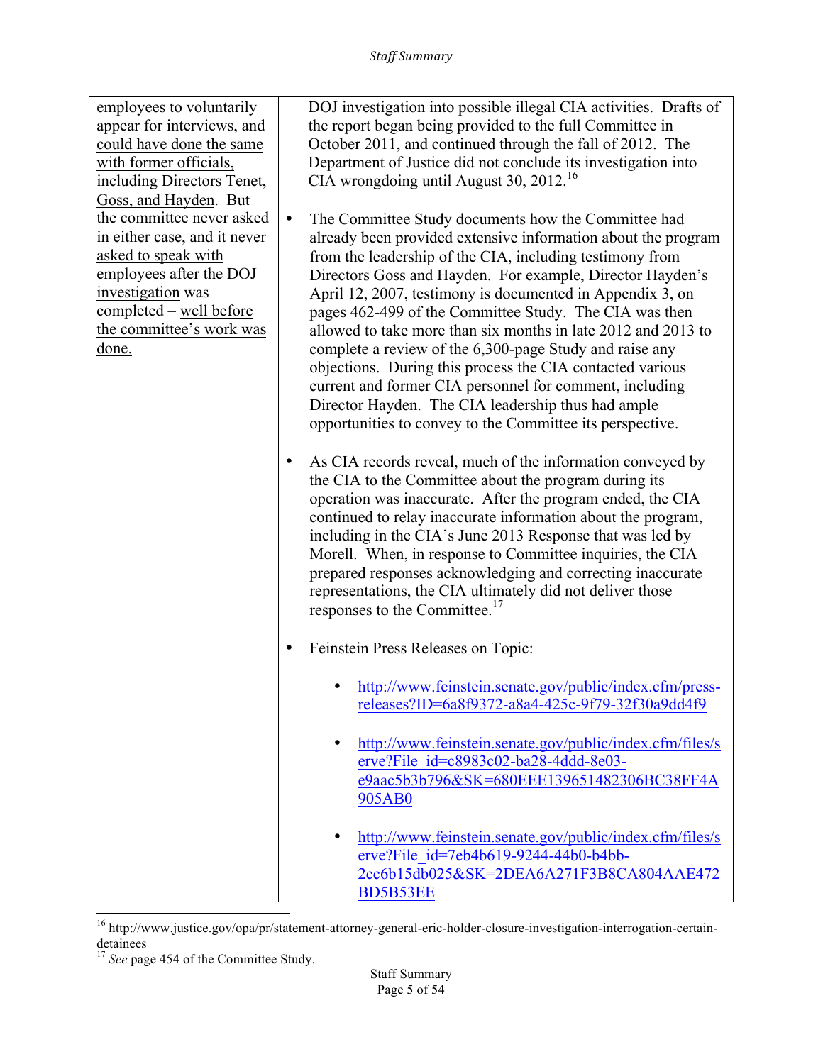| | |
|---|---|
| employees to voluntarily appear for interviews, and <u>could have done the same with former officials, including Directors Tenet, Goss, and Hayden</u>. But the committee never asked in either case, <u>and it never asked to speak with employees after the DOJ investigation</u> was completed – <u>well before the committee's work was done.</u> | DOJ investigation into possible illegal CIA activities. Drafts of the report began being provided to the full Committee in October 2011, and continued through the fall of 2012. The Department of Justice did not conclude its investigation into CIA wrongdoing until August 30, 2012.[16]<br><br>• The Committee Study documents how the Committee had already been provided extensive information about the program from the leadership of the CIA, including testimony from Directors Goss and Hayden. For example, Director Hayden's April 12, 2007, testimony is documented in Appendix 3, on pages 462-499 of the Committee Study. The CIA was then allowed to take more than six months in late 2012 and 2013 to complete a review of the 6,300-page Study and raise any objections. During this process the CIA contacted various current and former CIA personnel for comment, including Director Hayden. The CIA leadership thus had ample opportunities to convey to the Committee its perspective.<br><br>• As CIA records reveal, much of the information conveyed by the CIA to the Committee about the program during its operation was inaccurate. After the program ended, the CIA continued to relay inaccurate information about the program, including in the CIA's June 2013 Response that was led by Morell. When, in response to Committee inquiries, the CIA prepared responses acknowledging and correcting inaccurate representations, the CIA ultimately did not deliver those responses to the Committee.[17]<br><br>• Feinstein Press Releases on Topic:<br>&nbsp;&nbsp;&nbsp;&nbsp;• http://www.feinstein.senate.gov/public/index.cfm/press-releases?ID=6a8f9372-a8a4-425c-9f79-32f30a9dd4f9<br>&nbsp;&nbsp;&nbsp;&nbsp;• http://www.feinstein.senate.gov/public/index.cfm/files/serve?File_id=c8983c02-ba28-4ddd-8e03-e9aac5b3b796&SK=680EEE139651482306BC38FF4A905AB0<br>&nbsp;&nbsp;&nbsp;&nbsp;• http://www.feinstein.senate.gov/public/index.cfm/files/serve?File_id=7eb4b619-9244-44b0-b4bb-2cc6b15db025&SK=2DEA6A271F3B8CA804AAE472BD5B53EE |

[16] http://www.justice.gov/opa/pr/statement-attorney-general-eric-holder-closure-investigation-interrogation-certain-detainees

[17] *See* page 454 of the Committee Study.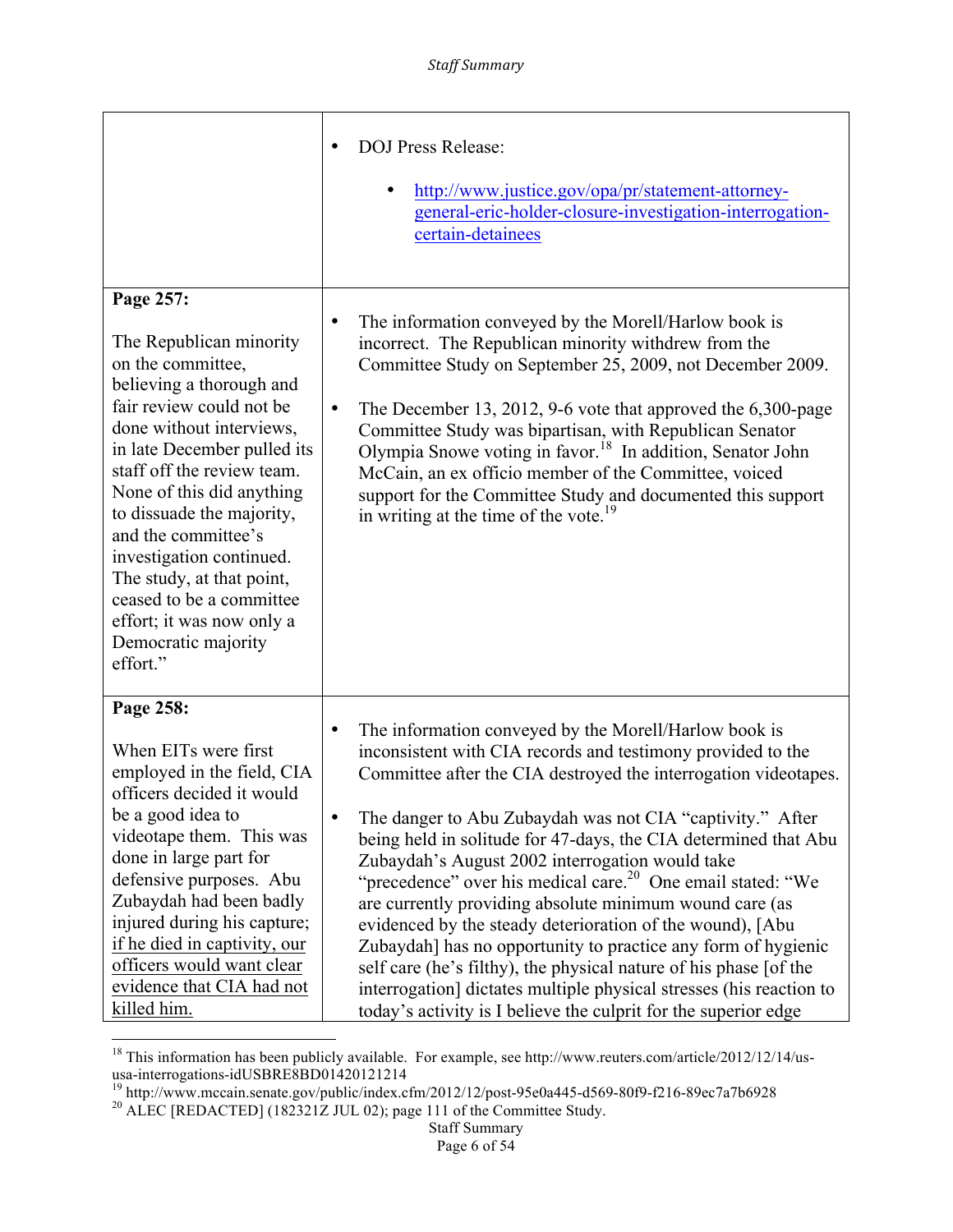| | |
|---|---|
| | • DOJ Press Release:<br>  • http://www.justice.gov/opa/pr/statement-attorney-general-eric-holder-closure-investigation-interrogation-certain-detainees |
| **Page 257:**<br><br>The Republican minority on the committee, believing a thorough and fair review could not be done without interviews, in late December pulled its staff off the review team. None of this did anything to dissuade the majority, and the committee's investigation continued. The study, at that point, ceased to be a committee effort; it was now only a Democratic majority effort." | • The information conveyed by the Morell/Harlow book is incorrect. The Republican minority withdrew from the Committee Study on September 25, 2009, not December 2009.<br><br>• The December 13, 2012, 9-6 vote that approved the 6,300-page Committee Study was bipartisan, with Republican Senator Olympia Snowe voting in favor.[18] In addition, Senator John McCain, an ex officio member of the Committee, voiced support for the Committee Study and documented this support in writing at the time of the vote.[19] |
| **Page 258:**<br><br>When EITs were first employed in the field, CIA officers decided it would be a good idea to videotape them. This was done in large part for defensive purposes. Abu Zubaydah had been badly injured during his capture; <u>if he died in captivity, our officers would want clear evidence that CIA had not killed him.</u> | • The information conveyed by the Morell/Harlow book is inconsistent with CIA records and testimony provided to the Committee after the CIA destroyed the interrogation videotapes.<br><br>• The danger to Abu Zubaydah was not CIA "captivity." After being held in solitude for 47-days, the CIA determined that Abu Zubaydah's August 2002 interrogation would take "precedence" over his medical care.[20] One email stated: "We are currently providing absolute minimum wound care (as evidenced by the steady deterioration of the wound), [Abu Zubaydah] has no opportunity to practice any form of hygienic self care (he's filthy), the physical nature of his phase [of the interrogation] dictates multiple physical stresses (his reaction to today's activity is I believe the culprit for the superior edge |

[18] This information has been publicly available. For example, see http://www.reuters.com/article/2012/12/14/us-usa-interrogations-idUSBRE8BD01420121214

[19] http://www.mccain.senate.gov/public/index.cfm/2012/12/post-95e0a445-d569-80f9-f216-89ec7a7b6928

[20] ALEC [REDACTED] (182321Z JUL 02); page 111 of the Committee Study.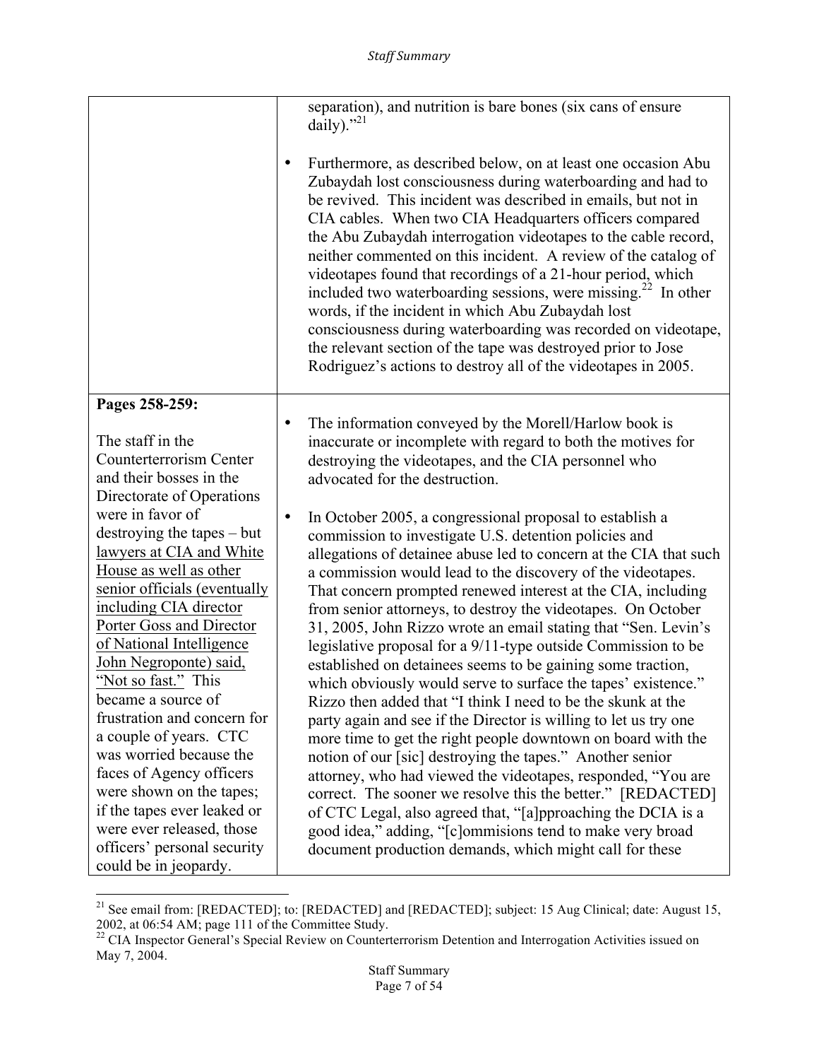| | |
|---|---|
| | separation), and nutrition is bare bones (six cans of ensure daily)."[21]<br><br>• Furthermore, as described below, on at least one occasion Abu Zubaydah lost consciousness during waterboarding and had to be revived. This incident was described in emails, but not in CIA cables. When two CIA Headquarters officers compared the Abu Zubaydah interrogation videotapes to the cable record, neither commented on this incident. A review of the catalog of videotapes found that recordings of a 21-hour period, which included two waterboarding sessions, were missing.[22] In other words, if the incident in which Abu Zubaydah lost consciousness during waterboarding was recorded on videotape, the relevant section of the tape was destroyed prior to Jose Rodriguez's actions to destroy all of the videotapes in 2005. |
| **Pages 258-259:**<br><br>The staff in the Counterterrorism Center and their bosses in the Directorate of Operations were in favor of destroying the tapes – but <u>lawyers at CIA and White House as well as other senior officials (eventually including CIA director Porter Goss and Director of National Intelligence John Negroponte) said, "Not so fast."</u> This became a source of frustration and concern for a couple of years. CTC was worried because the faces of Agency officers were shown on the tapes; if the tapes ever leaked or were ever released, those officers' personal security could be in jeopardy. | • The information conveyed by the Morell/Harlow book is inaccurate or incomplete with regard to both the motives for destroying the videotapes, and the CIA personnel who advocated for the destruction.<br><br>• In October 2005, a congressional proposal to establish a commission to investigate U.S. detention policies and allegations of detainee abuse led to concern at the CIA that such a commission would lead to the discovery of the videotapes. That concern prompted renewed interest at the CIA, including from senior attorneys, to destroy the videotapes. On October 31, 2005, John Rizzo wrote an email stating that "Sen. Levin's legislative proposal for a 9/11-type outside Commission to be established on detainees seems to be gaining some traction, which obviously would serve to surface the tapes' existence." Rizzo then added that "I think I need to be the skunk at the party again and see if the Director is willing to let us try one more time to get the right people downtown on board with the notion of our [sic] destroying the tapes." Another senior attorney, who had viewed the videotapes, responded, "You are correct. The sooner we resolve this the better." [REDACTED] of CTC Legal, also agreed that, "[a]pproaching the DCIA is a good idea," adding, "[c]ommisions tend to make very broad document production demands, which might call for these |

[21] See email from: [REDACTED]; to: [REDACTED] and [REDACTED]; subject: 15 Aug Clinical; date: August 15, 2002, at 06:54 AM; page 111 of the Committee Study.

[22] CIA Inspector General's Special Review on Counterterrorism Detention and Interrogation Activities issued on May 7, 2004.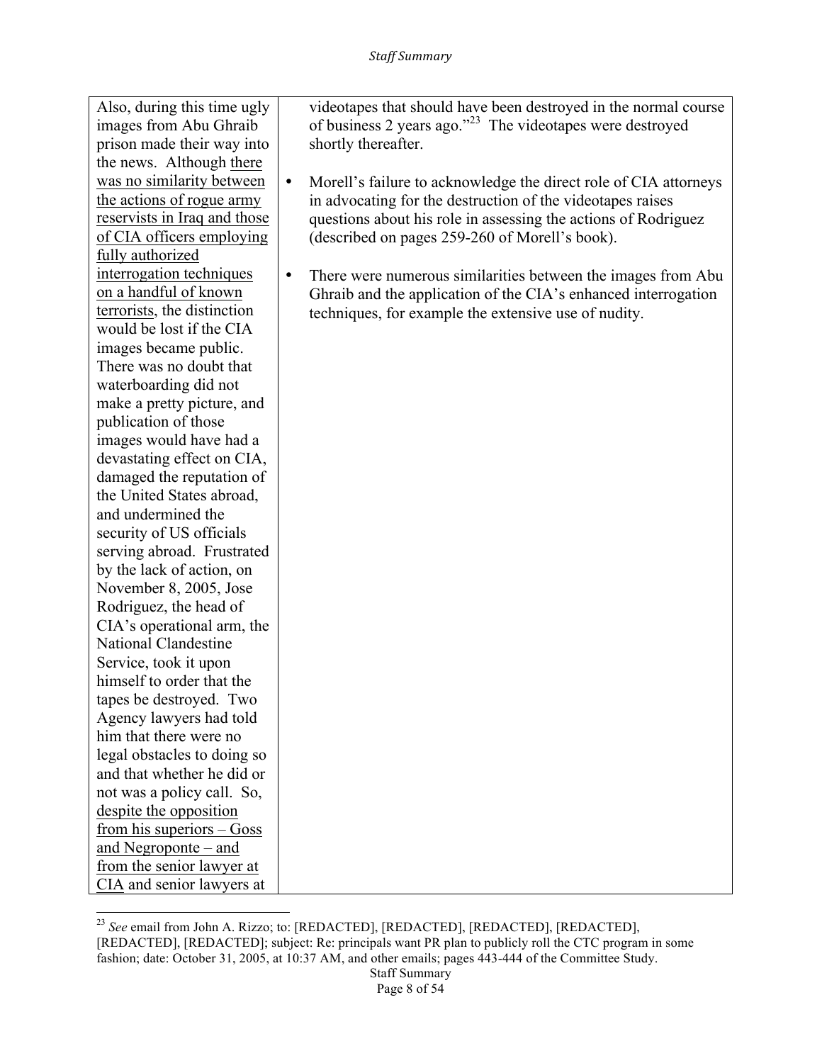| | |
|---|---|
| Also, during this time ugly images from Abu Ghraib prison made their way into the news. Although <u>there was no similarity between the actions of rogue army reservists in Iraq and those of CIA officers employing fully authorized interrogation techniques on a handful of known terrorists</u>, the distinction would be lost if the CIA images became public. There was no doubt that waterboarding did not make a pretty picture, and publication of those images would have had a devastating effect on CIA, damaged the reputation of the United States abroad, and undermined the security of US officials serving abroad. Frustrated by the lack of action, on November 8, 2005, Jose Rodriguez, the head of CIA's operational arm, the National Clandestine Service, took it upon himself to order that the tapes be destroyed. Two Agency lawyers had told him that there were no legal obstacles to doing so and that whether he did or not was a policy call. So, <u>despite the opposition from his superiors – Goss and Negroponte – and from the senior lawyer at CIA</u> and senior lawyers at | videotapes that should have been destroyed in the normal course of business 2 years ago."[23] The videotapes were destroyed shortly thereafter.<br><br>• Morell's failure to acknowledge the direct role of CIA attorneys in advocating for the destruction of the videotapes raises questions about his role in assessing the actions of Rodriguez (described on pages 259-260 of Morell's book).<br><br>• There were numerous similarities between the images from Abu Ghraib and the application of the CIA's enhanced interrogation techniques, for example the extensive use of nudity. |

[23] *See* email from John A. Rizzo; to: [REDACTED], [REDACTED], [REDACTED], [REDACTED], [REDACTED], [REDACTED]; subject: Re: principals want PR plan to publicly roll the CTC program in some fashion; date: October 31, 2005, at 10:37 AM, and other emails; pages 443-444 of the Committee Study.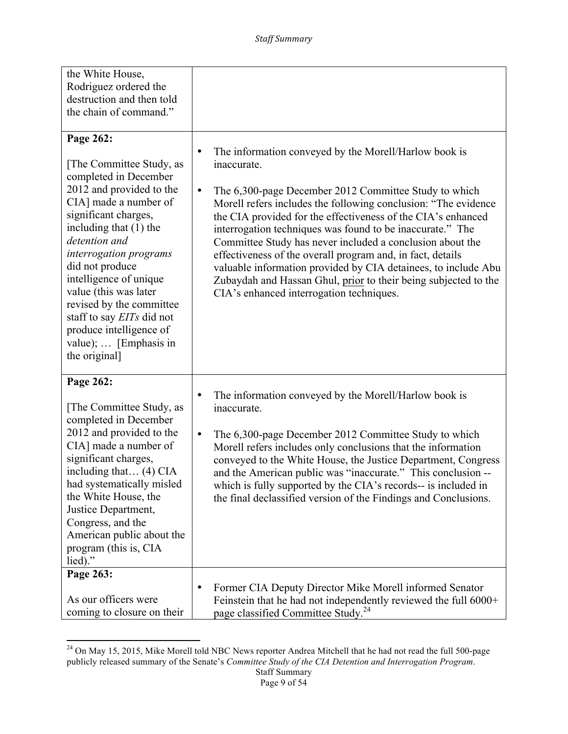| | |
|---|---|
| the White House, Rodriguez ordered the destruction and then told the chain of command." | |
| **Page 262:**<br><br>[The Committee Study, as completed in December 2012 and provided to the CIA] made a number of significant charges, including that (1) the *detention and interrogation programs* did not produce intelligence of unique value (this was later revised by the committee staff to say *EITs* did not produce intelligence of value); … [Emphasis in the original] | • The information conveyed by the Morell/Harlow book is inaccurate.<br><br>• The 6,300-page December 2012 Committee Study to which Morell refers includes the following conclusion: "The evidence the CIA provided for the effectiveness of the CIA's enhanced interrogation techniques was found to be inaccurate." The Committee Study has never included a conclusion about the effectiveness of the overall program and, in fact, details valuable information provided by CIA detainees, to include Abu Zubaydah and Hassan Ghul, <u>prior</u> to their being subjected to the CIA's enhanced interrogation techniques. |
| **Page 262:**<br><br>[The Committee Study, as completed in December 2012 and provided to the CIA] made a number of significant charges, including that… (4) CIA had systematically misled the White House, the Justice Department, Congress, and the American public about the program (this is, CIA lied)." | • The information conveyed by the Morell/Harlow book is inaccurate.<br><br>• The 6,300-page December 2012 Committee Study to which Morell refers includes only conclusions that the information conveyed to the White House, the Justice Department, Congress and the American public was "inaccurate." This conclusion -- which is fully supported by the CIA's records-- is included in the final declassified version of the Findings and Conclusions. |
| **Page 263:**<br><br>As our officers were coming to closure on their | • Former CIA Deputy Director Mike Morell informed Senator Feinstein that he had not independently reviewed the full 6000+ page classified Committee Study.[24] |

[24] On May 15, 2015, Mike Morell told NBC News reporter Andrea Mitchell that he had not read the full 500-page publicly released summary of the Senate's *Committee Study of the CIA Detention and Interrogation Program*.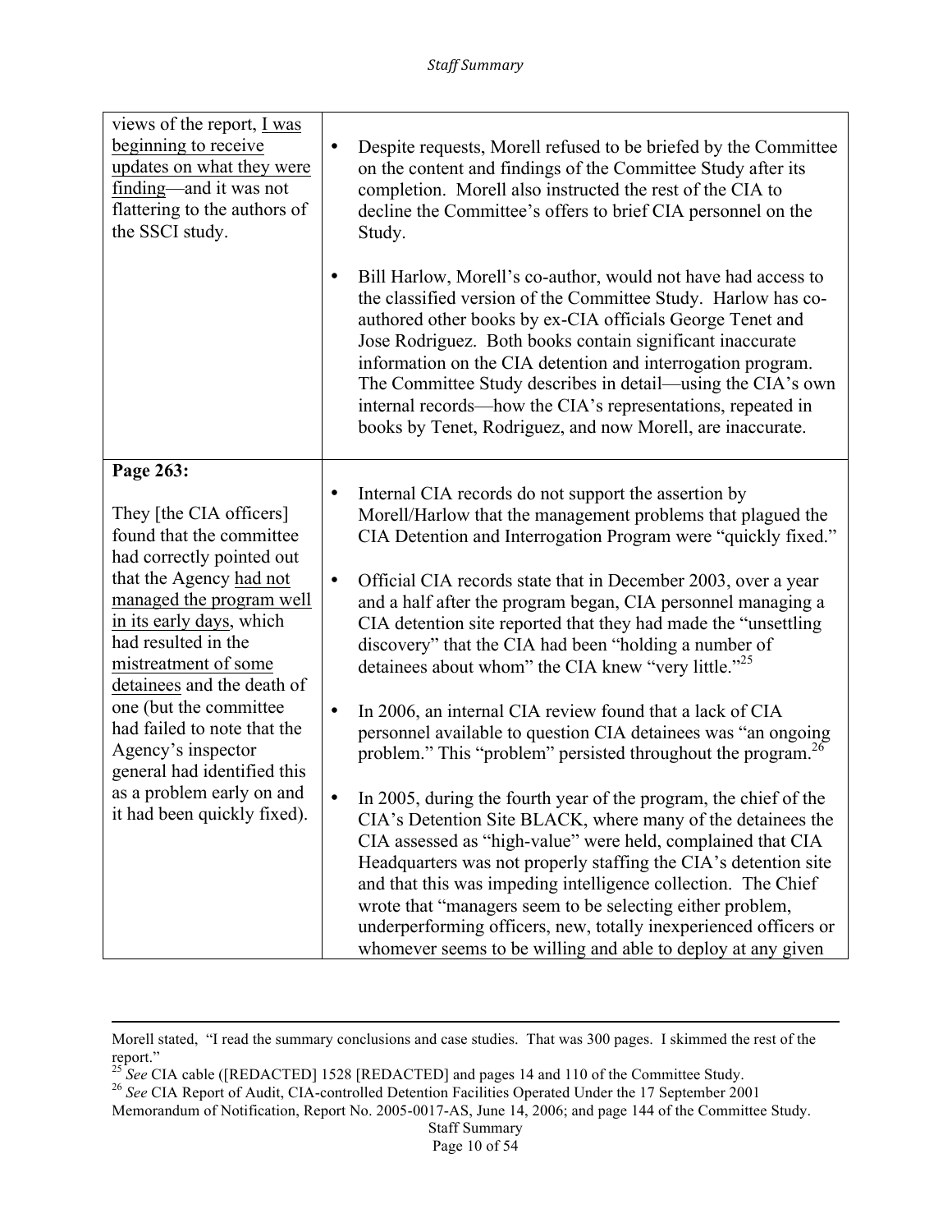| | |
|---|---|
| views of the report, <u>I was beginning to receive updates on what they were finding</u>—and it was not flattering to the authors of the SSCI study. | • Despite requests, Morell refused to be briefed by the Committee on the content and findings of the Committee Study after its completion. Morell also instructed the rest of the CIA to decline the Committee's offers to brief CIA personnel on the Study.<br><br>• Bill Harlow, Morell's co-author, would not have had access to the classified version of the Committee Study. Harlow has co-authored other books by ex-CIA officials George Tenet and Jose Rodriguez. Both books contain significant inaccurate information on the CIA detention and interrogation program. The Committee Study describes in detail—using the CIA's own internal records—how the CIA's representations, repeated in books by Tenet, Rodriguez, and now Morell, are inaccurate. |
| **Page 263:**<br><br>They [the CIA officers] found that the committee had correctly pointed out that the Agency <u>had not managed the program well in its early days</u>, which had resulted in the <u>mistreatment of some detainees</u> and the death of one (but the committee had failed to note that the Agency's inspector general had identified this as a problem early on and it had been quickly fixed). | • Internal CIA records do not support the assertion by Morell/Harlow that the management problems that plagued the CIA Detention and Interrogation Program were "quickly fixed."<br><br>• Official CIA records state that in December 2003, over a year and a half after the program began, CIA personnel managing a CIA detention site reported that they had made the "unsettling discovery" that the CIA had been "holding a number of detainees about whom" the CIA knew "very little."[25]<br><br>• In 2006, an internal CIA review found that a lack of CIA personnel available to question CIA detainees was "an ongoing problem." This "problem" persisted throughout the program.[26]<br><br>• In 2005, during the fourth year of the program, the chief of the CIA's Detention Site BLACK, where many of the detainees the CIA assessed as "high-value" were held, complained that CIA Headquarters was not properly staffing the CIA's detention site and that this was impeding intelligence collection. The Chief wrote that "managers seem to be selecting either problem, underperforming officers, new, totally inexperienced officers or whomever seems to be willing and able to deploy at any given |

---

Morell stated, "I read the summary conclusions and case studies. That was 300 pages. I skimmed the rest of the report."

[25] *See* CIA cable ([REDACTED] 1528 [REDACTED] and pages 14 and 110 of the Committee Study.

[26] *See* CIA Report of Audit, CIA-controlled Detention Facilities Operated Under the 17 September 2001 Memorandum of Notification, Report No. 2005-0017-AS, June 14, 2006; and page 144 of the Committee Study.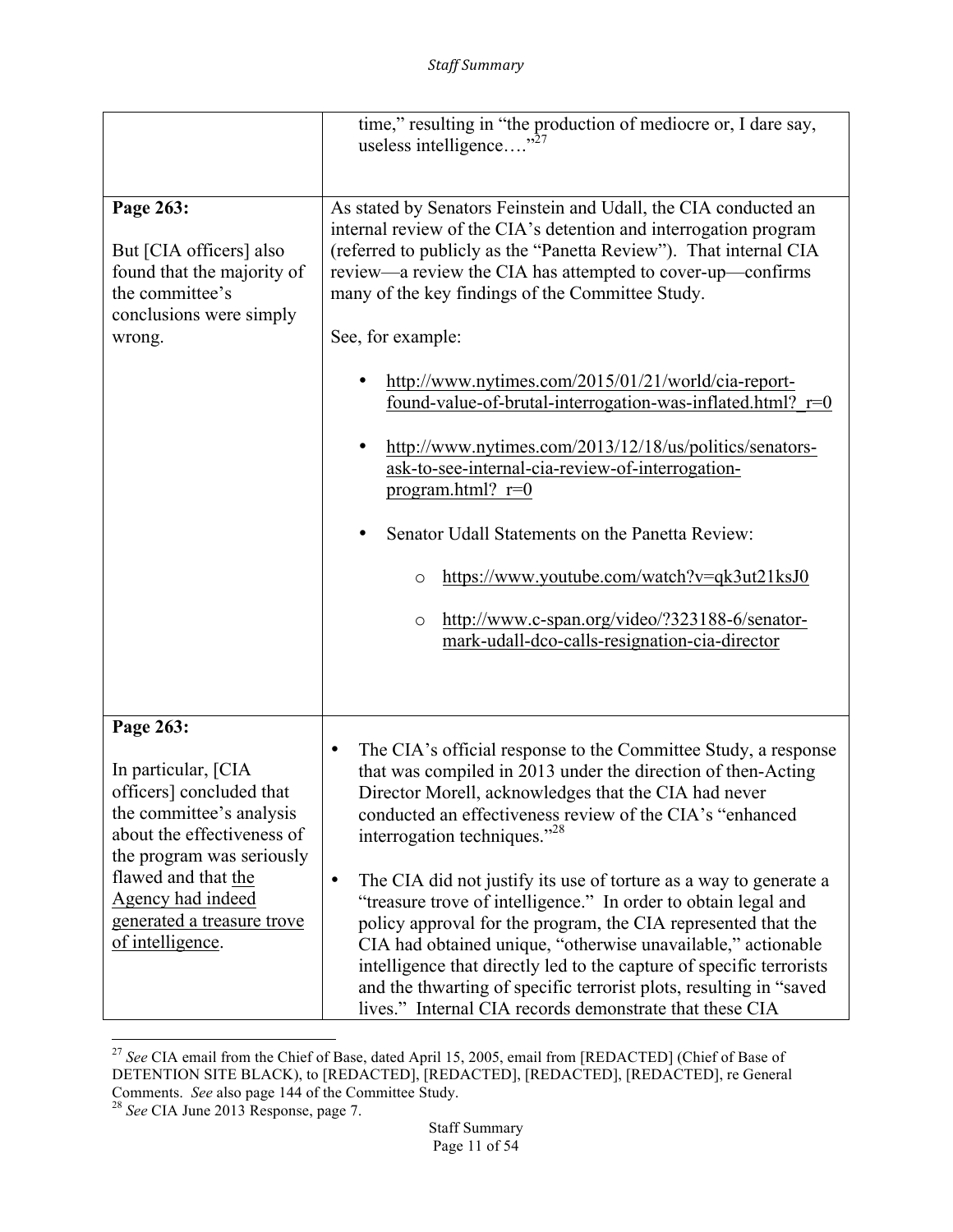| | |
|---|---|
| | time," resulting in "the production of mediocre or, I dare say, useless intelligence…."[27] |
| **Page 263:**<br><br>But [CIA officers] also found that the majority of the committee's conclusions were simply wrong. | As stated by Senators Feinstein and Udall, the CIA conducted an internal review of the CIA's detention and interrogation program (referred to publicly as the "Panetta Review"). That internal CIA review—a review the CIA has attempted to cover-up—confirms many of the key findings of the Committee Study.<br><br>See, for example:<br><br>• http://www.nytimes.com/2015/01/21/world/cia-report-found-value-of-brutal-interrogation-was-inflated.html?_r=0<br><br>• http://www.nytimes.com/2013/12/18/us/politics/senators-ask-to-see-internal-cia-review-of-interrogation-program.html?_r=0<br><br>• Senator Udall Statements on the Panetta Review:<br>&nbsp;&nbsp;&nbsp;&nbsp;o https://www.youtube.com/watch?v=qk3ut21ksJ0<br>&nbsp;&nbsp;&nbsp;&nbsp;o http://www.c-span.org/video/?323188-6/senator-mark-udall-dco-calls-resignation-cia-director |
| **Page 263:**<br><br>In particular, [CIA officers] concluded that the committee's analysis about the effectiveness of the program was seriously flawed and that <u>the Agency had indeed generated a treasure trove of intelligence</u>. | • The CIA's official response to the Committee Study, a response that was compiled in 2013 under the direction of then-Acting Director Morell, acknowledges that the CIA had never conducted an effectiveness review of the CIA's "enhanced interrogation techniques."[28]<br><br>• The CIA did not justify its use of torture as a way to generate a "treasure trove of intelligence." In order to obtain legal and policy approval for the program, the CIA represented that the CIA had obtained unique, "otherwise unavailable," actionable intelligence that directly led to the capture of specific terrorists and the thwarting of specific terrorist plots, resulting in "saved lives." Internal CIA records demonstrate that these CIA |

[27] *See* CIA email from the Chief of Base, dated April 15, 2005, email from [REDACTED] (Chief of Base of DETENTION SITE BLACK), to [REDACTED], [REDACTED], [REDACTED], [REDACTED], re General Comments. *See* also page 144 of the Committee Study.

[28] *See* CIA June 2013 Response, page 7.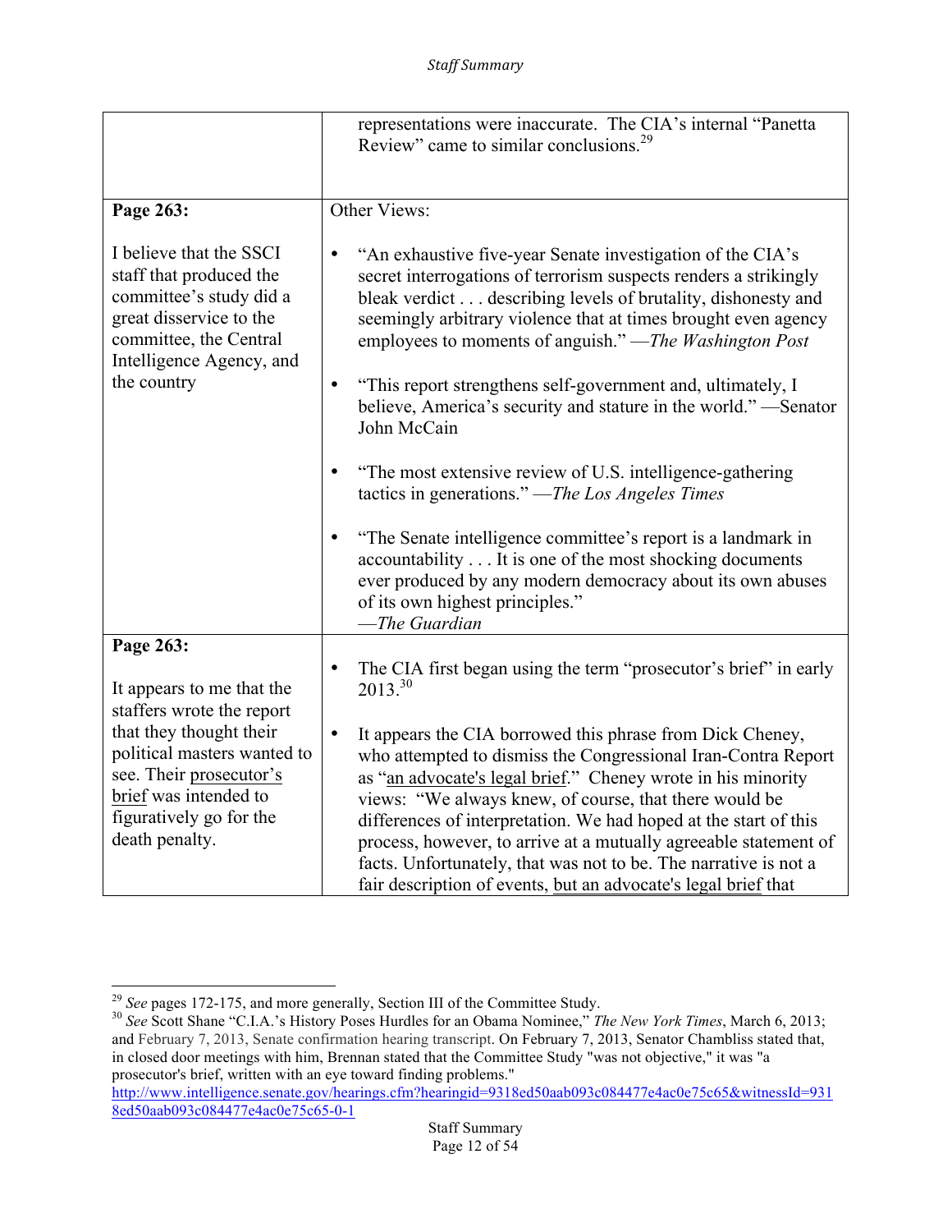| | |
|---|---|
| | representations were inaccurate. The CIA's internal "Panetta Review" came to similar conclusions.[29] |
| **Page 263:**<br><br>I believe that the SSCI staff that produced the committee's study did a great disservice to the committee, the Central Intelligence Agency, and the country | Other Views:<br><br>• "An exhaustive five-year Senate investigation of the CIA's secret interrogations of terrorism suspects renders a strikingly bleak verdict . . . describing levels of brutality, dishonesty and seemingly arbitrary violence that at times brought even agency employees to moments of anguish." —*The Washington Post*<br><br>• "This report strengthens self-government and, ultimately, I believe, America's security and stature in the world." —Senator John McCain<br><br>• "The most extensive review of U.S. intelligence-gathering tactics in generations." —*The Los Angeles Times*<br><br>• "The Senate intelligence committee's report is a landmark in accountability . . . It is one of the most shocking documents ever produced by any modern democracy about its own abuses of its own highest principles." —*The Guardian* |
| **Page 263:**<br><br>It appears to me that the staffers wrote the report that they thought their political masters wanted to see. Their prosecutor's brief was intended to figuratively go for the death penalty. | • The CIA first began using the term "prosecutor's brief" in early 2013.[30]<br><br>• It appears the CIA borrowed this phrase from Dick Cheney, who attempted to dismiss the Congressional Iran-Contra Report as "an advocate's legal brief." Cheney wrote in his minority views: "We always knew, of course, that there would be differences of interpretation. We had hoped at the start of this process, however, to arrive at a mutually agreeable statement of facts. Unfortunately, that was not to be. The narrative is not a fair description of events, but an advocate's legal brief that |

[29] *See* pages 172-175, and more generally, Section III of the Committee Study.

[30] *See* Scott Shane "C.I.A.'s History Poses Hurdles for an Obama Nominee," *The New York Times*, March 6, 2013; and February 7, 2013, Senate confirmation hearing transcript. On February 7, 2013, Senator Chambliss stated that, in closed door meetings with him, Brennan stated that the Committee Study "was not objective," it was "a prosecutor's brief, written with an eye toward finding problems." http://www.intelligence.senate.gov/hearings.cfm?hearingid=9318ed50aab093c084477e4ac0e75c65&witnessId=9318ed50aab093c084477e4ac0e75c65-0-1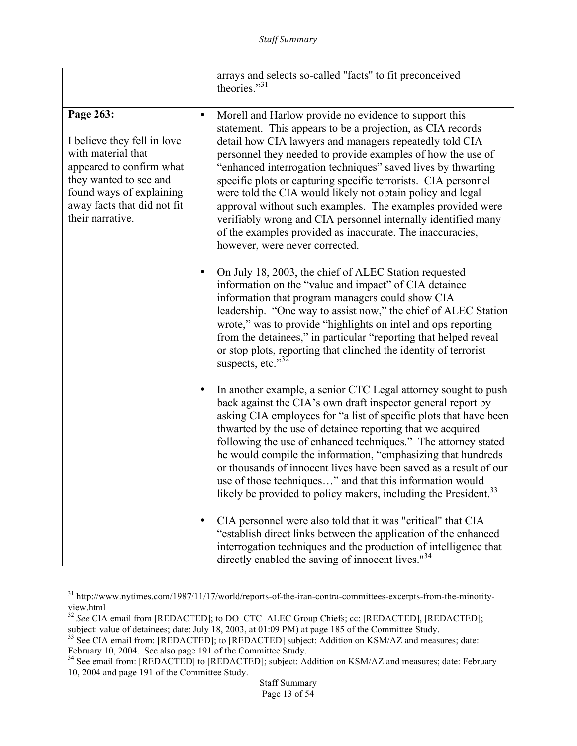| | |
|---|---|
| | arrays and selects so-called "facts" to fit preconceived theories."[31] |
| **Page 263:**<br><br>I believe they fell in love with material that appeared to confirm what they wanted to see and found ways of explaining away facts that did not fit their narrative. | • Morell and Harlow provide no evidence to support this statement. This appears to be a projection, as CIA records detail how CIA lawyers and managers repeatedly told CIA personnel they needed to provide examples of how the use of "enhanced interrogation techniques" saved lives by thwarting specific plots or capturing specific terrorists. CIA personnel were told the CIA would likely not obtain policy and legal approval without such examples. The examples provided were verifiably wrong and CIA personnel internally identified many of the examples provided as inaccurate. The inaccuracies, however, were never corrected.<br><br>• On July 18, 2003, the chief of ALEC Station requested information on the "value and impact" of CIA detainee information that program managers could show CIA leadership. "One way to assist now," the chief of ALEC Station wrote," was to provide "highlights on intel and ops reporting from the detainees," in particular "reporting that helped reveal or stop plots, reporting that clinched the identity of terrorist suspects, etc."[32]<br><br>• In another example, a senior CTC Legal attorney sought to push back against the CIA's own draft inspector general report by asking CIA employees for "a list of specific plots that have been thwarted by the use of detainee reporting that we acquired following the use of enhanced techniques." The attorney stated he would compile the information, "emphasizing that hundreds or thousands of innocent lives have been saved as a result of our use of those techniques…" and that this information would likely be provided to policy makers, including the President.[33]<br><br>• CIA personnel were also told that it was "critical" that CIA "establish direct links between the application of the enhanced interrogation techniques and the production of intelligence that directly enabled the saving of innocent lives."[34] |

[31] http://www.nytimes.com/1987/11/17/world/reports-of-the-iran-contra-committees-excerpts-from-the-minority-view.html

[32] *See* CIA email from [REDACTED]; to DO_CTC_ALEC Group Chiefs; cc: [REDACTED], [REDACTED]; subject: value of detainees; date: July 18, 2003, at 01:09 PM) at page 185 of the Committee Study.

[33] See CIA email from: [REDACTED]; to [REDACTED] subject: Addition on KSM/AZ and measures; date: February 10, 2004. See also page 191 of the Committee Study.

[34] See email from: [REDACTED] to [REDACTED]; subject: Addition on KSM/AZ and measures; date: February 10, 2004 and page 191 of the Committee Study.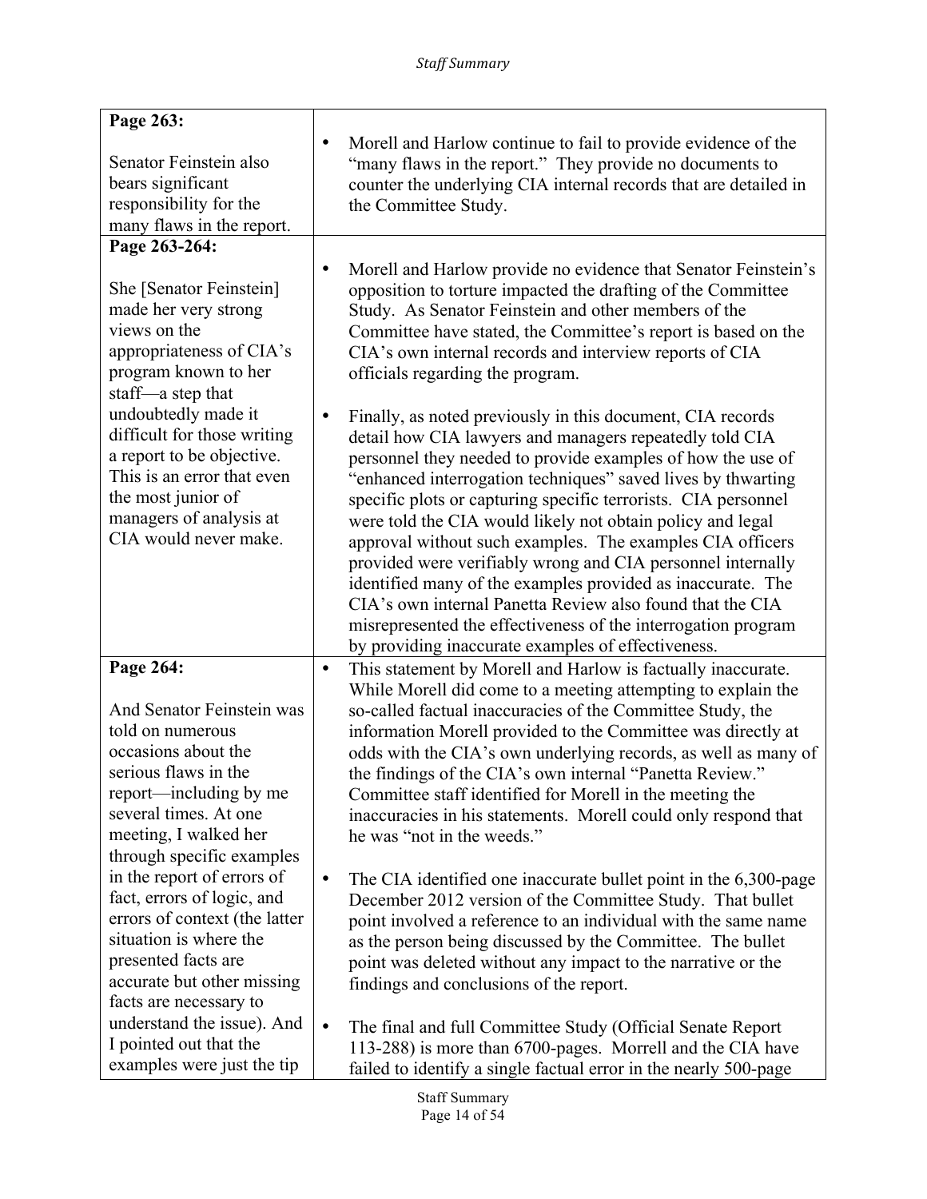| **Page 263:**<br><br>Senator Feinstein also bears significant responsibility for the many flaws in the report. | • Morell and Harlow continue to fail to provide evidence of the "many flaws in the report." They provide no documents to counter the underlying CIA internal records that are detailed in the Committee Study. |
|---|---|
| **Page 263-264:**<br><br>She [Senator Feinstein] made her very strong views on the appropriateness of CIA's program known to her staff—a step that undoubtedly made it difficult for those writing a report to be objective. This is an error that even the most junior of managers of analysis at CIA would never make. | • Morell and Harlow provide no evidence that Senator Feinstein's opposition to torture impacted the drafting of the Committee Study. As Senator Feinstein and other members of the Committee have stated, the Committee's report is based on the CIA's own internal records and interview reports of CIA officials regarding the program.<br><br>• Finally, as noted previously in this document, CIA records detail how CIA lawyers and managers repeatedly told CIA personnel they needed to provide examples of how the use of "enhanced interrogation techniques" saved lives by thwarting specific plots or capturing specific terrorists. CIA personnel were told the CIA would likely not obtain policy and legal approval without such examples. The examples CIA officers provided were verifiably wrong and CIA personnel internally identified many of the examples provided as inaccurate. The CIA's own internal Panetta Review also found that the CIA misrepresented the effectiveness of the interrogation program by providing inaccurate examples of effectiveness. |
| **Page 264:**<br><br>And Senator Feinstein was told on numerous occasions about the serious flaws in the report—including by me several times. At one meeting, I walked her through specific examples in the report of errors of fact, errors of logic, and errors of context (the latter situation is where the presented facts are accurate but other missing facts are necessary to understand the issue). And I pointed out that the examples were just the tip | • This statement by Morell and Harlow is factually inaccurate. While Morell did come to a meeting attempting to explain the so-called factual inaccuracies of the Committee Study, the information Morell provided to the Committee was directly at odds with the CIA's own underlying records, as well as many of the findings of the CIA's own internal "Panetta Review." Committee staff identified for Morell in the meeting the inaccuracies in his statements. Morell could only respond that he was "not in the weeds."<br><br>• The CIA identified one inaccurate bullet point in the 6,300-page December 2012 version of the Committee Study. That bullet point involved a reference to an individual with the same name as the person being discussed by the Committee. The bullet point was deleted without any impact to the narrative or the findings and conclusions of the report.<br><br>• The final and full Committee Study (Official Senate Report 113-288) is more than 6700-pages. Morell and the CIA have failed to identify a single factual error in the nearly 500-page |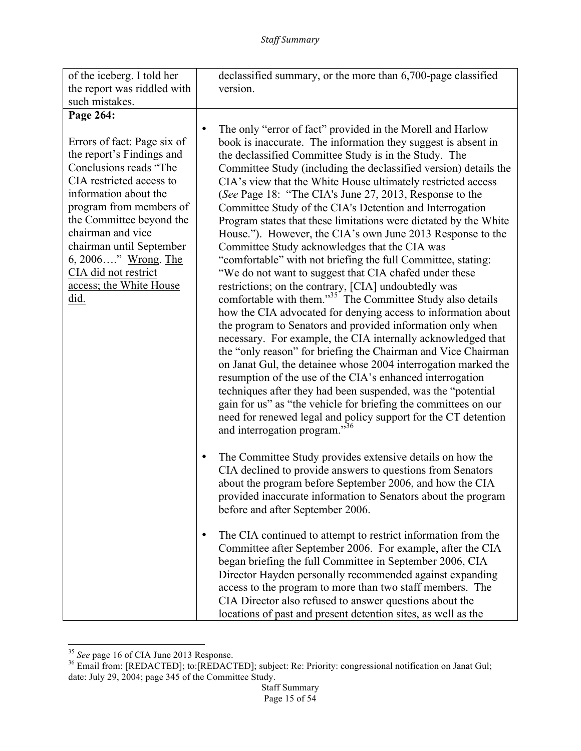| of the iceberg. I told her the report was riddled with such mistakes. | declassified summary, or the more than 6,700-page classified version. |
|---|---|
| **Page 264:**<br><br>Errors of fact: Page six of the report's Findings and Conclusions reads "The CIA restricted access to information about the program from members of the Committee beyond the chairman and vice chairman until September 6, 2006…." <u>Wrong</u>. <u>The CIA did not restrict access; the White House did.</u> | • The only "error of fact" provided in the Morell and Harlow book is inaccurate. The information they suggest is absent in the declassified Committee Study is in the Study. The Committee Study (including the declassified version) details the CIA's view that the White House ultimately restricted access (*See* Page 18: "The CIA's June 27, 2013, Response to the Committee Study of the CIA's Detention and Interrogation Program states that these limitations were dictated by the White House."). However, the CIA's own June 2013 Response to the Committee Study acknowledges that the CIA was "comfortable" with not briefing the full Committee, stating: "We do not want to suggest that CIA chafed under these restrictions; on the contrary, [CIA] undoubtedly was comfortable with them."[35] The Committee Study also details how the CIA advocated for denying access to information about the program to Senators and provided information only when necessary. For example, the CIA internally acknowledged that the "only reason" for briefing the Chairman and Vice Chairman on Janat Gul, the detainee whose 2004 interrogation marked the resumption of the use of the CIA's enhanced interrogation techniques after they had been suspended, was the "potential gain for us" as "the vehicle for briefing the committees on our need for renewed legal and policy support for the CT detention and interrogation program."[36]<br><br>• The Committee Study provides extensive details on how the CIA declined to provide answers to questions from Senators about the program before September 2006, and how the CIA provided inaccurate information to Senators about the program before and after September 2006.<br><br>• The CIA continued to attempt to restrict information from the Committee after September 2006. For example, after the CIA began briefing the full Committee in September 2006, CIA Director Hayden personally recommended against expanding access to the program to more than two staff members. The CIA Director also refused to answer questions about the locations of past and present detention sites, as well as the |

[35] *See* page 16 of CIA June 2013 Response.

[36] Email from: [REDACTED]; to:[REDACTED]; subject: Re: Priority: congressional notification on Janat Gul; date: July 29, 2004; page 345 of the Committee Study.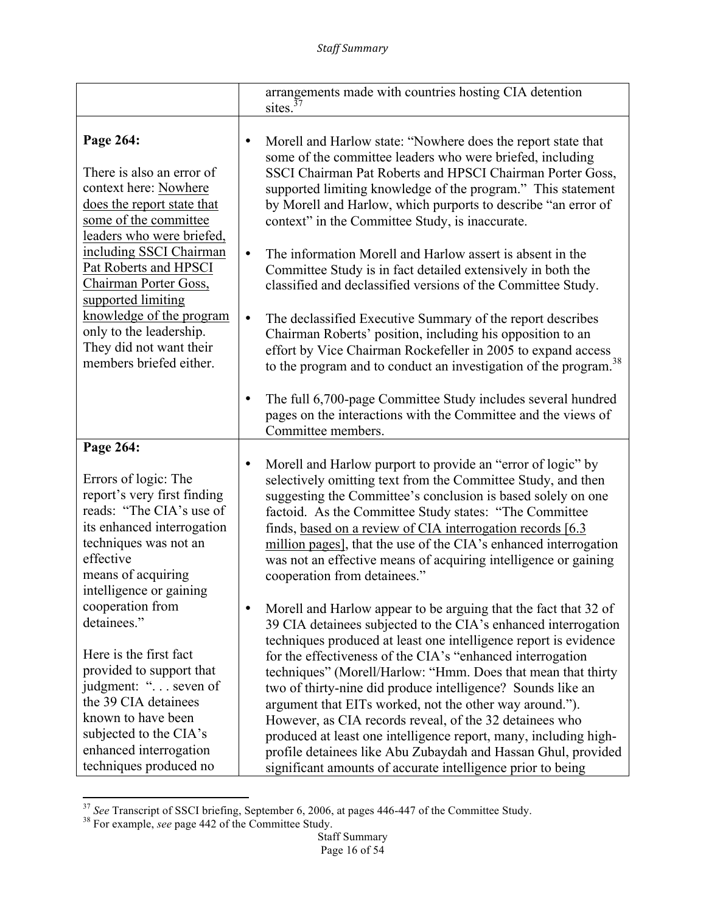| | |
|---|---|
| | arrangements made with countries hosting CIA detention sites.[37] |
| **Page 264:**<br><br>There is also an error of context here: <u>Nowhere does the report state that some of the committee leaders who were briefed, including SSCI Chairman Pat Roberts and HPSCI Chairman Porter Goss, supported limiting knowledge of the program</u> only to the leadership. They did not want their members briefed either. | • Morell and Harlow state: "Nowhere does the report state that some of the committee leaders who were briefed, including SSCI Chairman Pat Roberts and HPSCI Chairman Porter Goss, supported limiting knowledge of the program." This statement by Morell and Harlow, which purports to describe "an error of context" in the Committee Study, is inaccurate.<br><br>• The information Morell and Harlow assert is absent in the Committee Study is in fact detailed extensively in both the classified and declassified versions of the Committee Study.<br><br>• The declassified Executive Summary of the report describes Chairman Roberts' position, including his opposition to an effort by Vice Chairman Rockefeller in 2005 to expand access to the program and to conduct an investigation of the program.[38]<br><br>• The full 6,700-page Committee Study includes several hundred pages on the interactions with the Committee and the views of Committee members. |
| **Page 264:**<br><br>Errors of logic: The report's very first finding reads: "The CIA's use of its enhanced interrogation techniques was not an effective means of acquiring intelligence or gaining cooperation from detainees."<br><br>Here is the first fact provided to support that judgment: ". . . seven of the 39 CIA detainees known to have been subjected to the CIA's enhanced interrogation techniques produced no | • Morell and Harlow purport to provide an "error of logic" by selectively omitting text from the Committee Study, and then suggesting the Committee's conclusion is based solely on one factoid. As the Committee Study states: "The Committee finds, <u>based on a review of CIA interrogation records [6.3 million pages]</u>, that the use of the CIA's enhanced interrogation was not an effective means of acquiring intelligence or gaining cooperation from detainees."<br><br>• Morell and Harlow appear to be arguing that the fact that 32 of 39 CIA detainees subjected to the CIA's enhanced interrogation techniques produced at least one intelligence report is evidence for the effectiveness of the CIA's "enhanced interrogation techniques" (Morell/Harlow: "Hmm. Does that mean that thirty two of thirty-nine did produce intelligence? Sounds like an argument that EITs worked, not the other way around."). However, as CIA records reveal, of the 32 detainees who produced at least one intelligence report, many, including high-profile detainees like Abu Zubaydah and Hassan Ghul, provided significant amounts of accurate intelligence prior to being |

[37] *See* Transcript of SSCI briefing, September 6, 2006, at pages 446-447 of the Committee Study.

[38] For example, *see* page 442 of the Committee Study.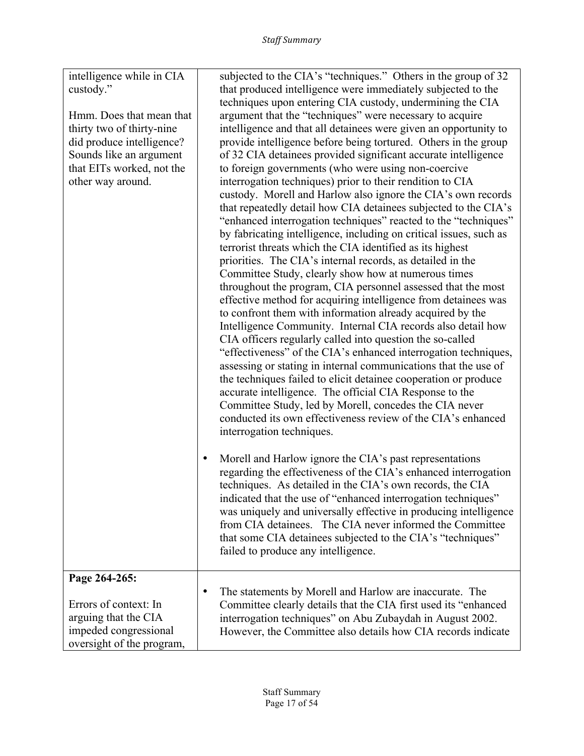| | |
|---|---|
| intelligence while in CIA custody."<br><br>Hmm. Does that mean that thirty two of thirty-nine did produce intelligence? Sounds like an argument that EITs worked, not the other way around. | subjected to the CIA's "techniques." Others in the group of 32 that produced intelligence were immediately subjected to the techniques upon entering CIA custody, undermining the CIA argument that the "techniques" were necessary to acquire intelligence and that all detainees were given an opportunity to provide intelligence before being tortured. Others in the group of 32 CIA detainees provided significant accurate intelligence to foreign governments (who were using non-coercive interrogation techniques) prior to their rendition to CIA custody. Morell and Harlow also ignore the CIA's own records that repeatedly detail how CIA detainees subjected to the CIA's "enhanced interrogation techniques" reacted to the "techniques" by fabricating intelligence, including on critical issues, such as terrorist threats which the CIA identified as its highest priorities. The CIA's internal records, as detailed in the Committee Study, clearly show how at numerous times throughout the program, CIA personnel assessed that the most effective method for acquiring intelligence from detainees was to confront them with information already acquired by the Intelligence Community. Internal CIA records also detail how CIA officers regularly called into question the so-called "effectiveness" of the CIA's enhanced interrogation techniques, assessing or stating in internal communications that the use of the techniques failed to elicit detainee cooperation or produce accurate intelligence. The official CIA Response to the Committee Study, led by Morell, concedes the CIA never conducted its own effectiveness review of the CIA's enhanced interrogation techniques.<br><br>• Morell and Harlow ignore the CIA's past representations regarding the effectiveness of the CIA's enhanced interrogation techniques. As detailed in the CIA's own records, the CIA indicated that the use of "enhanced interrogation techniques" was uniquely and universally effective in producing intelligence from CIA detainees. The CIA never informed the Committee that some CIA detainees subjected to the CIA's "techniques" failed to produce any intelligence. |
| **Page 264-265:**<br><br>Errors of context: In arguing that the CIA impeded congressional oversight of the program, | • The statements by Morell and Harlow are inaccurate. The Committee clearly details that the CIA first used its "enhanced interrogation techniques" on Abu Zubaydah in August 2002. However, the Committee also details how CIA records indicate |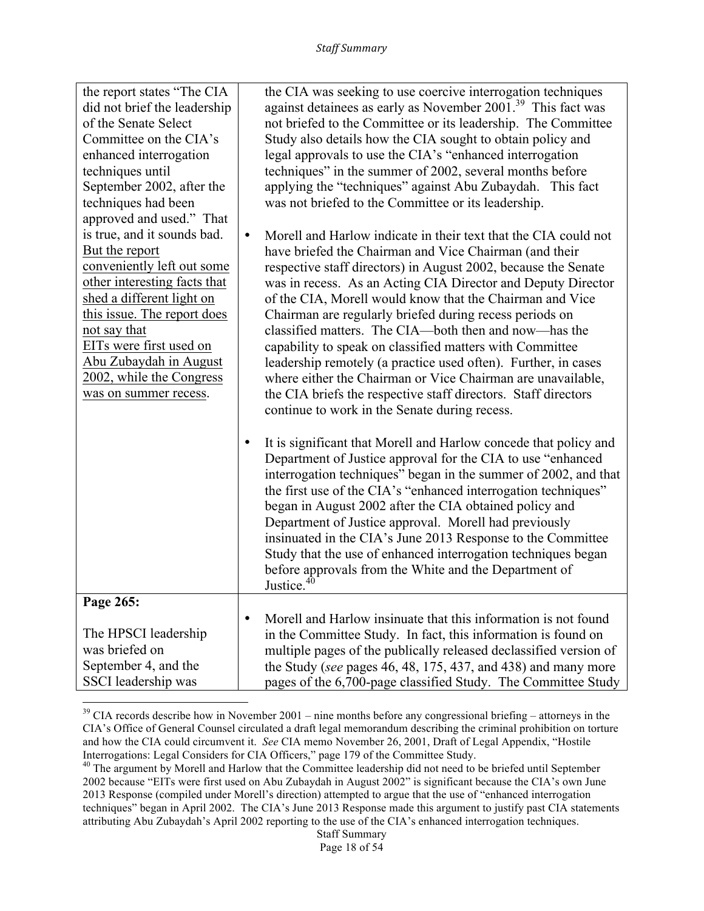| | |
|---|---|
| the report states "The CIA did not brief the leadership of the Senate Select Committee on the CIA's enhanced interrogation techniques until September 2002, after the techniques had been approved and used." That is true, and it sounds bad. <u>But the report conveniently left out some other interesting facts that shed a different light on this issue. The report does not say that EITs were first used on Abu Zubaydah in August 2002, while the Congress was on summer recess</u>. | the CIA was seeking to use coercive interrogation techniques against detainees as early as November 2001.[39] This fact was not briefed to the Committee or its leadership. The Committee Study also details how the CIA sought to obtain policy and legal approvals to use the CIA's "enhanced interrogation techniques" in the summer of 2002, several months before applying the "techniques" against Abu Zubaydah. This fact was not briefed to the Committee or its leadership.<br><br>• Morell and Harlow indicate in their text that the CIA could not have briefed the Chairman and Vice Chairman (and their respective staff directors) in August 2002, because the Senate was in recess. As an Acting CIA Director and Deputy Director of the CIA, Morell would know that the Chairman and Vice Chairman are regularly briefed during recess periods on classified matters. The CIA—both then and now—has the capability to speak on classified matters with Committee leadership remotely (a practice used often). Further, in cases where either the Chairman or Vice Chairman are unavailable, the CIA briefs the respective staff directors. Staff directors continue to work in the Senate during recess.<br><br>• It is significant that Morell and Harlow concede that policy and Department of Justice approval for the CIA to use "enhanced interrogation techniques" began in the summer of 2002, and that the first use of the CIA's "enhanced interrogation techniques" began in August 2002 after the CIA obtained policy and Department of Justice approval. Morell had previously insinuated in the CIA's June 2013 Response to the Committee Study that the use of enhanced interrogation techniques began before approvals from the White and the Department of Justice.[40] |
| **Page 265:**<br><br>The HPSCI leadership was briefed on September 4, and the SSCI leadership was | • Morell and Harlow insinuate that this information is not found in the Committee Study. In fact, this information is found on multiple pages of the publically released declassified version of the Study (*see* pages 46, 48, 175, 437, and 438) and many more pages of the 6,700-page classified Study. The Committee Study |

[39] CIA records describe how in November 2001 – nine months before any congressional briefing – attorneys in the CIA's Office of General Counsel circulated a draft legal memorandum describing the criminal prohibition on torture and how the CIA could circumvent it. *See* CIA memo November 26, 2001, Draft of Legal Appendix, "Hostile Interrogations: Legal Considers for CIA Officers," page 179 of the Committee Study.

[40] The argument by Morell and Harlow that the Committee leadership did not need to be briefed until September 2002 because "EITs were first used on Abu Zubaydah in August 2002" is significant because the CIA's own June 2013 Response (compiled under Morell's direction) attempted to argue that the use of "enhanced interrogation techniques" began in April 2002. The CIA's June 2013 Response made this argument to justify past CIA statements attributing Abu Zubaydah's April 2002 reporting to the use of the CIA's enhanced interrogation techniques.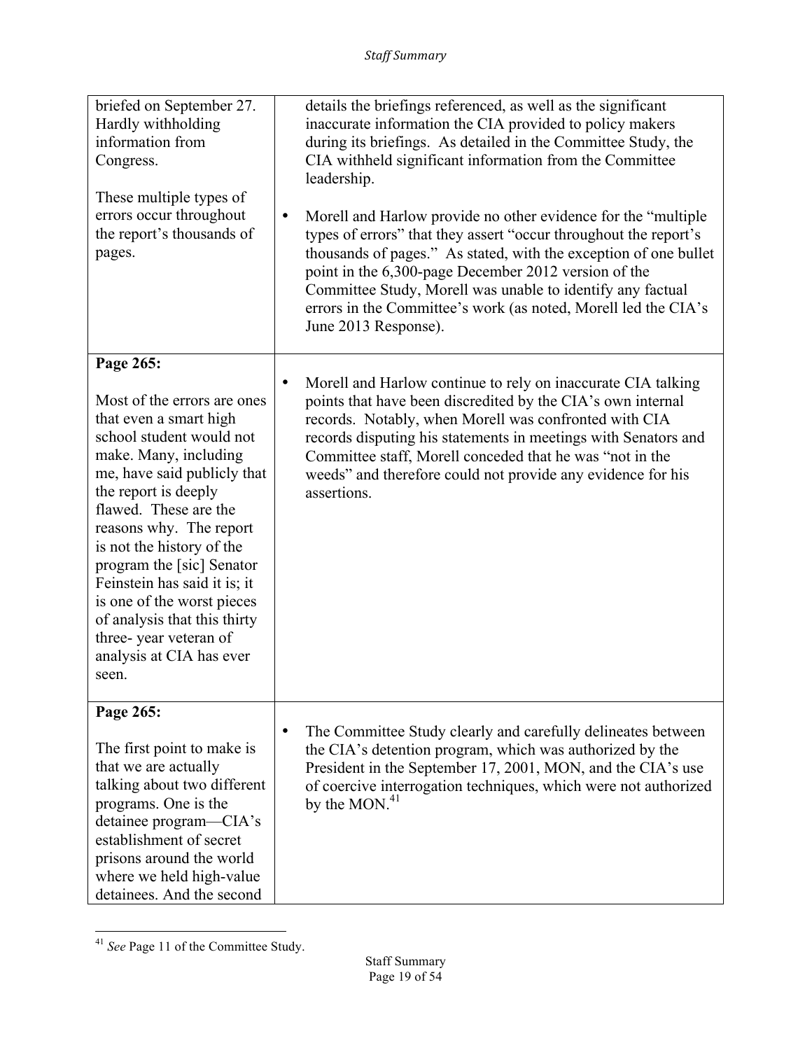| | |
|---|---|
| briefed on September 27. Hardly withholding information from Congress.<br><br>These multiple types of errors occur throughout the report's thousands of pages. | details the briefings referenced, as well as the significant inaccurate information the CIA provided to policy makers during its briefings. As detailed in the Committee Study, the CIA withheld significant information from the Committee leadership.<br><br>• Morell and Harlow provide no other evidence for the "multiple types of errors" that they assert "occur throughout the report's thousands of pages." As stated, with the exception of one bullet point in the 6,300-page December 2012 version of the Committee Study, Morell was unable to identify any factual errors in the Committee's work (as noted, Morell led the CIA's June 2013 Response). |
| **Page 265:**<br><br>Most of the errors are ones that even a smart high school student would not make. Many, including me, have said publicly that the report is deeply flawed. These are the reasons why. The report is not the history of the program the [sic] Senator Feinstein has said it is; it is one of the worst pieces of analysis that this thirty three- year veteran of analysis at CIA has ever seen. | • Morell and Harlow continue to rely on inaccurate CIA talking points that have been discredited by the CIA's own internal records. Notably, when Morell was confronted with CIA records disputing his statements in meetings with Senators and Committee staff, Morell conceded that he was "not in the weeds" and therefore could not provide any evidence for his assertions. |
| **Page 265:**<br><br>The first point to make is that we are actually talking about two different programs. One is the detainee program—CIA's establishment of secret prisons around the world where we held high-value detainees. And the second | • The Committee Study clearly and carefully delineates between the CIA's detention program, which was authorized by the President in the September 17, 2001, MON, and the CIA's use of coercive interrogation techniques, which were not authorized by the MON.[41] |

[41] *See* Page 11 of the Committee Study.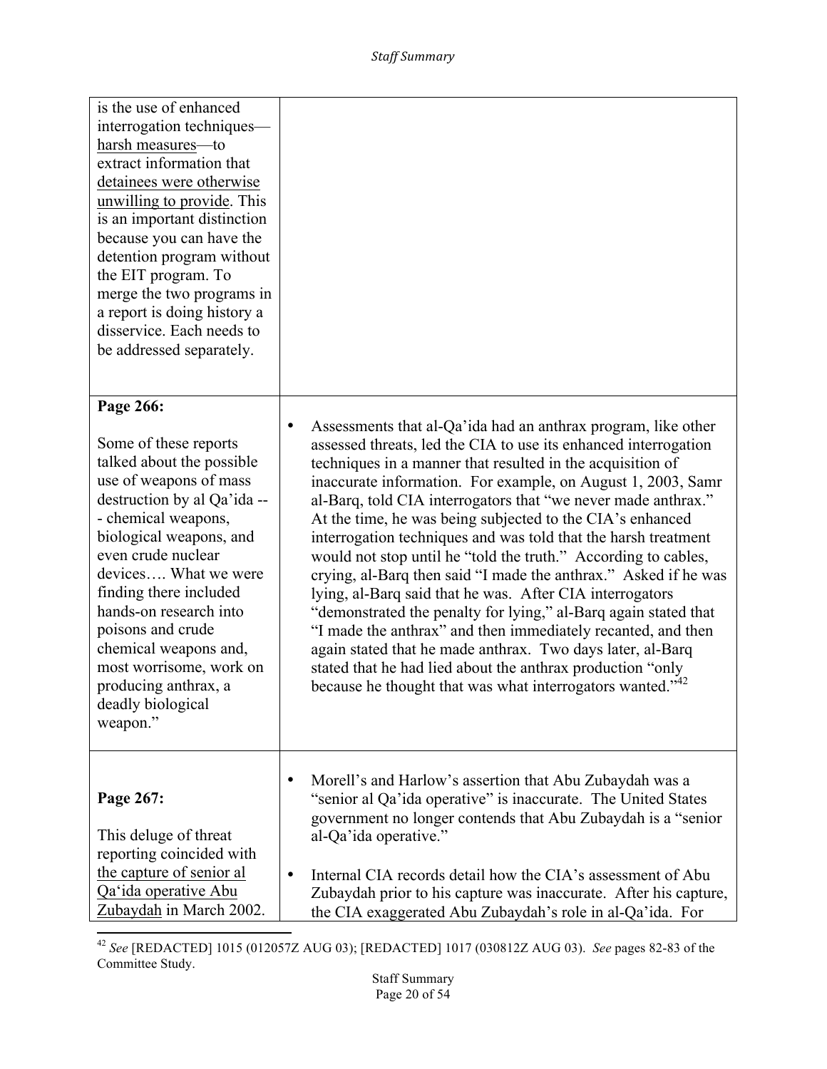| | |
|---|---|
| is the use of enhanced interrogation techniques—<u>harsh measures</u>—to extract information that <u>detainees were otherwise unwilling to provide</u>. This is an important distinction because you can have the detention program without the EIT program. To merge the two programs in a report is doing history a disservice. Each needs to be addressed separately. | |
| **Page 266:**<br><br>Some of these reports talked about the possible use of weapons of mass destruction by al Qa'ida -- - chemical weapons, biological weapons, and even crude nuclear devices…. What we were finding there included hands-on research into poisons and crude chemical weapons and, most worrisome, work on producing anthrax, a deadly biological weapon." | • Assessments that al-Qa'ida had an anthrax program, like other assessed threats, led the CIA to use its enhanced interrogation techniques in a manner that resulted in the acquisition of inaccurate information. For example, on August 1, 2003, Samr al-Barq, told CIA interrogators that "we never made anthrax." At the time, he was being subjected to the CIA's enhanced interrogation techniques and was told that the harsh treatment would not stop until he "told the truth." According to cables, crying, al-Barq then said "I made the anthrax." Asked if he was lying, al-Barq said that he was. After CIA interrogators "demonstrated the penalty for lying," al-Barq again stated that "I made the anthrax" and then immediately recanted, and then again stated that he made anthrax. Two days later, al-Barq stated that he had lied about the anthrax production "only because he thought that was what interrogators wanted."[42] |
| **Page 267:**<br><br>This deluge of threat reporting coincided with <u>the capture of senior al Qa'ida operative Abu Zubaydah</u> in March 2002. | • Morell's and Harlow's assertion that Abu Zubaydah was a "senior al Qa'ida operative" is inaccurate. The United States government no longer contends that Abu Zubaydah is a "senior al-Qa'ida operative."<br><br>• Internal CIA records detail how the CIA's assessment of Abu Zubaydah prior to his capture was inaccurate. After his capture, the CIA exaggerated Abu Zubaydah's role in al-Qa'ida. For |

[42] *See* [REDACTED] 1015 (012057Z AUG 03); [REDACTED] 1017 (030812Z AUG 03). *See* pages 82-83 of the Committee Study.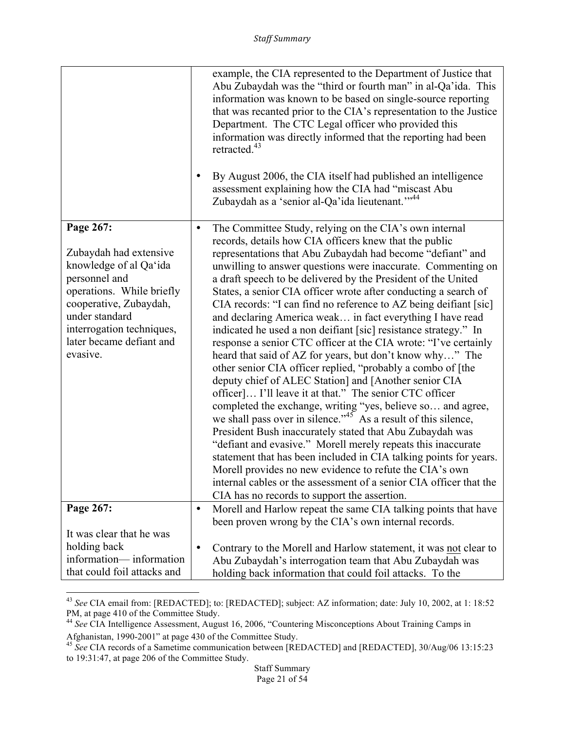| | |
|---|---|
| | example, the CIA represented to the Department of Justice that Abu Zubaydah was the "third or fourth man" in al-Qa'ida. This information was known to be based on single-source reporting that was recanted prior to the CIA's representation to the Justice Department. The CTC Legal officer who provided this information was directly informed that the reporting had been retracted.[43]<br><br>• By August 2006, the CIA itself had published an intelligence assessment explaining how the CIA had "miscast Abu Zubaydah as a 'senior al-Qa'ida lieutenant.'"[44] |
| **Page 267:**<br><br>Zubaydah had extensive knowledge of al Qa'ida personnel and operations. While briefly cooperative, Zubaydah, under standard interrogation techniques, later became defiant and evasive. | • The Committee Study, relying on the CIA's own internal records, details how CIA officers knew that the public representations that Abu Zubaydah had become "defiant" and unwilling to answer questions were inaccurate. Commenting on a draft speech to be delivered by the President of the United States, a senior CIA officer wrote after conducting a search of CIA records: "I can find no reference to AZ being deifiant [sic] and declaring America weak… in fact everything I have read indicated he used a non deifiant [sic] resistance strategy." In response a senior CTC officer at the CIA wrote: "I've certainly heard that said of AZ for years, but don't know why…" The other senior CIA officer replied, "probably a combo of [the deputy chief of ALEC Station] and [Another senior CIA officer]… I'll leave it at that." The senior CTC officer completed the exchange, writing "yes, believe so… and agree, we shall pass over in silence."[45] As a result of this silence, President Bush inaccurately stated that Abu Zubaydah was "defiant and evasive." Morell merely repeats this inaccurate statement that has been included in CIA talking points for years. Morell provides no new evidence to refute the CIA's own internal cables or the assessment of a senior CIA officer that the CIA has no records to support the assertion. |
| **Page 267:**<br><br>It was clear that he was holding back information— information that could foil attacks and | • Morell and Harlow repeat the same CIA talking points that have been proven wrong by the CIA's own internal records.<br><br>• Contrary to the Morell and Harlow statement, it was <u>not</u> clear to Abu Zubaydah's interrogation team that Abu Zubaydah was holding back information that could foil attacks. To the |

---

[43] *See* CIA email from: [REDACTED]; to: [REDACTED]; subject: AZ information; date: July 10, 2002, at 1: 18:52 PM, at page 410 of the Committee Study.

[44] *See* CIA Intelligence Assessment, August 16, 2006, "Countering Misconceptions About Training Camps in Afghanistan, 1990-2001" at page 430 of the Committee Study.

[45] *See* CIA records of a Sametime communication between [REDACTED] and [REDACTED], 30/Aug/06 13:15:23 to 19:31:47, at page 206 of the Committee Study.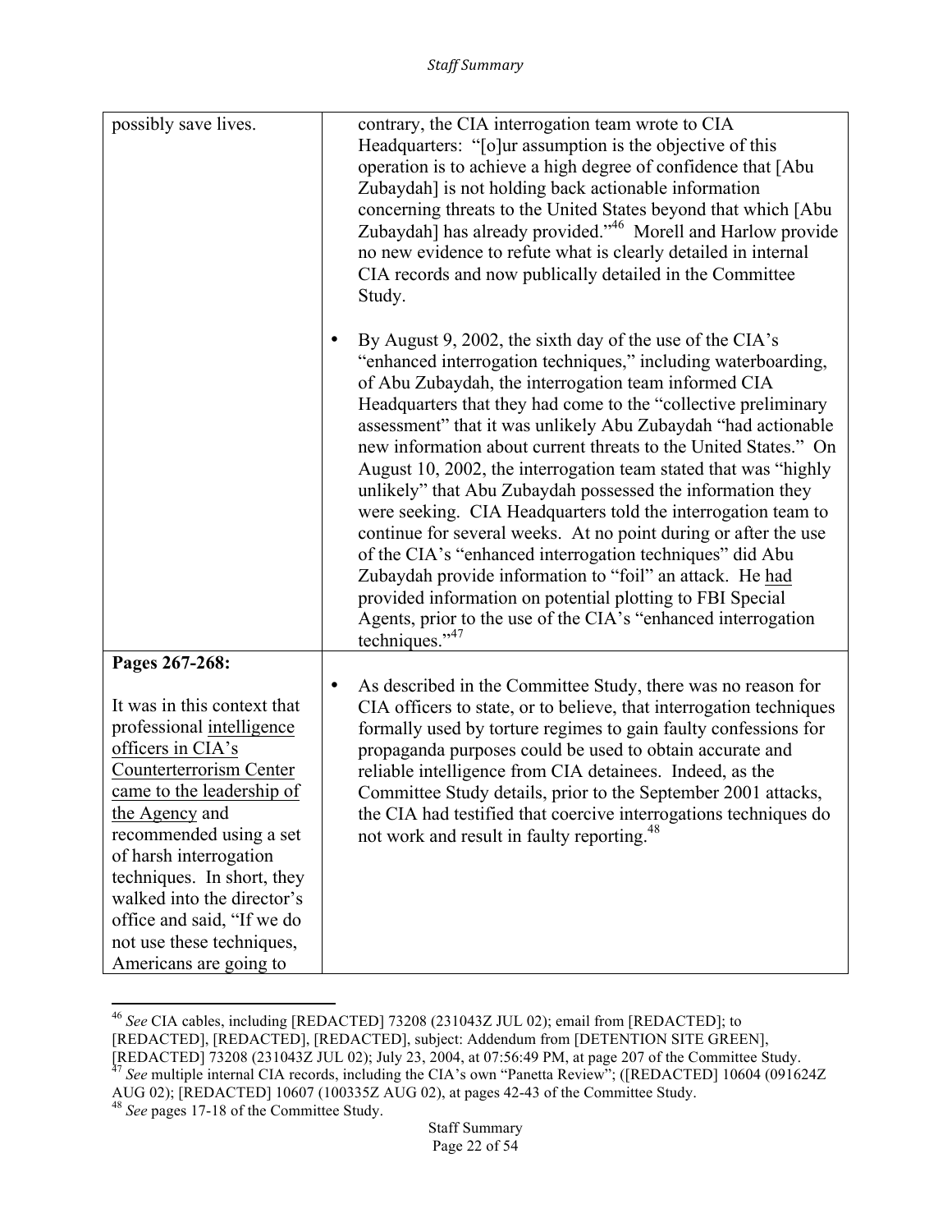| | |
|---|---|
| possibly save lives. | contrary, the CIA interrogation team wrote to CIA Headquarters: "[o]ur assumption is the objective of this operation is to achieve a high degree of confidence that [Abu Zubaydah] is not holding back actionable information concerning threats to the United States beyond that which [Abu Zubaydah] has already provided."[46] Morell and Harlow provide no new evidence to refute what is clearly detailed in internal CIA records and now publically detailed in the Committee Study.<br><br>• By August 9, 2002, the sixth day of the use of the CIA's "enhanced interrogation techniques," including waterboarding, of Abu Zubaydah, the interrogation team informed CIA Headquarters that they had come to the "collective preliminary assessment" that it was unlikely Abu Zubaydah "had actionable new information about current threats to the United States." On August 10, 2002, the interrogation team stated that was "highly unlikely" that Abu Zubaydah possessed the information they were seeking. CIA Headquarters told the interrogation team to continue for several weeks. At no point during or after the use of the CIA's "enhanced interrogation techniques" did Abu Zubaydah provide information to "foil" an attack. He <u>had</u> provided information on potential plotting to FBI Special Agents, prior to the use of the CIA's "enhanced interrogation techniques."[47] |
| **Pages 267-268:**<br><br>It was in this context that professional <u>intelligence officers in CIA's Counterterrorism Center came to the leadership of the Agency</u> and recommended using a set of harsh interrogation techniques. In short, they walked into the director's office and said, "If we do not use these techniques, Americans are going to | • As described in the Committee Study, there was no reason for CIA officers to state, or to believe, that interrogation techniques formally used by torture regimes to gain faulty confessions for propaganda purposes could be used to obtain accurate and reliable intelligence from CIA detainees. Indeed, as the Committee Study details, prior to the September 2001 attacks, the CIA had testified that coercive interrogations techniques do not work and result in faulty reporting.[48] |

[46] *See* CIA cables, including [REDACTED] 73208 (231043Z JUL 02); email from [REDACTED]; to [REDACTED], [REDACTED], [REDACTED], subject: Addendum from [DETENTION SITE GREEN], [REDACTED] 73208 (231043Z JUL 02); July 23, 2004, at 07:56:49 PM, at page 207 of the Committee Study.

[47] *See* multiple internal CIA records, including the CIA's own "Panetta Review"; ([REDACTED] 10604 (091624Z AUG 02); [REDACTED] 10607 (100335Z AUG 02), at pages 42-43 of the Committee Study.

[48] *See* pages 17-18 of the Committee Study.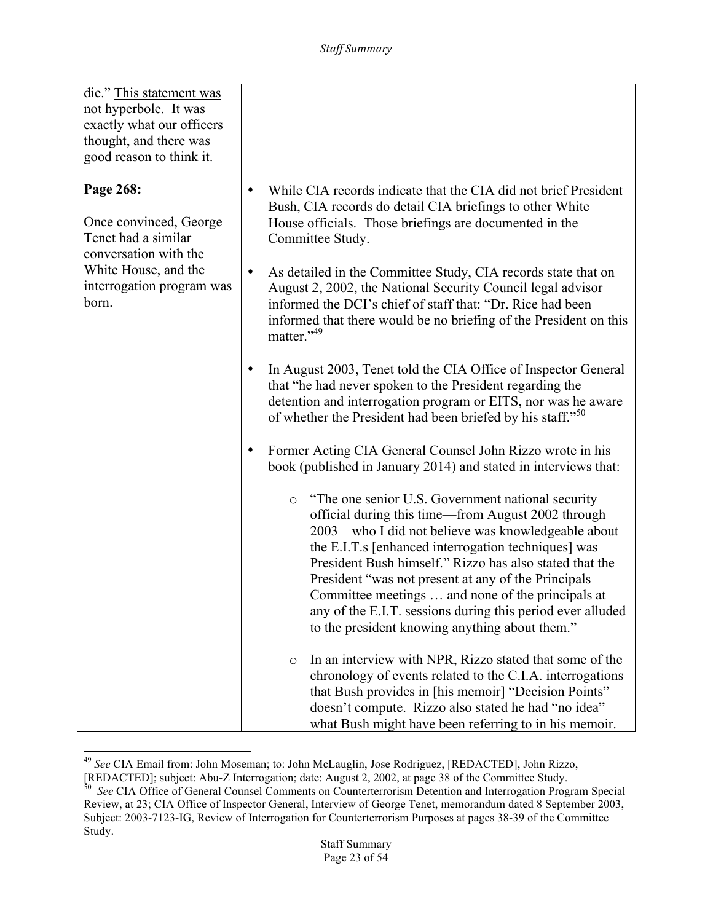| | |
|---|---|
| die." <u>This statement was not hyperbole.</u> It was exactly what our officers thought, and there was good reason to think it. | |
| **Page 268:**<br><br>Once convinced, George Tenet had a similar conversation with the White House, and the interrogation program was born. | • While CIA records indicate that the CIA did not brief President Bush, CIA records do detail CIA briefings to other White House officials. Those briefings are documented in the Committee Study.<br><br>• As detailed in the Committee Study, CIA records state that on August 2, 2002, the National Security Council legal advisor informed the DCI's chief of staff that: "Dr. Rice had been informed that there would be no briefing of the President on this matter."[49]<br><br>• In August 2003, Tenet told the CIA Office of Inspector General that "he had never spoken to the President regarding the detention and interrogation program or EITS, nor was he aware of whether the President had been briefed by his staff."[50]<br><br>• Former Acting CIA General Counsel John Rizzo wrote in his book (published in January 2014) and stated in interviews that:<br><br>  ○ "The one senior U.S. Government national security official during this time—from August 2002 through 2003—who I did not believe was knowledgeable about the E.I.T.s [enhanced interrogation techniques] was President Bush himself." Rizzo has also stated that the President "was not present at any of the Principals Committee meetings … and none of the principals at any of the E.I.T. sessions during this period ever alluded to the president knowing anything about them."<br><br>  ○ In an interview with NPR, Rizzo stated that some of the chronology of events related to the C.I.A. interrogations that Bush provides in [his memoir] "Decision Points" doesn't compute. Rizzo also stated he had "no idea" what Bush might have been referring to in his memoir. |

[49] *See* CIA Email from: John Moseman; to: John McLaughlin, Jose Rodriguez, [REDACTED], John Rizzo, [REDACTED]; subject: Abu-Z Interrogation; date: August 2, 2002, at page 38 of the Committee Study.

[50] *See* CIA Office of General Counsel Comments on Counterterrorism Detention and Interrogation Program Special Review, at 23; CIA Office of Inspector General, Interview of George Tenet, memorandum dated 8 September 2003, Subject: 2003-7123-IG, Review of Interrogation for Counterterrorism Purposes at pages 38-39 of the Committee Study.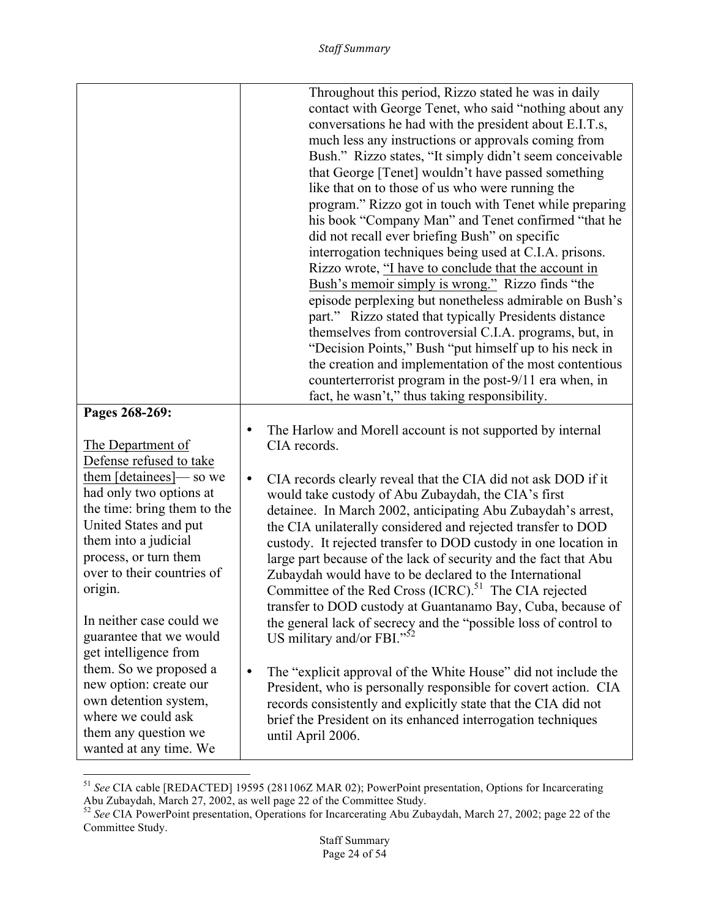| | |
|---|---|
| | Throughout this period, Rizzo stated he was in daily contact with George Tenet, who said "nothing about any conversations he had with the president about E.I.T.s, much less any instructions or approvals coming from Bush." Rizzo states, "It simply didn't seem conceivable that George [Tenet] wouldn't have passed something like that on to those of us who were running the program." Rizzo got in touch with Tenet while preparing his book "Company Man" and Tenet confirmed "that he did not recall ever briefing Bush" on specific interrogation techniques being used at C.I.A. prisons. Rizzo wrote, <u>"I have to conclude that the account in Bush's memoir simply is wrong."</u> Rizzo finds "the episode perplexing but nonetheless admirable on Bush's part." Rizzo stated that typically Presidents distance themselves from controversial C.I.A. programs, but, in "Decision Points," Bush "put himself up to his neck in the creation and implementation of the most contentious counterterrorist program in the post-9/11 era when, in fact, he wasn't," thus taking responsibility. |
| **Pages 268-269:**<br><br><u>The Department of Defense refused to take them [detainees]</u>— so we had only two options at the time: bring them to the United States and put them into a judicial process, or turn them over to their countries of origin.<br><br>In neither case could we guarantee that we would get intelligence from them. So we proposed a new option: create our own detention system, where we could ask them any question we wanted at any time. We | • The Harlow and Morell account is not supported by internal CIA records.<br><br>• CIA records clearly reveal that the CIA did not ask DOD if it would take custody of Abu Zubaydah, the CIA's first detainee. In March 2002, anticipating Abu Zubaydah's arrest, the CIA unilaterally considered and rejected transfer to DOD custody. It rejected transfer to DOD custody in one location in large part because of the lack of security and the fact that Abu Zubaydah would have to be declared to the International Committee of the Red Cross (ICRC).[51] The CIA rejected transfer to DOD custody at Guantanamo Bay, Cuba, because of the general lack of secrecy and the "possible loss of control to US military and/or FBI."[52]<br><br>• The "explicit approval of the White House" did not include the President, who is personally responsible for covert action. CIA records consistently and explicitly state that the CIA did not brief the President on its enhanced interrogation techniques until April 2006. |

[51] *See* CIA cable [REDACTED] 19595 (281106Z MAR 02); PowerPoint presentation, Options for Incarcerating Abu Zubaydah, March 27, 2002, as well page 22 of the Committee Study.

[52] *See* CIA PowerPoint presentation, Operations for Incarcerating Abu Zubaydah, March 27, 2002; page 22 of the Committee Study.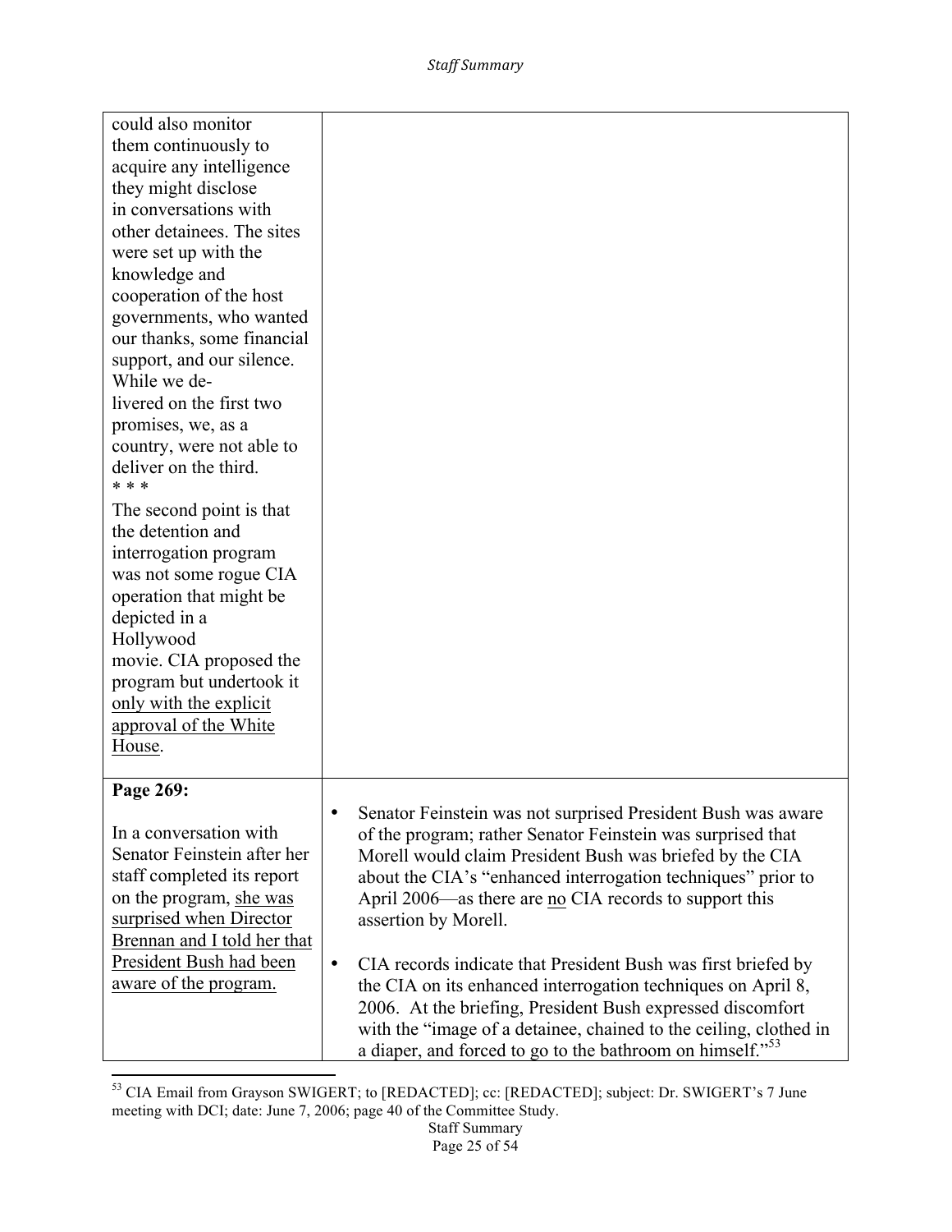| | |
|---|---|
| could also monitor them continuously to acquire any intelligence they might disclose in conversations with other detainees. The sites were set up with the knowledge and cooperation of the host governments, who wanted our thanks, some financial support, and our silence. While we delivered on the first two promises, we, as a country, were not able to deliver on the third.<br>* * *<br>The second point is that the detention and interrogation program was not some rogue CIA operation that might be depicted in a Hollywood movie. CIA proposed the program but undertook it <u>only with the explicit approval of the White House</u>. | |
| **Page 269:**<br><br>In a conversation with Senator Feinstein after her staff completed its report on the program, <u>she was surprised when Director Brennan and I told her that President Bush had been aware of the program.</u> | • Senator Feinstein was not surprised President Bush was aware of the program; rather Senator Feinstein was surprised that Morell would claim President Bush was briefed by the CIA about the CIA's "enhanced interrogation techniques" prior to April 2006—as there are <u>no</u> CIA records to support this assertion by Morell.<br><br>• CIA records indicate that President Bush was first briefed by the CIA on its enhanced interrogation techniques on April 8, 2006. At the briefing, President Bush expressed discomfort with the "image of a detainee, chained to the ceiling, clothed in a diaper, and forced to go to the bathroom on himself."[53] |

[53] CIA Email from Grayson SWIGERT; to [REDACTED]; cc: [REDACTED]; subject: Dr. SWIGERT's 7 June meeting with DCI; date: June 7, 2006; page 40 of the Committee Study.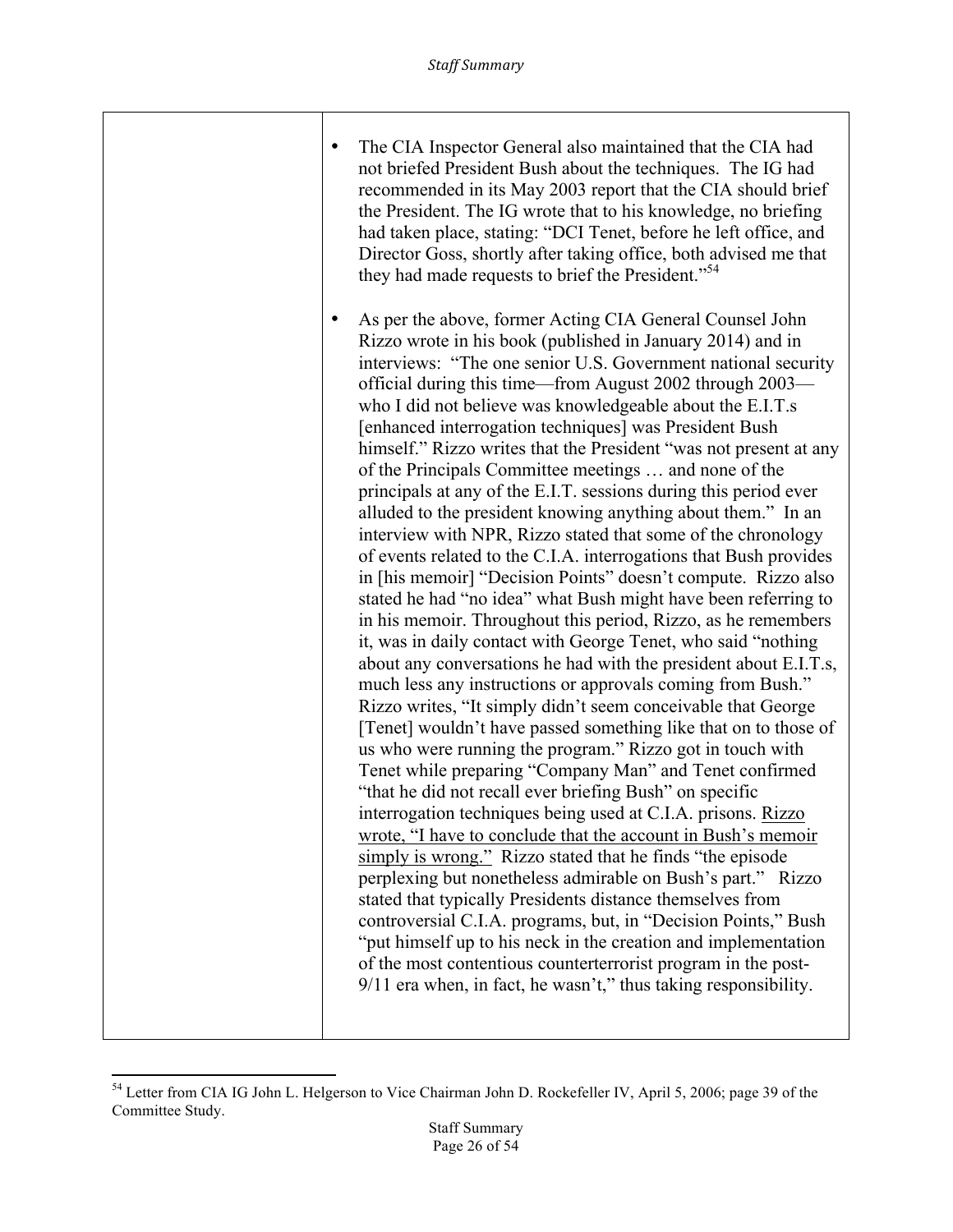| | • The CIA Inspector General also maintained that the CIA had not briefed President Bush about the techniques. The IG had recommended in its May 2003 report that the CIA should brief the President. The IG wrote that to his knowledge, no briefing had taken place, stating: "DCI Tenet, before he left office, and Director Goss, shortly after taking office, both advised me that they had made requests to brief the President."[54]<br><br>• As per the above, former Acting CIA General Counsel John Rizzo wrote in his book (published in January 2014) and in interviews: "The one senior U.S. Government national security official during this time—from August 2002 through 2003—who I did not believe was knowledgeable about the E.I.T.s [enhanced interrogation techniques] was President Bush himself." Rizzo writes that the President "was not present at any of the Principals Committee meetings … and none of the principals at any of the E.I.T. sessions during this period ever alluded to the president knowing anything about them." In an interview with NPR, Rizzo stated that some of the chronology of events related to the C.I.A. interrogations that Bush provides in [his memoir] "Decision Points" doesn't compute. Rizzo also stated he had "no idea" what Bush might have been referring to in his memoir. Throughout this period, Rizzo, as he remembers it, was in daily contact with George Tenet, who said "nothing about any conversations he had with the president about E.I.T.s, much less any instructions or approvals coming from Bush." Rizzo writes, "It simply didn't seem conceivable that George [Tenet] wouldn't have passed something like that on to those of us who were running the program." Rizzo got in touch with Tenet while preparing "Company Man" and Tenet confirmed "that he did not recall ever briefing Bush" on specific interrogation techniques being used at C.I.A. prisons. <u>Rizzo wrote, "I have to conclude that the account in Bush's memoir simply is wrong."</u> Rizzo stated that he finds "the episode perplexing but nonetheless admirable on Bush's part." Rizzo stated that typically Presidents distance themselves from controversial C.I.A. programs, but, in "Decision Points," Bush "put himself up to his neck in the creation and implementation of the most contentious counterterrorist program in the post-9/11 era when, in fact, he wasn't," thus taking responsibility. |
|---|---|

[54] Letter from CIA IG John L. Helgerson to Vice Chairman John D. Rockefeller IV, April 5, 2006; page 39 of the Committee Study.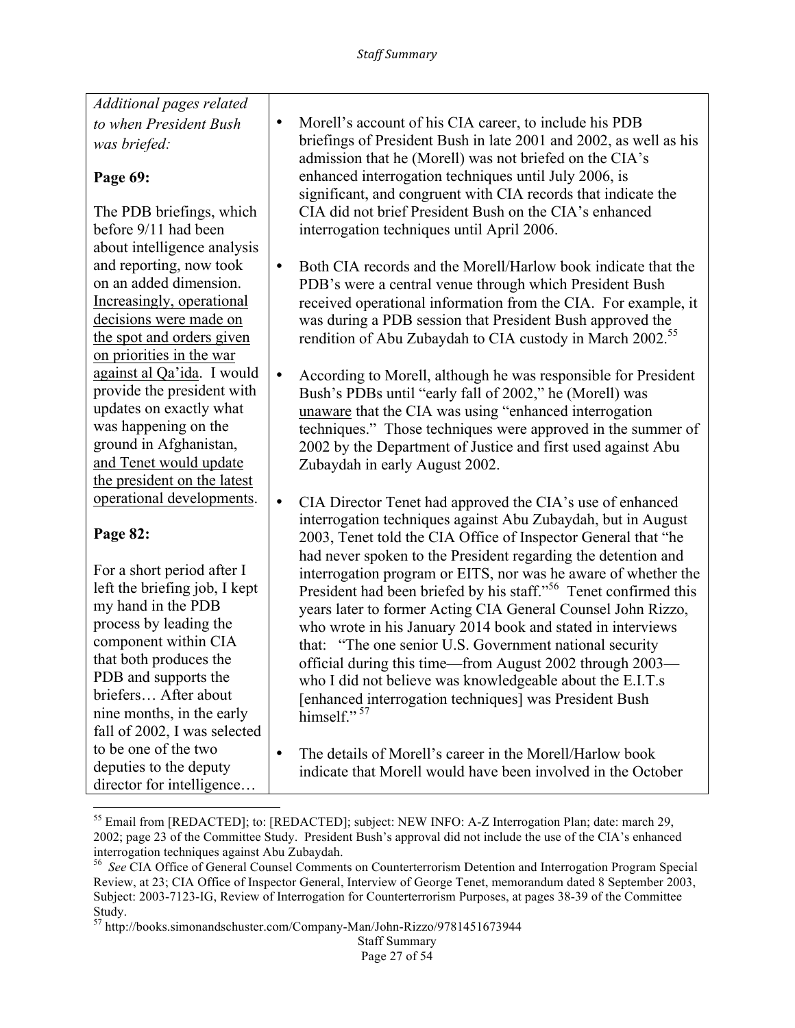| *Additional pages related to when President Bush was briefed:*<br><br>**Page 69:**<br><br>The PDB briefings, which before 9/11 had been about intelligence analysis and reporting, now took on an added dimension. <u>Increasingly, operational decisions were made on the spot and orders given on priorities in the war against al Qa'ida</u>. I would provide the president with updates on exactly what was happening on the ground in Afghanistan, <u>and Tenet would update the president on the latest operational developments</u>.<br><br>**Page 82:**<br><br>For a short period after I left the briefing job, I kept my hand in the PDB process by leading the component within CIA that both produces the PDB and supports the briefers… After about nine months, in the early fall of 2002, I was selected to be one of the two deputies to the deputy director for intelligence… | • Morell's account of his CIA career, to include his PDB briefings of President Bush in late 2001 and 2002, as well as his admission that he (Morell) was not briefed on the CIA's enhanced interrogation techniques until July 2006, is significant, and congruent with CIA records that indicate the CIA did not brief President Bush on the CIA's enhanced interrogation techniques until April 2006.<br><br>• Both CIA records and the Morell/Harlow book indicate that the PDB's were a central venue through which President Bush received operational information from the CIA. For example, it was during a PDB session that President Bush approved the rendition of Abu Zubaydah to CIA custody in March 2002.[55]<br><br>• According to Morell, although he was responsible for President Bush's PDBs until "early fall of 2002," he (Morell) was <u>unaware</u> that the CIA was using "enhanced interrogation techniques." Those techniques were approved in the summer of 2002 by the Department of Justice and first used against Abu Zubaydah in early August 2002.<br><br>• CIA Director Tenet had approved the CIA's use of enhanced interrogation techniques against Abu Zubaydah, but in August 2003, Tenet told the CIA Office of Inspector General that "he had never spoken to the President regarding the detention and interrogation program or EITS, nor was he aware of whether the President had been briefed by his staff."[56] Tenet confirmed this years later to former Acting CIA General Counsel John Rizzo, who wrote in his January 2014 book and stated in interviews that: "The one senior U.S. Government national security official during this time—from August 2002 through 2003—who I did not believe was knowledgeable about the E.I.T.s [enhanced interrogation techniques] was President Bush himself." [57]<br><br>• The details of Morell's career in the Morell/Harlow book indicate that Morell would have been involved in the October |
|---|---|

---

[55] Email from [REDACTED]; to: [REDACTED]; subject: NEW INFO: A-Z Interrogation Plan; date: march 29, 2002; page 23 of the Committee Study. President Bush's approval did not include the use of the CIA's enhanced interrogation techniques against Abu Zubaydah.

[56] *See* CIA Office of General Counsel Comments on Counterterrorism Detention and Interrogation Program Special Review, at 23; CIA Office of Inspector General, Interview of George Tenet, memorandum dated 8 September 2003, Subject: 2003-7123-IG, Review of Interrogation for Counterterrorism Purposes, at pages 38-39 of the Committee Study.

[57] http://books.simonandschuster.com/Company-Man/John-Rizzo/9781451673944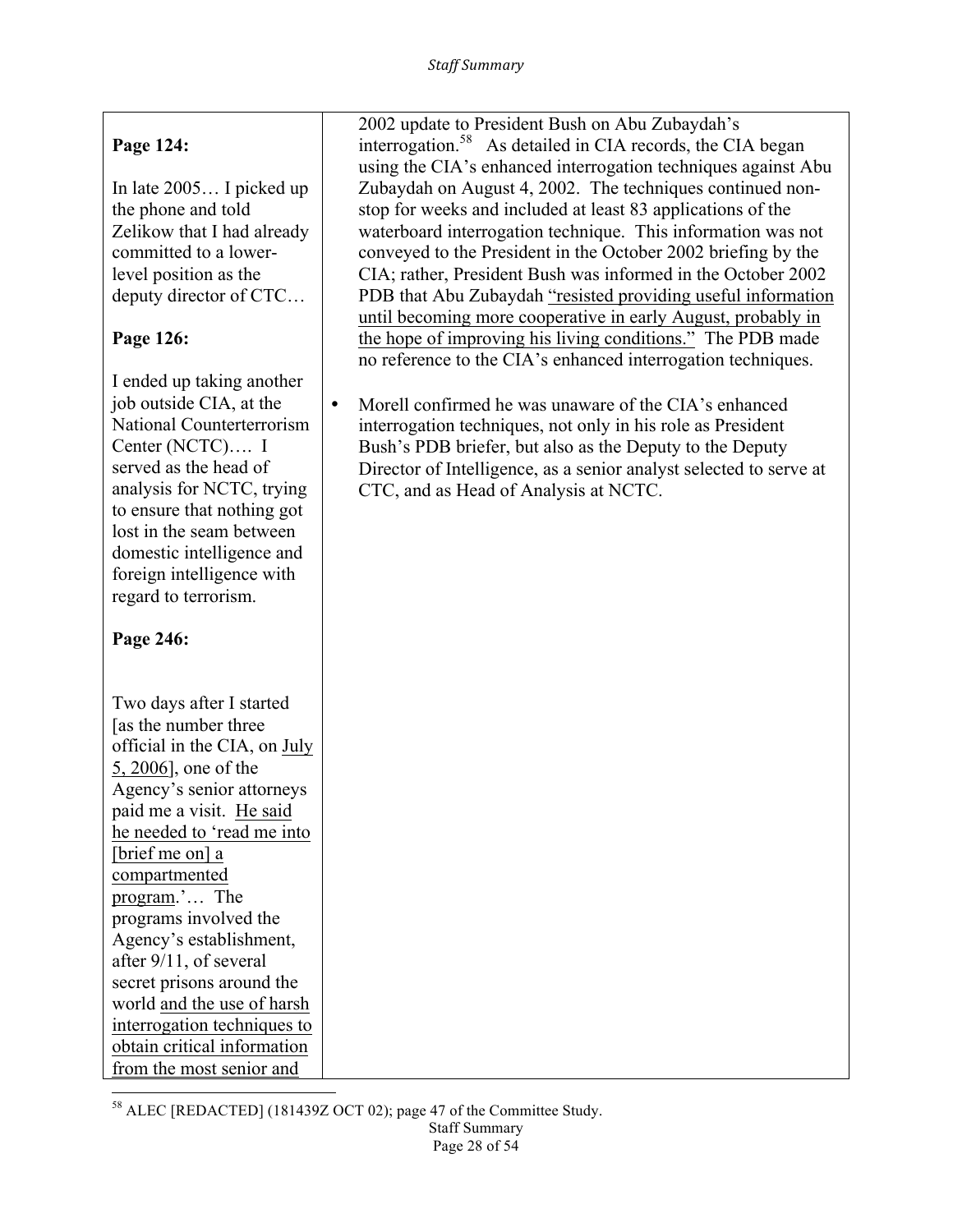| | |
|---|---|
| **Page 124:**<br><br>In late 2005… I picked up the phone and told Zelikow that I had already committed to a lower-level position as the deputy director of CTC…<br><br>**Page 126:**<br><br>I ended up taking another job outside CIA, at the National Counterterrorism Center (NCTC)…. I served as the head of analysis for NCTC, trying to ensure that nothing got lost in the seam between domestic intelligence and foreign intelligence with regard to terrorism.<br><br>**Page 246:**<br><br>Two days after I started [as the number three official in the CIA, on <u>July 5, 2006</u>], one of the Agency's senior attorneys paid me a visit. <u>He said he needed to 'read me into [brief me on] a compartmented program</u>.'… The programs involved the Agency's establishment, after 9/11, of several secret prisons around the world <u>and the use of harsh interrogation techniques to obtain critical information from the most senior and</u> | 2002 update to President Bush on Abu Zubaydah's interrogation.[58] As detailed in CIA records, the CIA began using the CIA's enhanced interrogation techniques against Abu Zubaydah on August 4, 2002. The techniques continued non-stop for weeks and included at least 83 applications of the waterboard interrogation technique. This information was not conveyed to the President in the October 2002 briefing by the CIA; rather, President Bush was informed in the October 2002 PDB that Abu Zubaydah <u>"resisted providing useful information until becoming more cooperative in early August, probably in the hope of improving his living conditions."</u> The PDB made no reference to the CIA's enhanced interrogation techniques.<br><br>• Morell confirmed he was unaware of the CIA's enhanced interrogation techniques, not only in his role as President Bush's PDB briefer, but also as the Deputy to the Deputy Director of Intelligence, as a senior analyst selected to serve at CTC, and as Head of Analysis at NCTC. |

[58] ALEC [REDACTED] (181439Z OCT 02); page 47 of the Committee Study.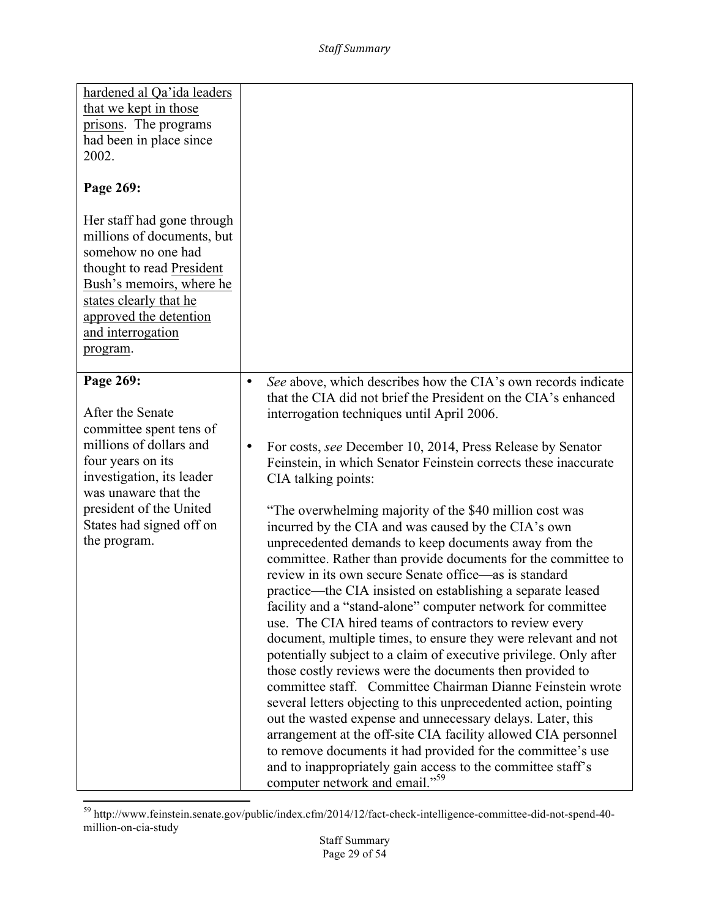| | |
|---|---|
| <u>hardened al Qa'ida leaders that we kept in those prisons</u>. The programs had been in place since 2002.<br><br>**Page 269:**<br><br>Her staff had gone through millions of documents, but somehow no one had thought to read <u>President Bush's memoirs, where he states clearly that he approved the detention and interrogation program</u>. | |
| **Page 269:**<br><br>After the Senate committee spent tens of millions of dollars and four years on its investigation, its leader was unaware that the president of the United States had signed off on the program. | • *See* above, which describes how the CIA's own records indicate that the CIA did not brief the President on the CIA's enhanced interrogation techniques until April 2006.<br><br>• For costs, *see* December 10, 2014, Press Release by Senator Feinstein, in which Senator Feinstein corrects these inaccurate CIA talking points:<br><br>"The overwhelming majority of the $40 million cost was incurred by the CIA and was caused by the CIA's own unprecedented demands to keep documents away from the committee. Rather than provide documents for the committee to review in its own secure Senate office—as is standard practice—the CIA insisted on establishing a separate leased facility and a "stand-alone" computer network for committee use. The CIA hired teams of contractors to review every document, multiple times, to ensure they were relevant and not potentially subject to a claim of executive privilege. Only after those costly reviews were the documents then provided to committee staff. Committee Chairman Dianne Feinstein wrote several letters objecting to this unprecedented action, pointing out the wasted expense and unnecessary delays. Later, this arrangement at the off-site CIA facility allowed CIA personnel to remove documents it had provided for the committee's use and to inappropriately gain access to the committee staff's computer network and email."[59] |

[59] http://www.feinstein.senate.gov/public/index.cfm/2014/12/fact-check-intelligence-committee-did-not-spend-40-million-on-cia-study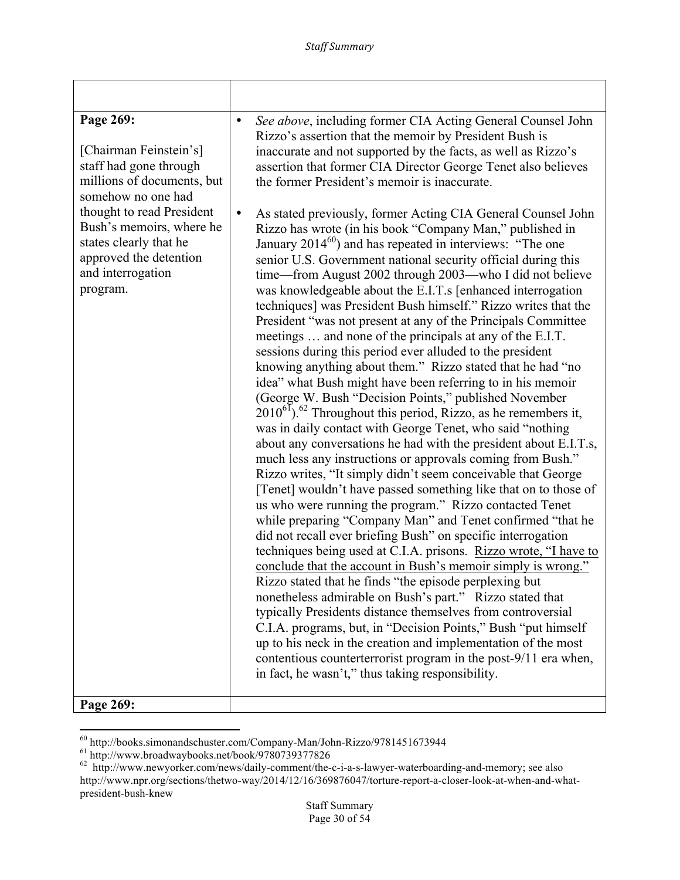| | |
|---|---|
| **Page 269:**<br><br>[Chairman Feinstein's] staff had gone through millions of documents, but somehow no one had thought to read President Bush's memoirs, where he states clearly that he approved the detention and interrogation program. | • *See above*, including former CIA Acting General Counsel John Rizzo's assertion that the memoir by President Bush is inaccurate and not supported by the facts, as well as Rizzo's assertion that former CIA Director George Tenet also believes the former President's memoir is inaccurate.<br><br>• As stated previously, former Acting CIA General Counsel John Rizzo has wrote (in his book "Company Man," published in January 2014[60]) and has repeated in interviews: "The one senior U.S. Government national security official during this time—from August 2002 through 2003—who I did not believe was knowledgeable about the E.I.T.s [enhanced interrogation techniques] was President Bush himself." Rizzo writes that the President "was not present at any of the Principals Committee meetings … and none of the principals at any of the E.I.T. sessions during this period ever alluded to the president knowing anything about them." Rizzo stated that he had "no idea" what Bush might have been referring to in his memoir (George W. Bush "Decision Points," published November 2010[61]).[62] Throughout this period, Rizzo, as he remembers it, was in daily contact with George Tenet, who said "nothing about any conversations he had with the president about E.I.T.s, much less any instructions or approvals coming from Bush." Rizzo writes, "It simply didn't seem conceivable that George [Tenet] wouldn't have passed something like that on to those of us who were running the program." Rizzo contacted Tenet while preparing "Company Man" and Tenet confirmed "that he did not recall ever briefing Bush" on specific interrogation techniques being used at C.I.A. prisons. <u>Rizzo wrote, "I have to conclude that the account in Bush's memoir simply is wrong."</u> Rizzo stated that he finds "the episode perplexing but nonetheless admirable on Bush's part." Rizzo stated that typically Presidents distance themselves from controversial C.I.A. programs, but, in "Decision Points," Bush "put himself up to his neck in the creation and implementation of the most contentious counterterrorist program in the post-9/11 era when, in fact, he wasn't," thus taking responsibility. |
| **Page 269:** | |

---

[60] http://books.simonandschuster.com/Company-Man/John-Rizzo/9781451673944

[61] http://www.broadwaybooks.net/book/9780739377826

[62] http://www.newyorker.com/news/daily-comment/the-c-i-a-s-lawyer-waterboarding-and-memory; see also http://www.npr.org/sections/thetwo-way/2014/12/16/369876047/torture-report-a-closer-look-at-when-and-what-president-bush-knew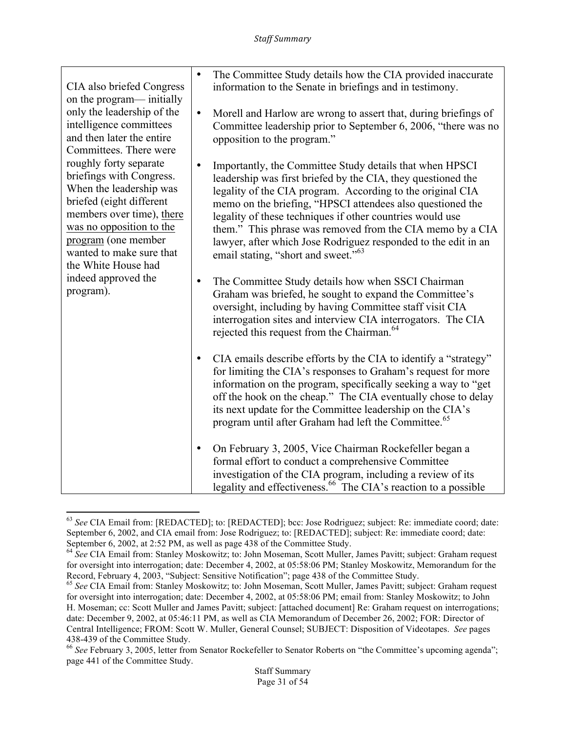| | |
|---|---|
| CIA also briefed Congress on the program— initially only the leadership of the intelligence committees and then later the entire Committees. There were roughly forty separate briefings with Congress. When the leadership was briefed (eight different members over time), <u>there was no opposition to the program</u> (one member wanted to make sure that the White House had indeed approved the program). | • The Committee Study details how the CIA provided inaccurate information to the Senate in briefings and in testimony.<br><br>• Morell and Harlow are wrong to assert that, during briefings of Committee leadership prior to September 6, 2006, "there was no opposition to the program."<br><br>• Importantly, the Committee Study details that when HPSCI leadership was first briefed by the CIA, they questioned the legality of the CIA program. According to the original CIA memo on the briefing, "HPSCI attendees also questioned the legality of these techniques if other countries would use them." This phrase was removed from the CIA memo by a CIA lawyer, after which Jose Rodriguez responded to the edit in an email stating, "short and sweet."[63]<br><br>• The Committee Study details how when SSCI Chairman Graham was briefed, he sought to expand the Committee's oversight, including by having Committee staff visit CIA interrogation sites and interview CIA interrogators. The CIA rejected this request from the Chairman.[64]<br><br>• CIA emails describe efforts by the CIA to identify a "strategy" for limiting the CIA's responses to Graham's request for more information on the program, specifically seeking a way to "get off the hook on the cheap." The CIA eventually chose to delay its next update for the Committee leadership on the CIA's program until after Graham had left the Committee.[65]<br><br>• On February 3, 2005, Vice Chairman Rockefeller began a formal effort to conduct a comprehensive Committee investigation of the CIA program, including a review of its legality and effectiveness.[66] The CIA's reaction to a possible |

[63] *See* CIA Email from: [REDACTED]; to: [REDACTED]; bcc: Jose Rodriguez; subject: Re: immediate coord; date: September 6, 2002, and CIA email from: Jose Rodriguez; to: [REDACTED]; subject: Re: immediate coord; date: September 6, 2002, at 2:52 PM, as well as page 438 of the Committee Study.

[64] *See* CIA Email from: Stanley Moskowitz; to: John Moseman, Scott Muller, James Pavitt; subject: Graham request for oversight into interrogation; date: December 4, 2002, at 05:58:06 PM; Stanley Moskowitz, Memorandum for the Record, February 4, 2003, "Subject: Sensitive Notification"; page 438 of the Committee Study.

[65] *See* CIA Email from: Stanley Moskowitz; to: John Moseman, Scott Muller, James Pavitt; subject: Graham request for oversight into interrogation; date: December 4, 2002, at 05:58:06 PM; email from: Stanley Moskowitz; to John H. Moseman; cc: Scott Muller and James Pavitt; subject: [attached document] Re: Graham request on interrogations; date: December 9, 2002, at 05:46:11 PM, as well as CIA Memorandum of December 26, 2002; FOR: Director of Central Intelligence; FROM: Scott W. Muller, General Counsel; SUBJECT: Disposition of Videotapes. *See* pages 438-439 of the Committee Study.

[66] *See* February 3, 2005, letter from Senator Rockefeller to Senator Roberts on "the Committee's upcoming agenda"; page 441 of the Committee Study.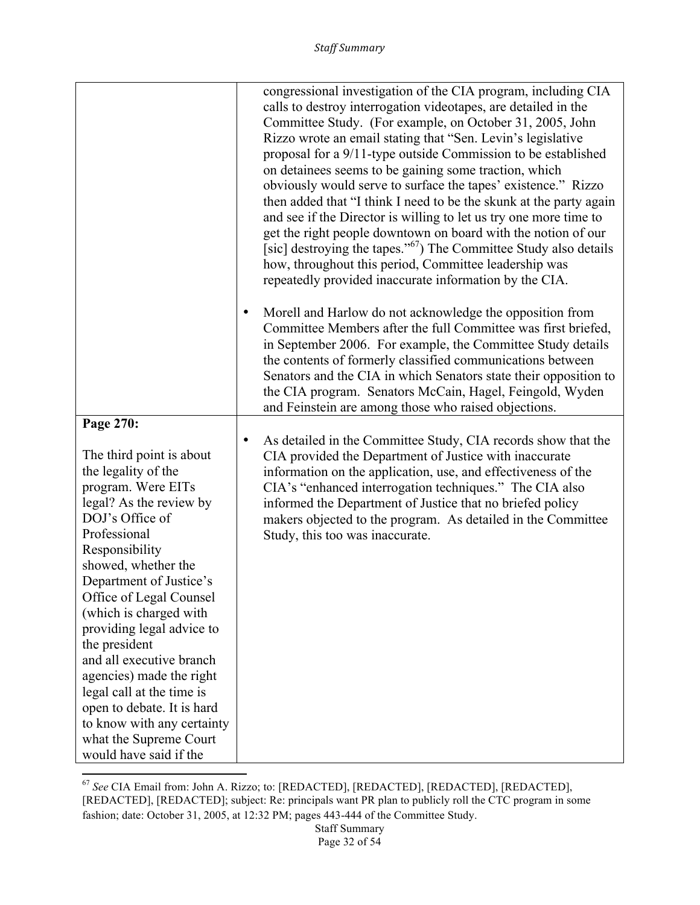| | |
|---|---|
| | congressional investigation of the CIA program, including CIA calls to destroy interrogation videotapes, are detailed in the Committee Study. (For example, on October 31, 2005, John Rizzo wrote an email stating that "Sen. Levin's legislative proposal for a 9/11-type outside Commission to be established on detainees seems to be gaining some traction, which obviously would serve to surface the tapes' existence." Rizzo then added that "I think I need to be the skunk at the party again and see if the Director is willing to let us try one more time to get the right people downtown on board with the notion of our [sic] destroying the tapes."[67]) The Committee Study also details how, throughout this period, Committee leadership was repeatedly provided inaccurate information by the CIA. <br><br> • Morell and Harlow do not acknowledge the opposition from Committee Members after the full Committee was first briefed, in September 2006. For example, the Committee Study details the contents of formerly classified communications between Senators and the CIA in which Senators state their opposition to the CIA program. Senators McCain, Hagel, Feingold, Wyden and Feinstein are among those who raised objections. |
| **Page 270:** <br><br> The third point is about the legality of the program. Were EITs legal? As the review by DOJ's Office of Professional Responsibility showed, whether the Department of Justice's Office of Legal Counsel (which is charged with providing legal advice to the president and all executive branch agencies) made the right legal call at the time is open to debate. It is hard to know with any certainty what the Supreme Court would have said if the | • As detailed in the Committee Study, CIA records show that the CIA provided the Department of Justice with inaccurate information on the application, use, and effectiveness of the CIA's "enhanced interrogation techniques." The CIA also informed the Department of Justice that no briefed policy makers objected to the program. As detailed in the Committee Study, this too was inaccurate. |

[67] *See* CIA Email from: John A. Rizzo; to: [REDACTED], [REDACTED], [REDACTED], [REDACTED], [REDACTED], [REDACTED]; subject: Re: principals want PR plan to publicly roll the CTC program in some fashion; date: October 31, 2005, at 12:32 PM; pages 443-444 of the Committee Study.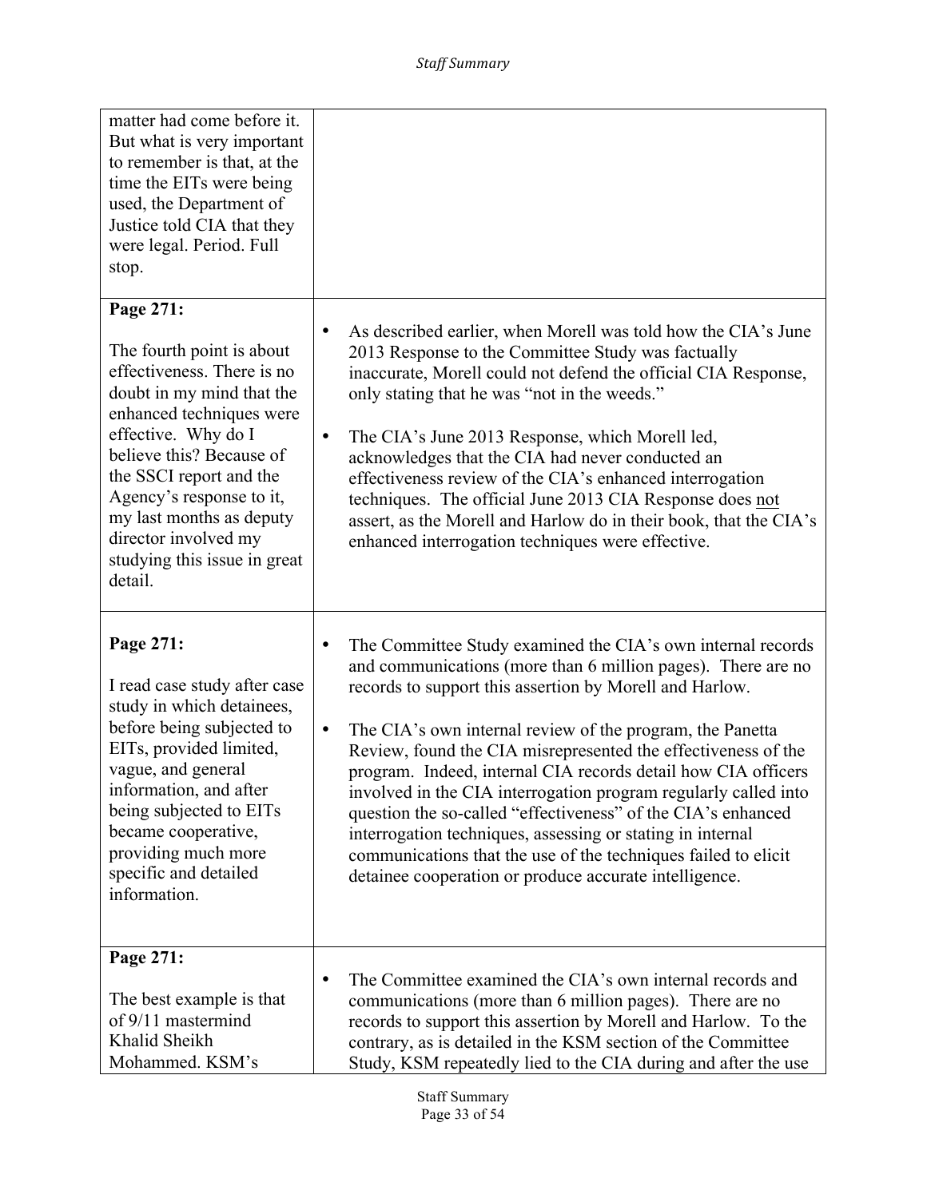| | |
|---|---|
| matter had come before it. But what is very important to remember is that, at the time the EITs were being used, the Department of Justice told CIA that they were legal. Period. Full stop. | |
| **Page 271:**<br><br>The fourth point is about effectiveness. There is no doubt in my mind that the enhanced techniques were effective. Why do I believe this? Because of the SSCI report and the Agency's response to it, my last months as deputy director involved my studying this issue in great detail. | • As described earlier, when Morell was told how the CIA's June 2013 Response to the Committee Study was factually inaccurate, Morell could not defend the official CIA Response, only stating that he was "not in the weeds."<br><br>• The CIA's June 2013 Response, which Morell led, acknowledges that the CIA had never conducted an effectiveness review of the CIA's enhanced interrogation techniques. The official June 2013 CIA Response does <u>not</u> assert, as the Morell and Harlow do in their book, that the CIA's enhanced interrogation techniques were effective. |
| **Page 271:**<br><br>I read case study after case study in which detainees, before being subjected to EITs, provided limited, vague, and general information, and after being subjected to EITs became cooperative, providing much more specific and detailed information. | • The Committee Study examined the CIA's own internal records and communications (more than 6 million pages). There are no records to support this assertion by Morell and Harlow.<br><br>• The CIA's own internal review of the program, the Panetta Review, found the CIA misrepresented the effectiveness of the program. Indeed, internal CIA records detail how CIA officers involved in the CIA interrogation program regularly called into question the so-called "effectiveness" of the CIA's enhanced interrogation techniques, assessing or stating in internal communications that the use of the techniques failed to elicit detainee cooperation or produce accurate intelligence. |
| **Page 271:**<br><br>The best example is that of 9/11 mastermind Khalid Sheikh Mohammed. KSM's | • The Committee examined the CIA's own internal records and communications (more than 6 million pages). There are no records to support this assertion by Morell and Harlow. To the contrary, as is detailed in the KSM section of the Committee Study, KSM repeatedly lied to the CIA during and after the use |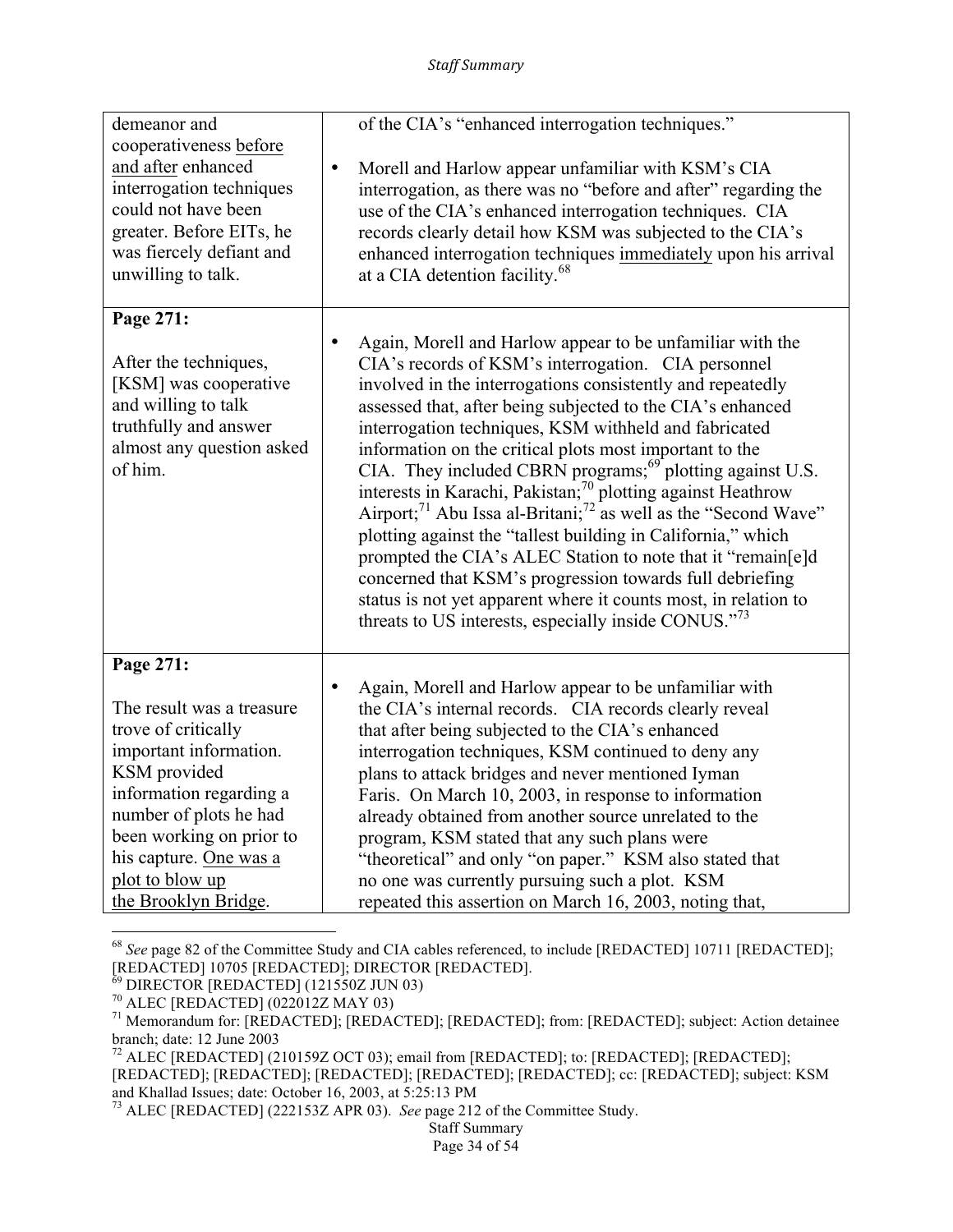| | |
|---|---|
| demeanor and cooperativeness <u>before and after</u> enhanced interrogation techniques could not have been greater. Before EITs, he was fiercely defiant and unwilling to talk. | of the CIA's "enhanced interrogation techniques."<br><br>• Morell and Harlow appear unfamiliar with KSM's CIA interrogation, as there was no "before and after" regarding the use of the CIA's enhanced interrogation techniques. CIA records clearly detail how KSM was subjected to the CIA's enhanced interrogation techniques <u>immediately</u> upon his arrival at a CIA detention facility.[68] |
| **Page 271:**<br><br>After the techniques, [KSM] was cooperative and willing to talk truthfully and answer almost any question asked of him. | • Again, Morell and Harlow appear to be unfamiliar with the CIA's records of KSM's interrogation. CIA personnel involved in the interrogations consistently and repeatedly assessed that, after being subjected to the CIA's enhanced interrogation techniques, KSM withheld and fabricated information on the critical plots most important to the CIA. They included CBRN programs;[69] plotting against U.S. interests in Karachi, Pakistan;[70] plotting against Heathrow Airport;[71] Abu Issa al-Britani;[72] as well as the "Second Wave" plotting against the "tallest building in California," which prompted the CIA's ALEC Station to note that it "remain[e]d concerned that KSM's progression towards full debriefing status is not yet apparent where it counts most, in relation to threats to US interests, especially inside CONUS."[73] |
| **Page 271:**<br><br>The result was a treasure trove of critically important information. KSM provided information regarding a number of plots he had been working on prior to his capture. <u>One was a plot to blow up the Brooklyn Bridge</u>. | • Again, Morell and Harlow appear to be unfamiliar with the CIA's internal records. CIA records clearly reveal that after being subjected to the CIA's enhanced interrogation techniques, KSM continued to deny any plans to attack bridges and never mentioned Iyman Faris. On March 10, 2003, in response to information already obtained from another source unrelated to the program, KSM stated that any such plans were "theoretical" and only "on paper." KSM also stated that no one was currently pursuing such a plot. KSM repeated this assertion on March 16, 2003, noting that, |

[68] *See* page 82 of the Committee Study and CIA cables referenced, to include [REDACTED] 10711 [REDACTED]; [REDACTED] 10705 [REDACTED]; DIRECTOR [REDACTED].

[69] DIRECTOR [REDACTED] (121550Z JUN 03)

[70] ALEC [REDACTED] (022012Z MAY 03)

[71] Memorandum for: [REDACTED]; [REDACTED]; [REDACTED]; from: [REDACTED]; subject: Action detainee branch; date: 12 June 2003

[72] ALEC [REDACTED] (210159Z OCT 03); email from [REDACTED]; to: [REDACTED]; [REDACTED]; [REDACTED]; [REDACTED]; [REDACTED]; [REDACTED]; [REDACTED]; cc: [REDACTED]; subject: KSM and Khallad Issues; date: October 16, 2003, at 5:25:13 PM

[73] ALEC [REDACTED] (222153Z APR 03). *See* page 212 of the Committee Study.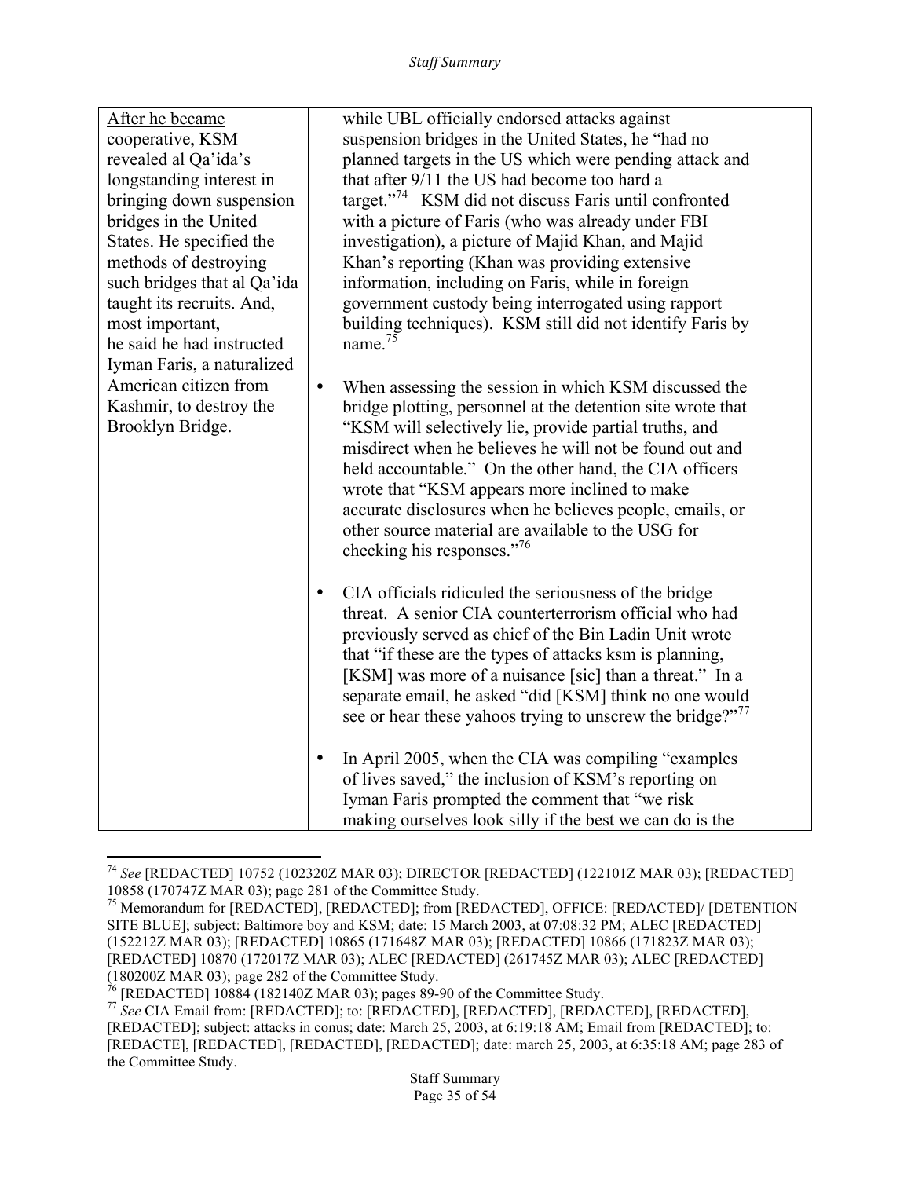| After he became cooperative, KSM revealed al Qa'ida's longstanding interest in bringing down suspension bridges in the United States. He specified the methods of destroying such bridges that al Qa'ida taught its recruits. And, most important, he said he had instructed Iyman Faris, a naturalized American citizen from Kashmir, to destroy the Brooklyn Bridge. | while UBL officially endorsed attacks against suspension bridges in the United States, he "had no planned targets in the US which were pending attack and that after 9/11 the US had become too hard a target."[74] KSM did not discuss Faris until confronted with a picture of Faris (who was already under FBI investigation), a picture of Majid Khan, and Majid Khan's reporting (Khan was providing extensive information, including on Faris, while in foreign government custody being interrogated using rapport building techniques). KSM still did not identify Faris by name.[75]<br><br>• When assessing the session in which KSM discussed the bridge plotting, personnel at the detention site wrote that "KSM will selectively lie, provide partial truths, and misdirect when he believes he will not be found out and held accountable." On the other hand, the CIA officers wrote that "KSM appears more inclined to make accurate disclosures when he believes people, emails, or other source material are available to the USG for checking his responses."[76]<br><br>• CIA officials ridiculed the seriousness of the bridge threat. A senior CIA counterterrorism official who had previously served as chief of the Bin Ladin Unit wrote that "if these are the types of attacks ksm is planning, [KSM] was more of a nuisance [sic] than a threat." In a separate email, he asked "did [KSM] think no one would see or hear these yahoos trying to unscrew the bridge?"[77]<br><br>• In April 2005, when the CIA was compiling "examples of lives saved," the inclusion of KSM's reporting on Iyman Faris prompted the comment that "we risk making ourselves look silly if the best we can do is the |
|---|---|

[74] *See* [REDACTED] 10752 (102320Z MAR 03); DIRECTOR [REDACTED] (122101Z MAR 03); [REDACTED] 10858 (170747Z MAR 03); page 281 of the Committee Study.

[75] Memorandum for [REDACTED], [REDACTED]; from [REDACTED], OFFICE: [REDACTED]/ [DETENTION SITE BLUE]; subject: Baltimore boy and KSM; date: 15 March 2003, at 07:08:32 PM; ALEC [REDACTED] (152212Z MAR 03); [REDACTED] 10865 (171648Z MAR 03); [REDACTED] 10866 (171823Z MAR 03); [REDACTED] 10870 (172017Z MAR 03); ALEC [REDACTED] (261745Z MAR 03); ALEC [REDACTED] (180200Z MAR 03); page 282 of the Committee Study.

[76] [REDACTED] 10884 (182140Z MAR 03); pages 89-90 of the Committee Study.

[77] *See* CIA Email from: [REDACTED]; to: [REDACTED], [REDACTED], [REDACTED], [REDACTED], [REDACTED]; subject: attacks in conus; date: March 25, 2003, at 6:19:18 AM; Email from [REDACTED]; to: [REDACTE], [REDACTED], [REDACTED], [REDACTED]; date: march 25, 2003, at 6:35:18 AM; page 283 of the Committee Study.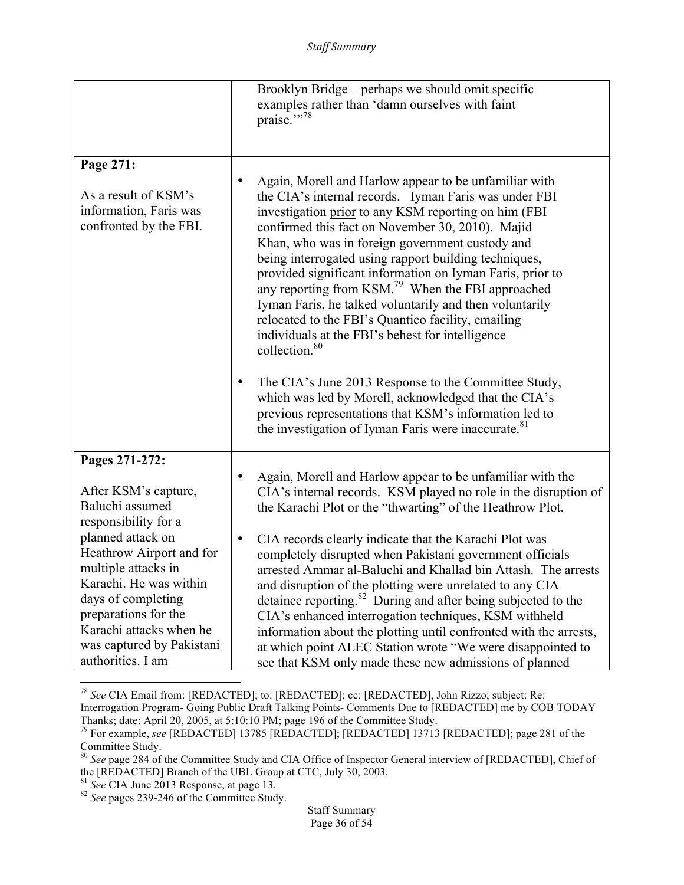| | |
|---|---|
| | Brooklyn Bridge – perhaps we should omit specific examples rather than 'damn ourselves with faint praise.'"[78] |
| **Page 271:**<br><br>As a result of KSM's information, Faris was confronted by the FBI. | • Again, Morell and Harlow appear to be unfamiliar with the CIA's internal records. Iyman Faris was under FBI investigation <u>prior</u> to any KSM reporting on him (FBI confirmed this fact on November 30, 2010). Majid Khan, who was in foreign government custody and being interrogated using rapport building techniques, provided significant information on Iyman Faris, prior to any reporting from KSM.[79] When the FBI approached Iyman Faris, he talked voluntarily and then voluntarily relocated to the FBI's Quantico facility, emailing individuals at the FBI's behest for intelligence collection.[80]<br><br>• The CIA's June 2013 Response to the Committee Study, which was led by Morell, acknowledged that the CIA's previous representations that KSM's information led to the investigation of Iyman Faris were inaccurate.[81] |
| **Pages 271-272:**<br><br>After KSM's capture, Baluchi assumed responsibility for a planned attack on Heathrow Airport and for multiple attacks in Karachi. He was within days of completing preparations for the Karachi attacks when he was captured by Pakistani authorities. <u>I am</u> | • Again, Morell and Harlow appear to be unfamiliar with the CIA's internal records. KSM played no role in the disruption of the Karachi Plot or the "thwarting" of the Heathrow Plot.<br><br>• CIA records clearly indicate that the Karachi Plot was completely disrupted when Pakistani government officials arrested Ammar al-Baluchi and Khallad bin Attash. The arrests and disruption of the plotting were unrelated to any CIA detainee reporting.[82] During and after being subjected to the CIA's enhanced interrogation techniques, KSM withheld information about the plotting until confronted with the arrests, at which point ALEC Station wrote "We were disappointed to see that KSM only made these new admissions of planned |

[78] *See* CIA Email from: [REDACTED]; to: [REDACTED]; cc: [REDACTED], John Rizzo; subject: Re: Interrogation Program- Going Public Draft Talking Points- Comments Due to [REDACTED] me by COB TODAY Thanks; date: April 20, 2005, at 5:10:10 PM; page 196 of the Committee Study.

[79] For example, *see* [REDACTED] 13785 [REDACTED]; [REDACTED] 13713 [REDACTED]; page 281 of the Committee Study.

[80] *See* page 284 of the Committee Study and CIA Office of Inspector General interview of [REDACTED], Chief of the [REDACTED] Branch of the UBL Group at CTC, July 30, 2003.

[81] *See* CIA June 2013 Response, at page 13.

[82] *See* pages 239-246 of the Committee Study.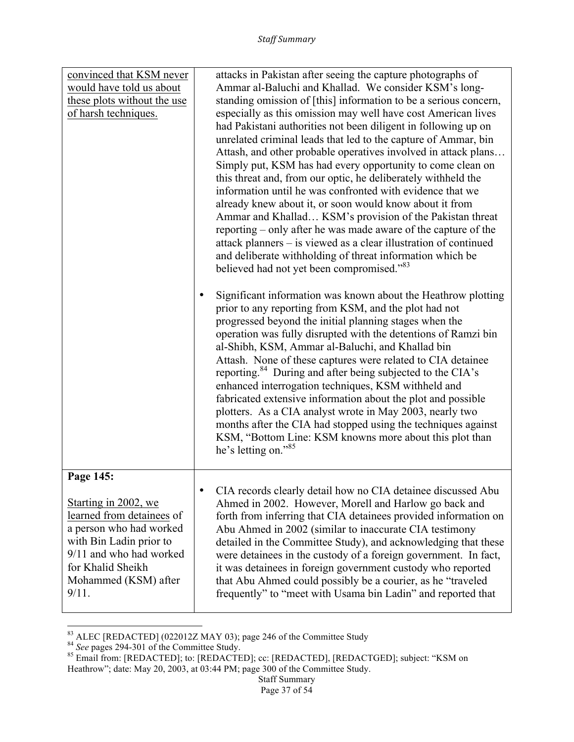| | |
|---|---|
| <u>convinced that KSM never would have told us about these plots without the use of harsh techniques.</u> | attacks in Pakistan after seeing the capture photographs of Ammar al-Baluchi and Khallad. We consider KSM's long-standing omission of [this] information to be a serious concern, especially as this omission may well have cost American lives had Pakistani authorities not been diligent in following up on unrelated criminal leads that led to the capture of Ammar, bin Attash, and other probable operatives involved in attack plans… Simply put, KSM has had every opportunity to come clean on this threat and, from our optic, he deliberately withheld the information until he was confronted with evidence that we already knew about it, or soon would know about it from Ammar and Khallad… KSM's provision of the Pakistan threat reporting – only after he was made aware of the capture of the attack planners – is viewed as a clear illustration of continued and deliberate withholding of threat information which be believed had not yet been compromised."[83]<br><br>• Significant information was known about the Heathrow plotting prior to any reporting from KSM, and the plot had not progressed beyond the initial planning stages when the operation was fully disrupted with the detentions of Ramzi bin al-Shibh, KSM, Ammar al-Baluchi, and Khallad bin Attash. None of these captures were related to CIA detainee reporting.[84] During and after being subjected to the CIA's enhanced interrogation techniques, KSM withheld and fabricated extensive information about the plot and possible plotters. As a CIA analyst wrote in May 2003, nearly two months after the CIA had stopped using the techniques against KSM, "Bottom Line: KSM knowns more about this plot than he's letting on."[85] |
| **Page 145:**<br><br><u>Starting in 2002, we learned from detainees</u> of a person who had worked with Bin Ladin prior to 9/11 and who had worked for Khalid Sheikh Mohammed (KSM) after 9/11. | • CIA records clearly detail how no CIA detainee discussed Abu Ahmed in 2002. However, Morell and Harlow go back and forth from inferring that CIA detainees provided information on Abu Ahmed in 2002 (similar to inaccurate CIA testimony detailed in the Committee Study), and acknowledging that these were detainees in the custody of a foreign government. In fact, it was detainees in foreign government custody who reported that Abu Ahmed could possibly be a courier, as he "traveled frequently" to "meet with Usama bin Ladin" and reported that |

[83] ALEC [REDACTED] (022012Z MAY 03); page 246 of the Committee Study

[84] *See* pages 294-301 of the Committee Study.

[85] Email from: [REDACTED]; to: [REDACTED]; cc: [REDACTED], [REDACTGED]; subject: "KSM on Heathrow"; date: May 20, 2003, at 03:44 PM; page 300 of the Committee Study.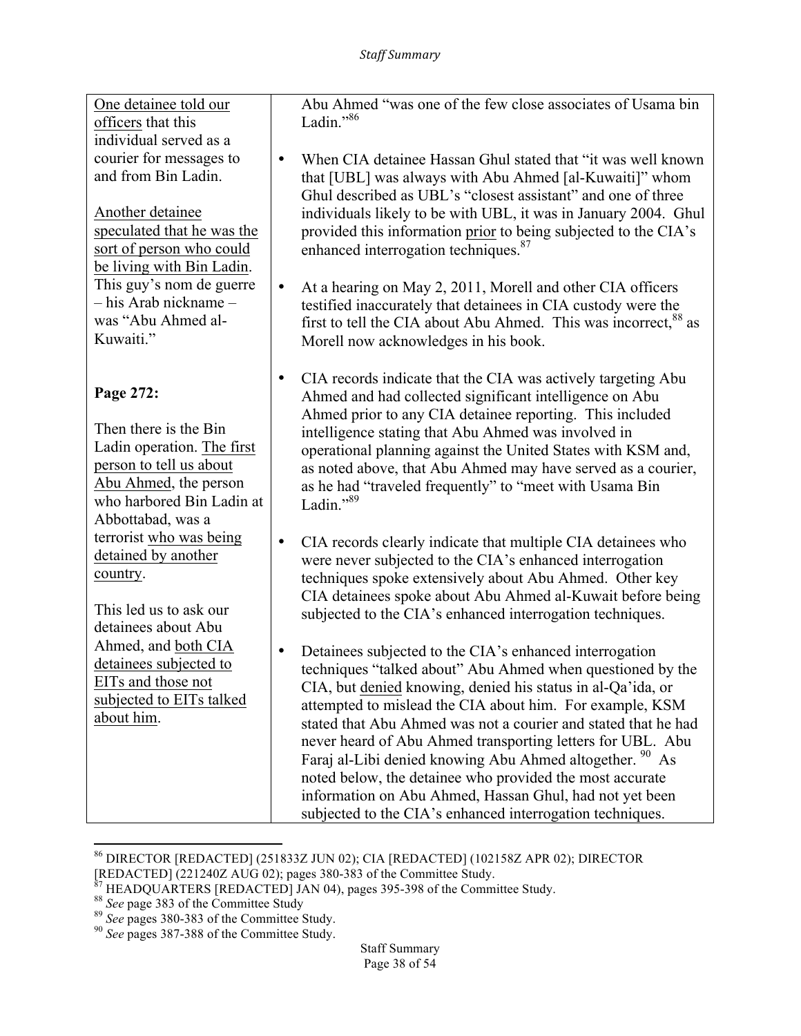| | |
|---|---|
| One detainee told our officers that this individual served as a courier for messages to and from Bin Ladin.<br><br>Another detainee speculated that he was the sort of person who could be living with Bin Ladin. This guy's nom de guerre – his Arab nickname – was "Abu Ahmed al-Kuwaiti."<br><br>**Page 272:**<br><br>Then there is the Bin Ladin operation. The first person to tell us about Abu Ahmed, the person who harbored Bin Ladin at Abbottabad, was a terrorist who was being detained by another country.<br><br>This led us to ask our detainees about Abu Ahmed, and both CIA detainees subjected to EITs and those not subjected to EITs talked about him. | Abu Ahmed "was one of the few close associates of Usama bin Ladin."[86]<br><br>• When CIA detainee Hassan Ghul stated that "it was well known that [UBL] was always with Abu Ahmed [al-Kuwaiti]" whom Ghul described as UBL's "closest assistant" and one of three individuals likely to be with UBL, it was in January 2004. Ghul provided this information prior to being subjected to the CIA's enhanced interrogation techniques.[87]<br><br>• At a hearing on May 2, 2011, Morell and other CIA officers testified inaccurately that detainees in CIA custody were the first to tell the CIA about Abu Ahmed. This was incorrect,[88] as Morell now acknowledges in his book.<br><br>• CIA records indicate that the CIA was actively targeting Abu Ahmed and had collected significant intelligence on Abu Ahmed prior to any CIA detainee reporting. This included intelligence stating that Abu Ahmed was involved in operational planning against the United States with KSM and, as noted above, that Abu Ahmed may have served as a courier, as he had "traveled frequently" to "meet with Usama Bin Ladin."[89]<br><br>• CIA records clearly indicate that multiple CIA detainees who were never subjected to the CIA's enhanced interrogation techniques spoke extensively about Abu Ahmed. Other key CIA detainees spoke about Abu Ahmed al-Kuwait before being subjected to the CIA's enhanced interrogation techniques.<br><br>• Detainees subjected to the CIA's enhanced interrogation techniques "talked about" Abu Ahmed when questioned by the CIA, but denied knowing, denied his status in al-Qa'ida, or attempted to mislead the CIA about him. For example, KSM stated that Abu Ahmed was not a courier and stated that he had never heard of Abu Ahmed transporting letters for UBL. Abu Faraj al-Libi denied knowing Abu Ahmed altogether.[90] As noted below, the detainee who provided the most accurate information on Abu Ahmed, Hassan Ghul, had not yet been subjected to the CIA's enhanced interrogation techniques. |

[86] DIRECTOR [REDACTED] (251833Z JUN 02); CIA [REDACTED] (102158Z APR 02); DIRECTOR [REDACTED] (221240Z AUG 02); pages 380-383 of the Committee Study.

[87] HEADQUARTERS [REDACTED] JAN 04), pages 395-398 of the Committee Study.

[88] *See* page 383 of the Committee Study

[89] *See* pages 380-383 of the Committee Study.

[90] *See* pages 387-388 of the Committee Study.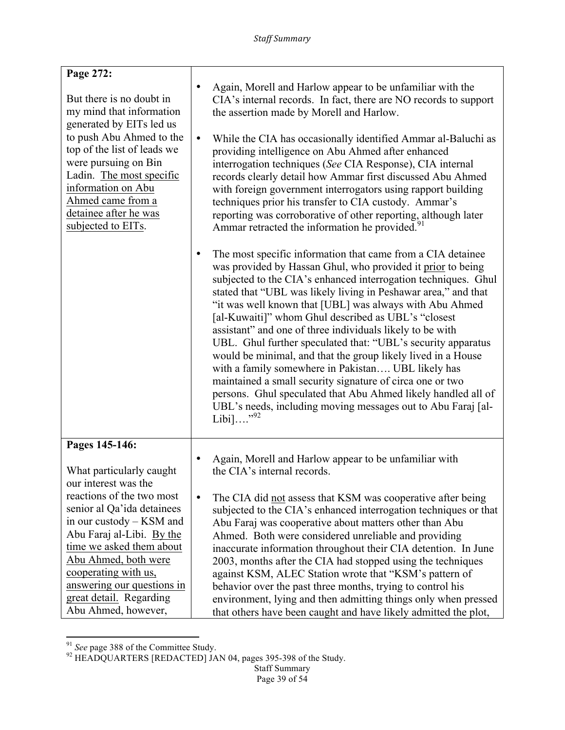| | |
|---|---|
| **Page 272:**<br><br>But there is no doubt in my mind that information generated by EITs led us to push Abu Ahmed to the top of the list of leads we were pursuing on Bin Ladin. <u>The most specific information on Abu Ahmed came from a detainee after he was subjected to EITs</u>. | • Again, Morell and Harlow appear to be unfamiliar with the CIA's internal records. In fact, there are NO records to support the assertion made by Morell and Harlow.<br><br>• While the CIA has occasionally identified Ammar al-Baluchi as providing intelligence on Abu Ahmed after enhanced interrogation techniques (*See* CIA Response), CIA internal records clearly detail how Ammar first discussed Abu Ahmed with foreign government interrogators using rapport building techniques prior his transfer to CIA custody. Ammar's reporting was corroborative of other reporting, although later Ammar retracted the information he provided.[91]<br><br>• The most specific information that came from a CIA detainee was provided by Hassan Ghul, who provided it <u>prior</u> to being subjected to the CIA's enhanced interrogation techniques. Ghul stated that "UBL was likely living in Peshawar area," and that "it was well known that [UBL] was always with Abu Ahmed [al-Kuwaiti]" whom Ghul described as UBL's "closest assistant" and one of three individuals likely to be with UBL. Ghul further speculated that: "UBL's security apparatus would be minimal, and that the group likely lived in a House with a family somewhere in Pakistan…. UBL likely has maintained a small security signature of circa one or two persons. Ghul speculated that Abu Ahmed likely handled all of UBL's needs, including moving messages out to Abu Faraj [al-Libi]…."[92] |
| **Pages 145-146:**<br><br>What particularly caught our interest was the reactions of the two most senior al Qa'ida detainees in our custody – KSM and Abu Faraj al-Libi. <u>By the time we asked them about Abu Ahmed, both were cooperating with us, answering our questions in great detail.</u> Regarding Abu Ahmed, however, | • Again, Morell and Harlow appear to be unfamiliar with the CIA's internal records.<br><br>• The CIA did <u>not</u> assess that KSM was cooperative after being subjected to the CIA's enhanced interrogation techniques or that Abu Faraj was cooperative about matters other than Abu Ahmed. Both were considered unreliable and providing inaccurate information throughout their CIA detention. In June 2003, months after the CIA had stopped using the techniques against KSM, ALEC Station wrote that "KSM's pattern of behavior over the past three months, trying to control his environment, lying and then admitting things only when pressed that others have been caught and have likely admitted the plot, |

[91] *See* page 388 of the Committee Study.

[92] HEADQUARTERS [REDACTED] JAN 04, pages 395-398 of the Study.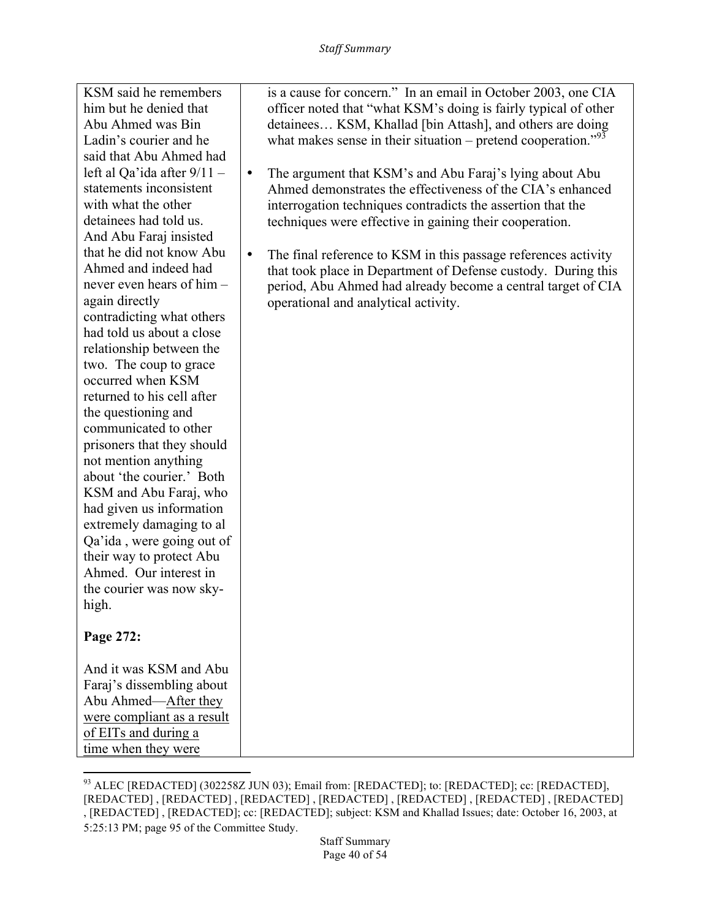| | |
|---|---|
| KSM said he remembers him but he denied that Abu Ahmed was Bin Ladin's courier and he said that Abu Ahmed had left al Qa'ida after 9/11 – statements inconsistent with what the other detainees had told us. And Abu Faraj insisted that he did not know Abu Ahmed and indeed had never even hears of him – again directly contradicting what others had told us about a close relationship between the two. The coup to grace occurred when KSM returned to his cell after the questioning and communicated to other prisoners that they should not mention anything about 'the courier.' Both KSM and Abu Faraj, who had given us information extremely damaging to al Qa'ida , were going out of their way to protect Abu Ahmed. Our interest in the courier was now sky-high.<br><br>**Page 272:**<br><br>And it was KSM and Abu Faraj's dissembling about Abu Ahmed—<u>After they were compliant as a result of EITs and during a time when they were</u> | is a cause for concern." In an email in October 2003, one CIA officer noted that "what KSM's doing is fairly typical of other detainees… KSM, Khallad [bin Attash], and others are doing what makes sense in their situation – pretend cooperation."[93]<br><br>• The argument that KSM's and Abu Faraj's lying about Abu Ahmed demonstrates the effectiveness of the CIA's enhanced interrogation techniques contradicts the assertion that the techniques were effective in gaining their cooperation.<br><br>• The final reference to KSM in this passage references activity that took place in Department of Defense custody. During this period, Abu Ahmed had already become a central target of CIA operational and analytical activity. |

[93] ALEC [REDACTED] (302258Z JUN 03); Email from: [REDACTED]; to: [REDACTED]; cc: [REDACTED], [REDACTED] , [REDACTED] , [REDACTED] , [REDACTED] , [REDACTED] , [REDACTED] , [REDACTED] , [REDACTED] , [REDACTED]; cc: [REDACTED]; subject: KSM and Khallad Issues; date: October 16, 2003, at 5:25:13 PM; page 95 of the Committee Study.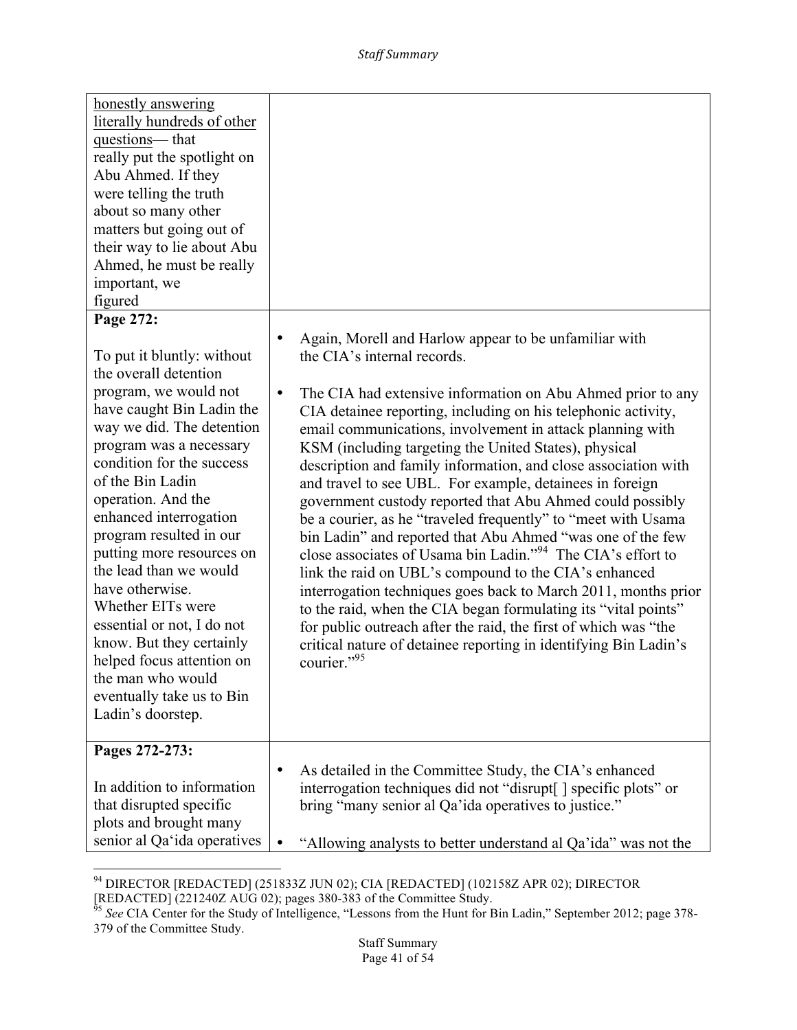| | |
|---|---|
| honestly answering literally hundreds of other questions— that really put the spotlight on Abu Ahmed. If they were telling the truth about so many other matters but going out of their way to lie about Abu Ahmed, he must be really important, we figured | |
| **Page 272:**<br><br>To put it bluntly: without the overall detention program, we would not have caught Bin Ladin the way we did. The detention program was a necessary condition for the success of the Bin Ladin operation. And the enhanced interrogation program resulted in our putting more resources on the lead than we would have otherwise. Whether EITs were essential or not, I do not know. But they certainly helped focus attention on the man who would eventually take us to Bin Ladin's doorstep. | • Again, Morell and Harlow appear to be unfamiliar with the CIA's internal records.<br><br>• The CIA had extensive information on Abu Ahmed prior to any CIA detainee reporting, including on his telephonic activity, email communications, involvement in attack planning with KSM (including targeting the United States), physical description and family information, and close association with and travel to see UBL. For example, detainees in foreign government custody reported that Abu Ahmed could possibly be a courier, as he "traveled frequently" to "meet with Usama bin Ladin" and reported that Abu Ahmed "was one of the few close associates of Usama bin Ladin."[94] The CIA's effort to link the raid on UBL's compound to the CIA's enhanced interrogation techniques goes back to March 2011, months prior to the raid, when the CIA began formulating its "vital points" for public outreach after the raid, the first of which was "the critical nature of detainee reporting in identifying Bin Ladin's courier."[95] |
| **Pages 272-273:**<br><br>In addition to information that disrupted specific plots and brought many senior al Qa'ida operatives | • As detailed in the Committee Study, the CIA's enhanced interrogation techniques did not "disrupt[ ] specific plots" or bring "many senior al Qa'ida operatives to justice."<br><br>• "Allowing analysts to better understand al Qa'ida" was not the |

[94] DIRECTOR [REDACTED] (251833Z JUN 02); CIA [REDACTED] (102158Z APR 02); DIRECTOR [REDACTED] (221240Z AUG 02); pages 380-383 of the Committee Study.

[95] *See* CIA Center for the Study of Intelligence, "Lessons from the Hunt for Bin Ladin," September 2012; page 378-379 of the Committee Study.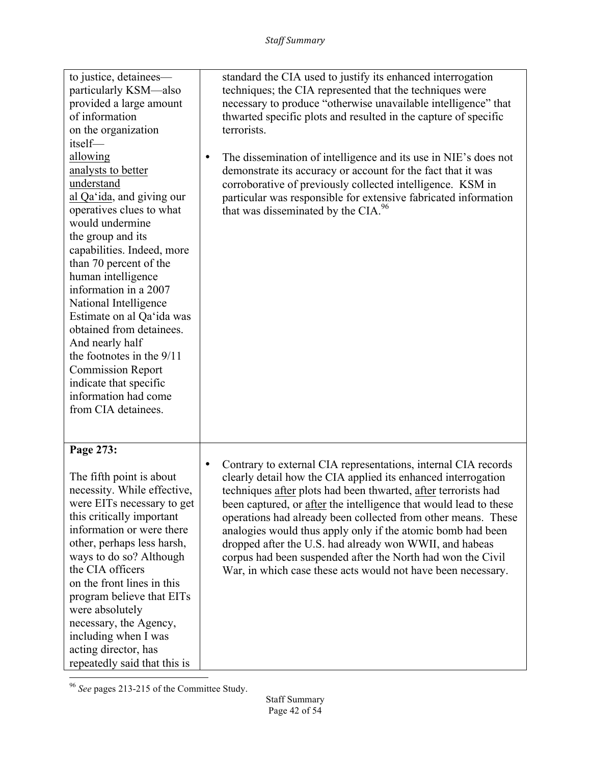| | |
|---|---|
| to justice, detainees—particularly KSM—also provided a large amount of information on the organization itself—<u>allowing analysts to better understand al Qa'ida</u>, and giving our operatives clues to what would undermine the group and its capabilities. Indeed, more than 70 percent of the human intelligence information in a 2007 National Intelligence Estimate on al Qa'ida was obtained from detainees. And nearly half the footnotes in the 9/11 Commission Report indicate that specific information had come from CIA detainees. | standard the CIA used to justify its enhanced interrogation techniques; the CIA represented that the techniques were necessary to produce "otherwise unavailable intelligence" that thwarted specific plots and resulted in the capture of specific terrorists.<br><br>• The dissemination of intelligence and its use in NIE's does not demonstrate its accuracy or account for the fact that it was corroborative of previously collected intelligence. KSM in particular was responsible for extensive fabricated information that was disseminated by the CIA.[96] |
| **Page 273:**<br><br>The fifth point is about necessity. While effective, were EITs necessary to get this critically important information or were there other, perhaps less harsh, ways to do so? Although the CIA officers on the front lines in this program believe that EITs were absolutely necessary, the Agency, including when I was acting director, has repeatedly said that this is | • Contrary to external CIA representations, internal CIA records clearly detail how the CIA applied its enhanced interrogation techniques <u>after</u> plots had been thwarted, <u>after</u> terrorists had been captured, or <u>after</u> the intelligence that would lead to these operations had already been collected from other means. These analogies would thus apply only if the atomic bomb had been dropped after the U.S. had already won WWII, and habeas corpus had been suspended after the North had won the Civil War, in which case these acts would not have been necessary. |

[96] *See* pages 213-215 of the Committee Study.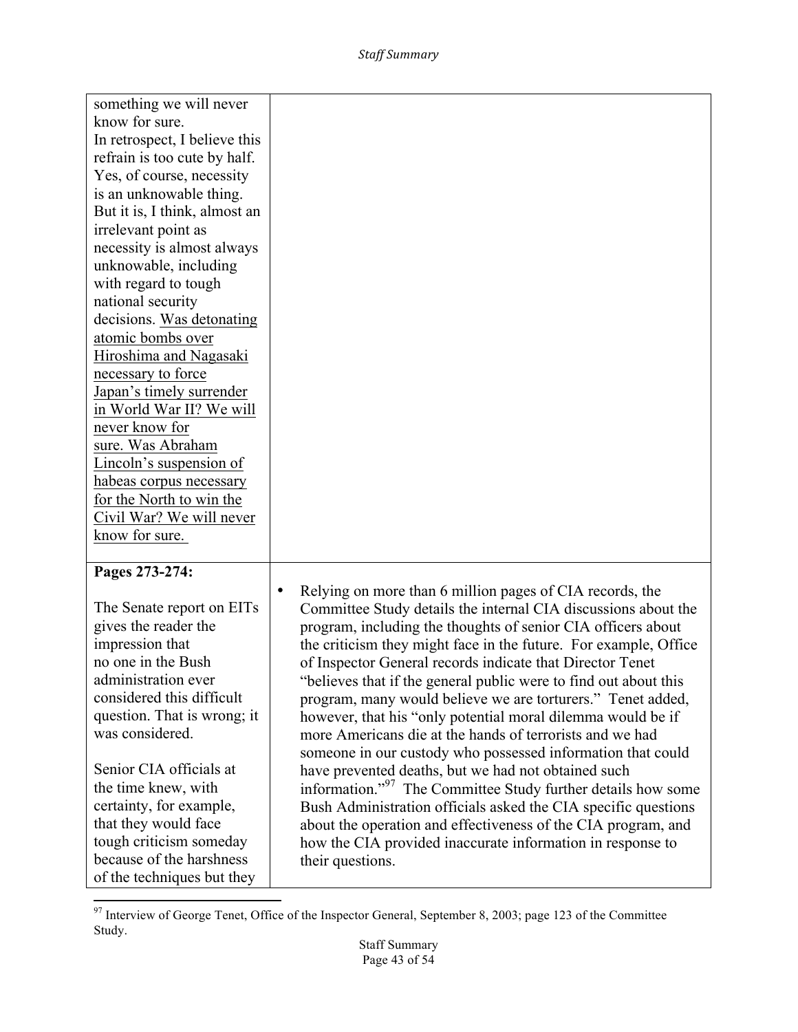| | |
|---|---|
| something we will never know for sure.<br>In retrospect, I believe this refrain is too cute by half. Yes, of course, necessity is an unknowable thing. But it is, I think, almost an irrelevant point as necessity is almost always unknowable, including with regard to tough national security decisions. <u>Was detonating atomic bombs over Hiroshima and Nagasaki necessary to force Japan's timely surrender in World War II? We will never know for sure. Was Abraham Lincoln's suspension of habeas corpus necessary for the North to win the Civil War? We will never know for sure.</u> | |
| **Pages 273-274:**<br><br>The Senate report on EITs gives the reader the impression that no one in the Bush administration ever considered this difficult question. That is wrong; it was considered.<br><br>Senior CIA officials at the time knew, with certainty, for example, that they would face tough criticism someday because of the harshness of the techniques but they | • Relying on more than 6 million pages of CIA records, the Committee Study details the internal CIA discussions about the program, including the thoughts of senior CIA officers about the criticism they might face in the future. For example, Office of Inspector General records indicate that Director Tenet "believes that if the general public were to find out about this program, many would believe we are torturers." Tenet added, however, that his "only potential moral dilemma would be if more Americans die at the hands of terrorists and we had someone in our custody who possessed information that could have prevented deaths, but we had not obtained such information."[97] The Committee Study further details how some Bush Administration officials asked the CIA specific questions about the operation and effectiveness of the CIA program, and how the CIA provided inaccurate information in response to their questions. |

[97] Interview of George Tenet, Office of the Inspector General, September 8, 2003; page 123 of the Committee Study.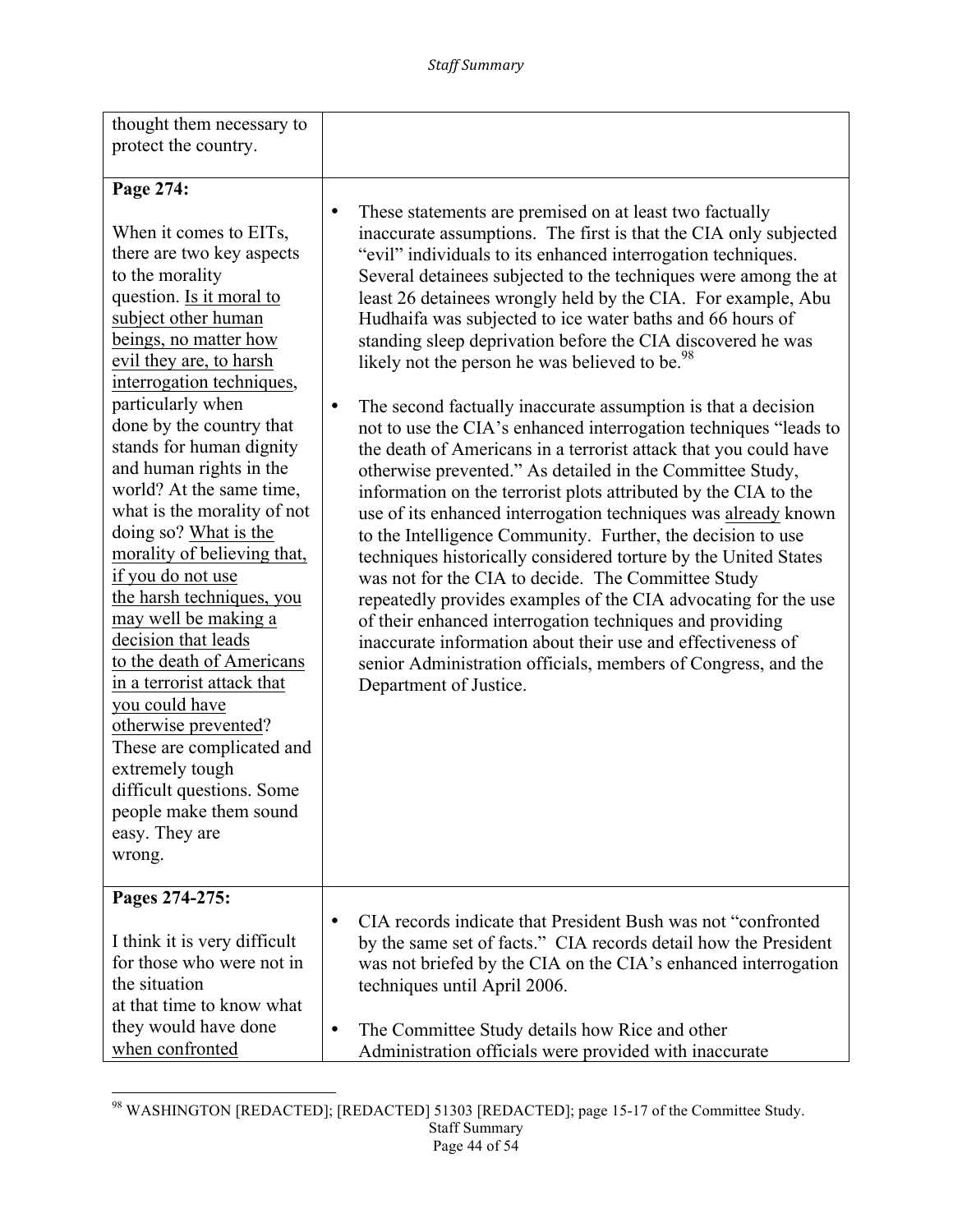| | |
|---|---|
| thought them necessary to protect the country. | |
| **Page 274:**<br><br>When it comes to EITs, there are two key aspects to the morality question. <u>Is it moral to subject other human beings, no matter how evil they are, to harsh interrogation techniques</u>, particularly when done by the country that stands for human dignity and human rights in the world? At the same time, what is the morality of not doing so? <u>What is the morality of believing that, if you do not use the harsh techniques, you may well be making a decision that leads to the death of Americans in a terrorist attack that you could have otherwise prevented</u>? These are complicated and extremely tough difficult questions. Some people make them sound easy. They are wrong. | • These statements are premised on at least two factually inaccurate assumptions. The first is that the CIA only subjected "evil" individuals to its enhanced interrogation techniques. Several detainees subjected to the techniques were among the at least 26 detainees wrongly held by the CIA. For example, Abu Hudhaifa was subjected to ice water baths and 66 hours of standing sleep deprivation before the CIA discovered he was likely not the person he was believed to be.[98]<br><br>• The second factually inaccurate assumption is that a decision not to use the CIA's enhanced interrogation techniques "leads to the death of Americans in a terrorist attack that you could have otherwise prevented." As detailed in the Committee Study, information on the terrorist plots attributed by the CIA to the use of its enhanced interrogation techniques was <u>already</u> known to the Intelligence Community. Further, the decision to use techniques historically considered torture by the United States was not for the CIA to decide. The Committee Study repeatedly provides examples of the CIA advocating for the use of their enhanced interrogation techniques and providing inaccurate information about their use and effectiveness of senior Administration officials, members of Congress, and the Department of Justice. |
| **Pages 274-275:**<br><br>I think it is very difficult for those who were not in the situation at that time to know what they would have done <u>when confronted</u> | • CIA records indicate that President Bush was not "confronted by the same set of facts." CIA records detail how the President was not briefed by the CIA on the CIA's enhanced interrogation techniques until April 2006.<br><br>• The Committee Study details how Rice and other Administration officials were provided with inaccurate |

[98] WASHINGTON [REDACTED]; [REDACTED] 51303 [REDACTED]; page 15-17 of the Committee Study.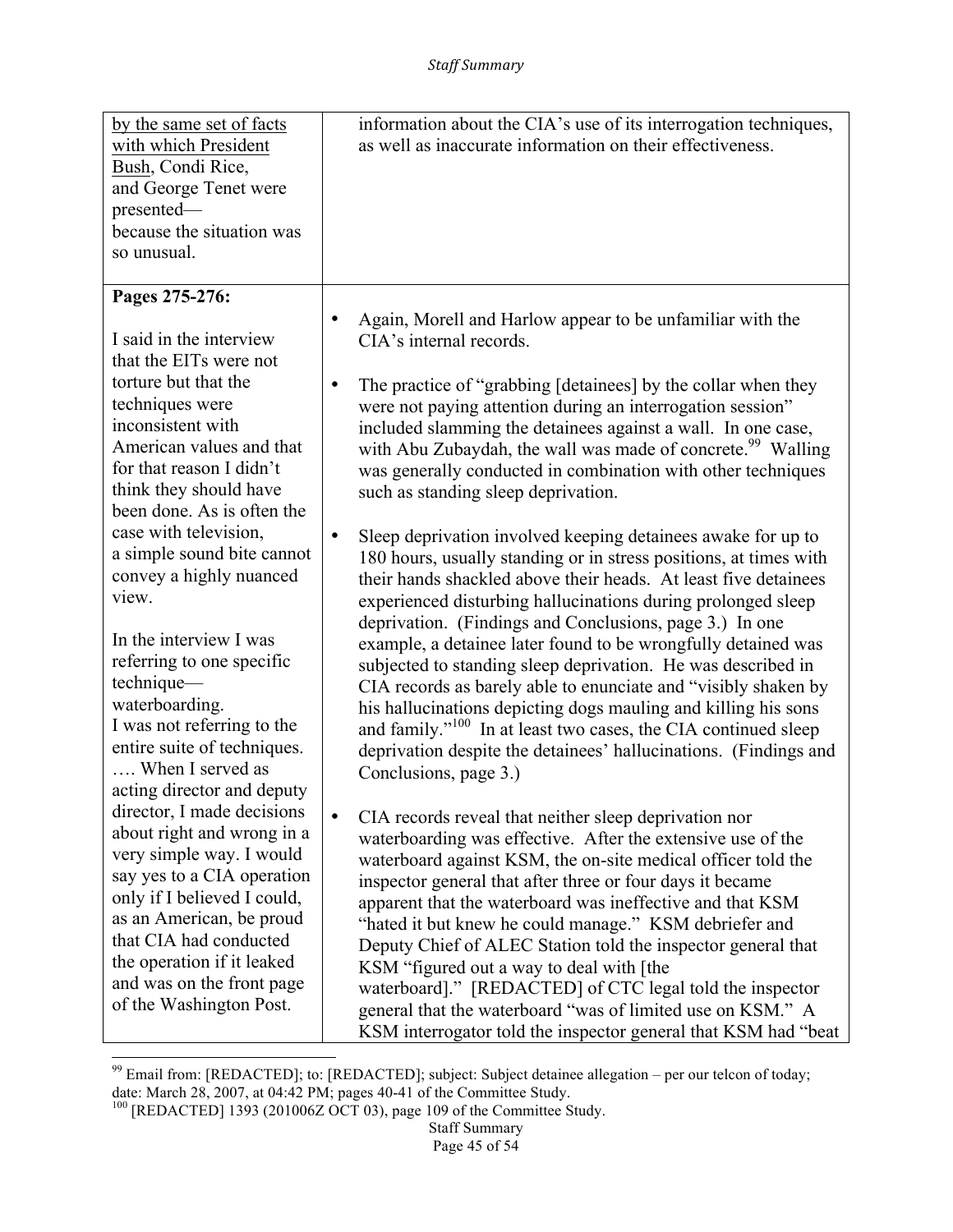| | |
|---|---|
| <u>by the same set of facts with which President Bush</u>, Condi Rice, and George Tenet were presented— because the situation was so unusual. | information about the CIA's use of its interrogation techniques, as well as inaccurate information on their effectiveness. |
| **Pages 275-276:**<br><br>I said in the interview that the EITs were not torture but that the techniques were inconsistent with American values and that for that reason I didn't think they should have been done. As is often the case with television, a simple sound bite cannot convey a highly nuanced view.<br><br>In the interview I was referring to one specific technique— waterboarding. I was not referring to the entire suite of techniques. …. When I served as acting director and deputy director, I made decisions about right and wrong in a very simple way. I would say yes to a CIA operation only if I believed I could, as an American, be proud that CIA had conducted the operation if it leaked and was on the front page of the Washington Post. | • Again, Morell and Harlow appear to be unfamiliar with the CIA's internal records.<br><br>• The practice of "grabbing [detainees] by the collar when they were not paying attention during an interrogation session" included slamming the detainees against a wall. In one case, with Abu Zubaydah, the wall was made of concrete.[99] Walling was generally conducted in combination with other techniques such as standing sleep deprivation.<br><br>• Sleep deprivation involved keeping detainees awake for up to 180 hours, usually standing or in stress positions, at times with their hands shackled above their heads. At least five detainees experienced disturbing hallucinations during prolonged sleep deprivation. (Findings and Conclusions, page 3.) In one example, a detainee later found to be wrongfully detained was subjected to standing sleep deprivation. He was described in CIA records as barely able to enunciate and "visibly shaken by his hallucinations depicting dogs mauling and killing his sons and family."[100] In at least two cases, the CIA continued sleep deprivation despite the detainees' hallucinations. (Findings and Conclusions, page 3.)<br><br>• CIA records reveal that neither sleep deprivation nor waterboarding was effective. After the extensive use of the waterboard against KSM, the on-site medical officer told the inspector general that after three or four days it became apparent that the waterboard was ineffective and that KSM "hated it but knew he could manage." KSM debriefer and Deputy Chief of ALEC Station told the inspector general that KSM "figured out a way to deal with [the waterboard]." [REDACTED] of CTC legal told the inspector general that the waterboard "was of limited use on KSM." A KSM interrogator told the inspector general that KSM had "beat |

[99] Email from: [REDACTED]; to: [REDACTED]; subject: Subject detainee allegation – per our telcon of today; date: March 28, 2007, at 04:42 PM; pages 40-41 of the Committee Study.

[100] [REDACTED] 1393 (201006Z OCT 03), page 109 of the Committee Study.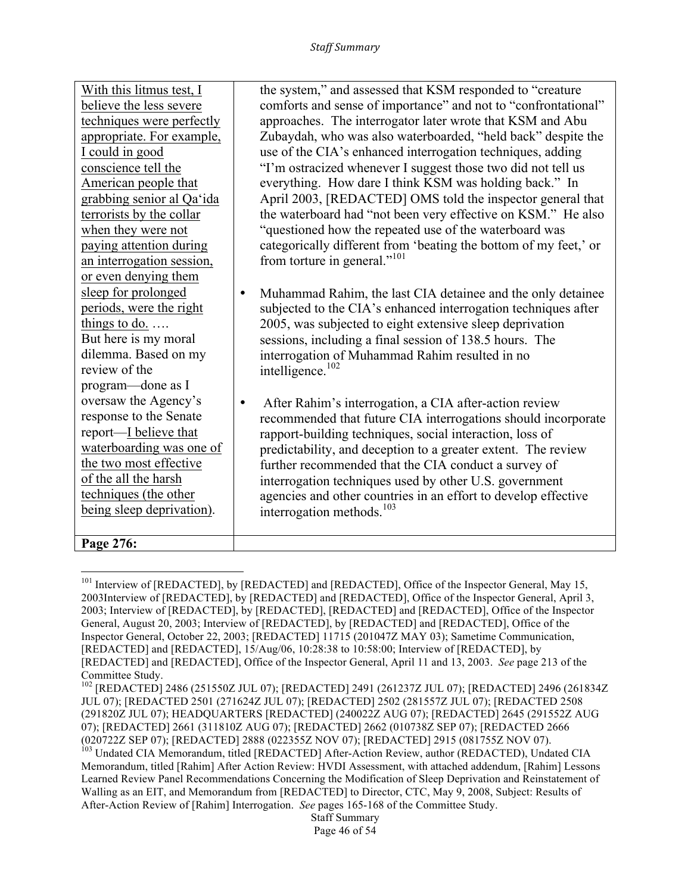| | |
|---|---|
| <u>With this litmus test, I believe the less severe techniques were perfectly appropriate. For example, I could in good conscience tell the American people that grabbing senior al Qa'ida terrorists by the collar when they were not paying attention during an interrogation session, or even denying them sleep for prolonged periods, were the right things to do.</u> …. But here is my moral dilemma. Based on my review of the program—done as I oversaw the Agency's response to the Senate report—<u>I believe that waterboarding was one of the two most effective of the all the harsh techniques (the other being sleep deprivation)</u>. | the system," and assessed that KSM responded to "creature comforts and sense of importance" and not to "confrontational" approaches. The interrogator later wrote that KSM and Abu Zubaydah, who was also waterboarded, "held back" despite the use of the CIA's enhanced interrogation techniques, adding "I'm ostracized whenever I suggest those two did not tell us everything. How dare I think KSM was holding back." In April 2003, [REDACTED] OMS told the inspector general that the waterboard had "not been very effective on KSM." He also "questioned how the repeated use of the waterboard was categorically different from 'beating the bottom of my feet,' or from torture in general."[101]<br><br>• Muhammad Rahim, the last CIA detainee and the only detainee subjected to the CIA's enhanced interrogation techniques after 2005, was subjected to eight extensive sleep deprivation sessions, including a final session of 138.5 hours. The interrogation of Muhammad Rahim resulted in no intelligence.[102]<br><br>• After Rahim's interrogation, a CIA after-action review recommended that future CIA interrogations should incorporate rapport-building techniques, social interaction, loss of predictability, and deception to a greater extent. The review further recommended that the CIA conduct a survey of interrogation techniques used by other U.S. government agencies and other countries in an effort to develop effective interrogation methods.[103] |
| **Page 276:** | |

[101] Interview of [REDACTED], by [REDACTED] and [REDACTED], Office of the Inspector General, May 15, 2003Interview of [REDACTED], by [REDACTED] and [REDACTED], Office of the Inspector General, April 3, 2003; Interview of [REDACTED], by [REDACTED], [REDACTED] and [REDACTED], Office of the Inspector General, August 20, 2003; Interview of [REDACTED], by [REDACTED] and [REDACTED], Office of the Inspector General, October 22, 2003; [REDACTED] 11715 (201047Z MAY 03); Sametime Communication, [REDACTED] and [REDACTED], 15/Aug/06, 10:28:38 to 10:58:00; Interview of [REDACTED], by [REDACTED] and [REDACTED], Office of the Inspector General, April 11 and 13, 2003. *See* page 213 of the Committee Study.

[102] [REDACTED] 2486 (251550Z JUL 07); [REDACTED] 2491 (261237Z JUL 07); [REDACTED] 2496 (261834Z JUL 07); [REDACTED 2501 (271624Z JUL 07); [REDACTED] 2502 (281557Z JUL 07); [REDACTED 2508 (291820Z JUL 07); HEADQUARTERS [REDACTED] (240022Z AUG 07); [REDACTED] 2645 (291552Z AUG 07); [REDACTED] 2661 (311810Z AUG 07); [REDACTED] 2662 (010738Z SEP 07); [REDACTED 2666 (020722Z SEP 07); [REDACTED] 2888 (022355Z NOV 07); [REDACTED] 2915 (081755Z NOV 07).

[103] Undated CIA Memorandum, titled [REDACTED] After-Action Review, author (REDACTED), Undated CIA Memorandum, titled [Rahim] After Action Review: HVDI Assessment, with attached addendum, [Rahim] Lessons Learned Review Panel Recommendations Concerning the Modification of Sleep Deprivation and Reinstatement of Walling as an EIT, and Memorandum from [REDACTED] to Director, CTC, May 9, 2008, Subject: Results of After-Action Review of [Rahim] Interrogation. *See* pages 165-168 of the Committee Study.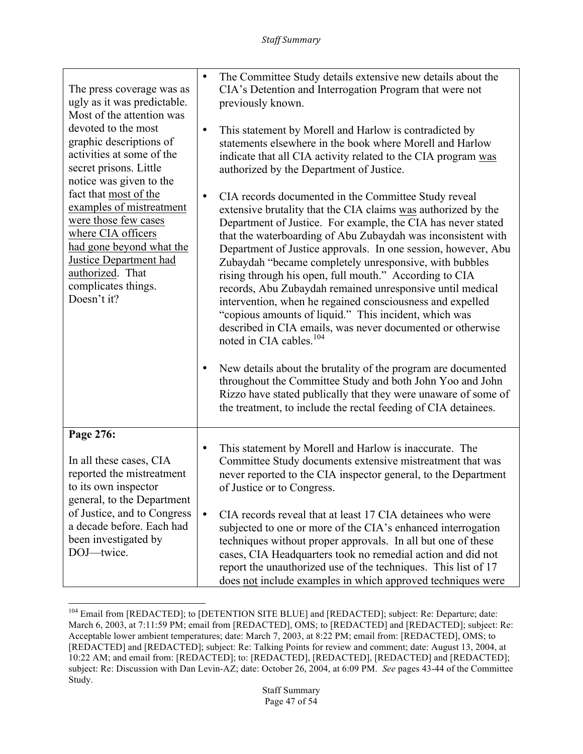| | |
|---|---|
| The press coverage was as ugly as it was predictable. Most of the attention was devoted to the most graphic descriptions of activities at some of the secret prisons. Little notice was given to the fact that <u>most of the examples of mistreatment were those few cases where CIA officers had gone beyond what the Justice Department had authorized</u>. That complicates things. Doesn't it? | • The Committee Study details extensive new details about the CIA's Detention and Interrogation Program that were not previously known.<br><br>• This statement by Morell and Harlow is contradicted by statements elsewhere in the book where Morell and Harlow indicate that all CIA activity related to the CIA program <u>was</u> authorized by the Department of Justice.<br><br>• CIA records documented in the Committee Study reveal extensive brutality that the CIA claims <u>was</u> authorized by the Department of Justice. For example, the CIA has never stated that the waterboarding of Abu Zubaydah was inconsistent with Department of Justice approvals. In one session, however, Abu Zubaydah "became completely unresponsive, with bubbles rising through his open, full mouth." According to CIA records, Abu Zubaydah remained unresponsive until medical intervention, when he regained consciousness and expelled "copious amounts of liquid." This incident, which was described in CIA emails, was never documented or otherwise noted in CIA cables.[104]<br><br>• New details about the brutality of the program are documented throughout the Committee Study and both John Yoo and John Rizzo have stated publically that they were unaware of some of the treatment, to include the rectal feeding of CIA detainees. |
| **Page 276:**<br><br>In all these cases, CIA reported the mistreatment to its own inspector general, to the Department of Justice, and to Congress a decade before. Each had been investigated by DOJ—twice. | • This statement by Morell and Harlow is inaccurate. The Committee Study documents extensive mistreatment that was never reported to the CIA inspector general, to the Department of Justice or to Congress.<br><br>• CIA records reveal that at least 17 CIA detainees who were subjected to one or more of the CIA's enhanced interrogation techniques without proper approvals. In all but one of these cases, CIA Headquarters took no remedial action and did not report the unauthorized use of the techniques. This list of 17 does <u>not</u> include examples in which approved techniques were |

[104] Email from [REDACTED]; to [DETENTION SITE BLUE] and [REDACTED]; subject: Re: Departure; date: March 6, 2003, at 7:11:59 PM; email from [REDACTED], OMS; to [REDACTED] and [REDACTED]; subject: Re: Acceptable lower ambient temperatures; date: March 7, 2003, at 8:22 PM; email from: [REDACTED], OMS; to [REDACTED] and [REDACTED]; subject: Re: Talking Points for review and comment; date: August 13, 2004, at 10:22 AM; and email from: [REDACTED]; to: [REDACTED], [REDACTED], [REDACTED] and [REDACTED]; subject: Re: Discussion with Dan Levin-AZ; date: October 26, 2004, at 6:09 PM. *See* pages 43-44 of the Committee Study.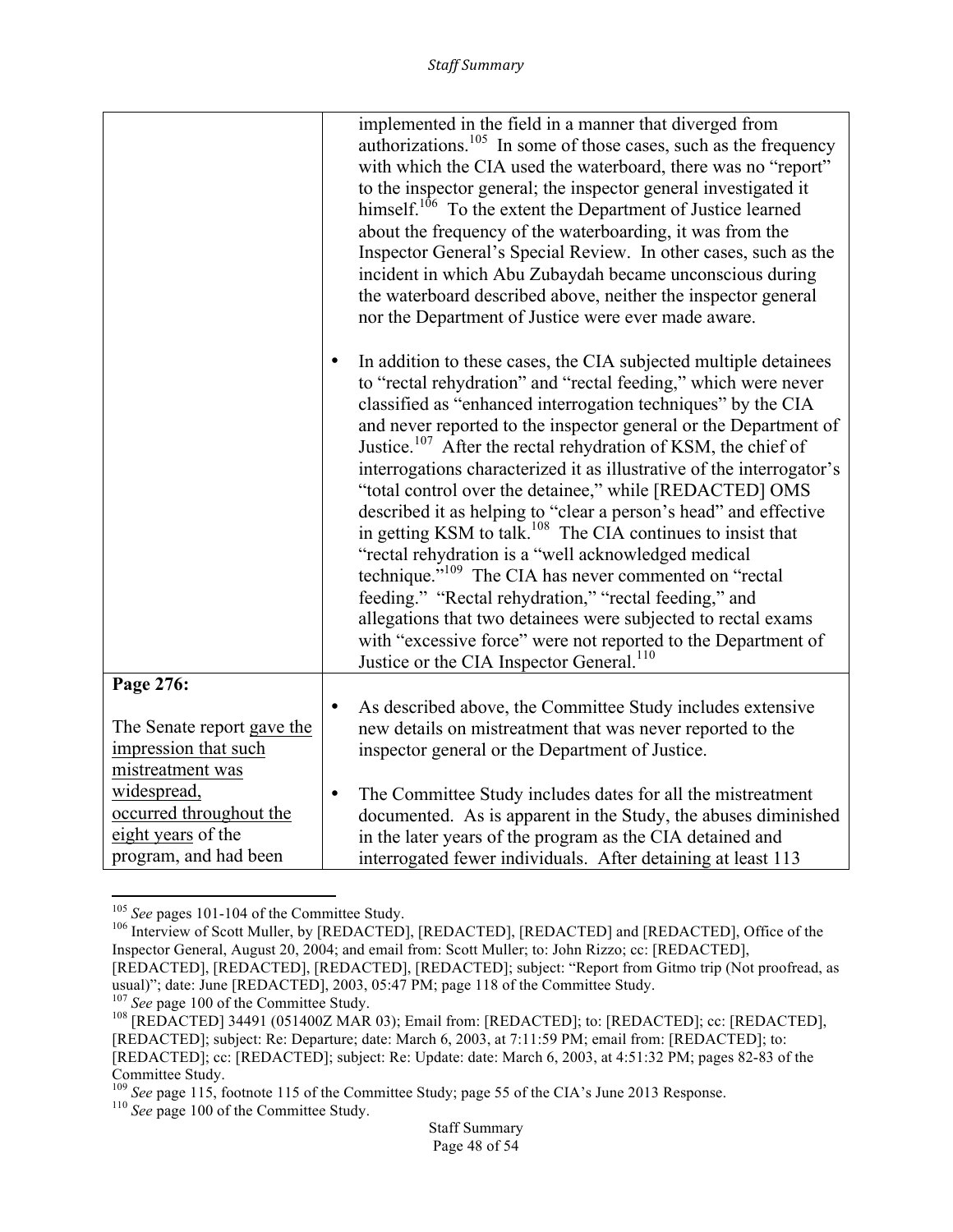| | |
|---|---|
| | implemented in the field in a manner that diverged from authorizations.[105] In some of those cases, such as the frequency with which the CIA used the waterboard, there was no "report" to the inspector general; the inspector general investigated it himself.[106] To the extent the Department of Justice learned about the frequency of the waterboarding, it was from the Inspector General's Special Review. In other cases, such as the incident in which Abu Zubaydah became unconscious during the waterboard described above, neither the inspector general nor the Department of Justice were ever made aware.<br><br>• In addition to these cases, the CIA subjected multiple detainees to "rectal rehydration" and "rectal feeding," which were never classified as "enhanced interrogation techniques" by the CIA and never reported to the inspector general or the Department of Justice.[107] After the rectal rehydration of KSM, the chief of interrogations characterized it as illustrative of the interrogator's "total control over the detainee," while [REDACTED] OMS described it as helping to "clear a person's head" and effective in getting KSM to talk.[108] The CIA continues to insist that "rectal rehydration is a "well acknowledged medical technique."[109] The CIA has never commented on "rectal feeding." "Rectal rehydration," "rectal feeding," and allegations that two detainees were subjected to rectal exams with "excessive force" were not reported to the Department of Justice or the CIA Inspector General.[110] |
| **Page 276:**<br><br>The Senate report gave the impression that such mistreatment was widespread, occurred throughout the eight years of the program, and had been | • As described above, the Committee Study includes extensive new details on mistreatment that was never reported to the inspector general or the Department of Justice.<br><br>• The Committee Study includes dates for all the mistreatment documented. As is apparent in the Study, the abuses diminished in the later years of the program as the CIA detained and interrogated fewer individuals. After detaining at least 113 |

[105] *See* pages 101-104 of the Committee Study.

[106] Interview of Scott Muller, by [REDACTED], [REDACTED], [REDACTED] and [REDACTED], Office of the Inspector General, August 20, 2004; and email from: Scott Muller; to: John Rizzo; cc: [REDACTED], [REDACTED], [REDACTED], [REDACTED], [REDACTED]; subject: "Report from Gitmo trip (Not proofread, as usual)"; date: June [REDACTED], 2003, 05:47 PM; page 118 of the Committee Study.

[107] *See* page 100 of the Committee Study.

[108] [REDACTED] 34491 (051400Z MAR 03); Email from: [REDACTED]; to: [REDACTED]; cc: [REDACTED], [REDACTED]; subject: Re: Departure; date: March 6, 2003, at 7:11:59 PM; email from: [REDACTED]; to: [REDACTED]; cc: [REDACTED]; subject: Re: Update: date: March 6, 2003, at 4:51:32 PM; pages 82-83 of the Committee Study.

[109] *See* page 115, footnote 115 of the Committee Study; page 55 of the CIA's June 2013 Response.

[110] *See* page 100 of the Committee Study.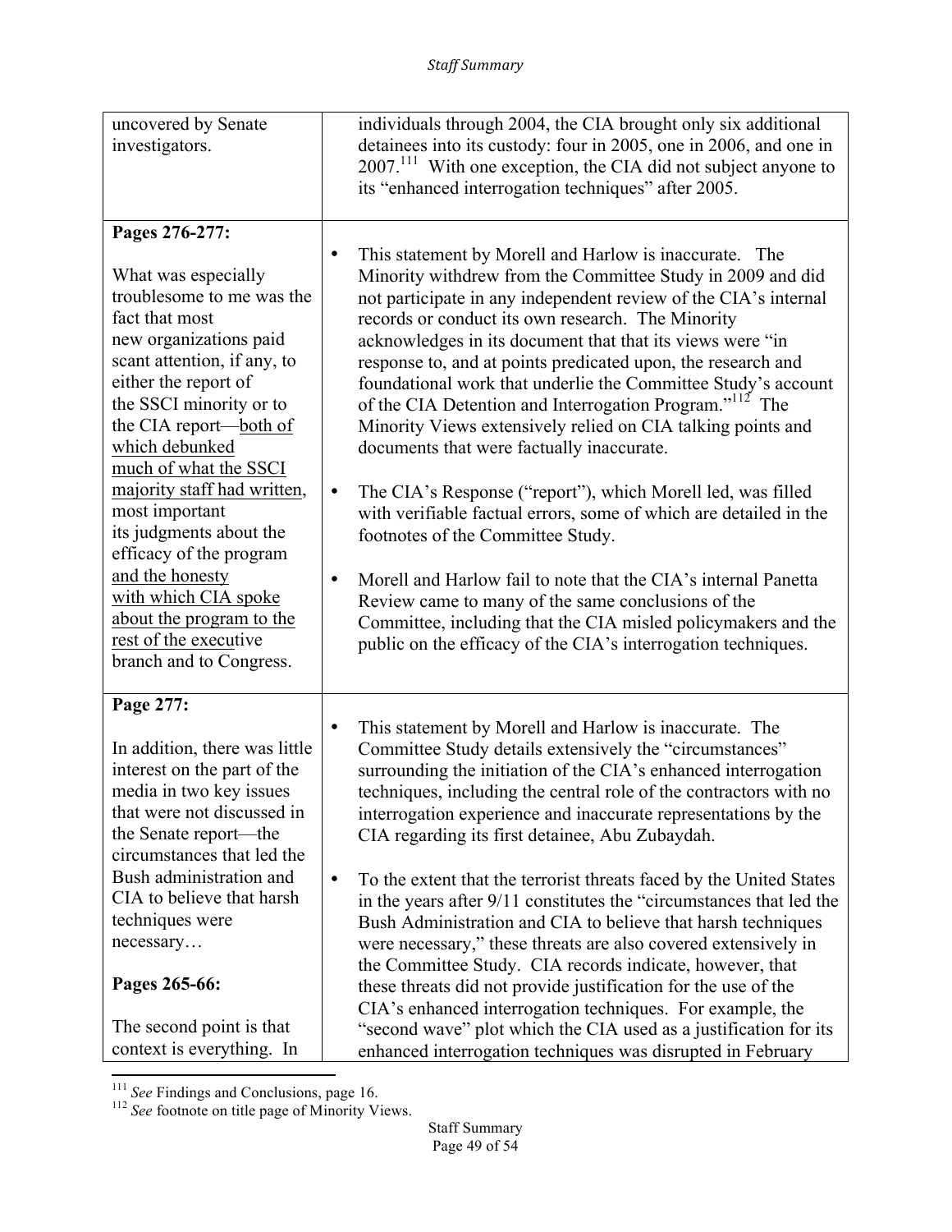| | |
|---|---|
| uncovered by Senate investigators. | individuals through 2004, the CIA brought only six additional detainees into its custody: four in 2005, one in 2006, and one in 2007.[111] With one exception, the CIA did not subject anyone to its "enhanced interrogation techniques" after 2005. |
| **Pages 276-277:**<br><br>What was especially troublesome to me was the fact that most new organizations paid scant attention, if any, to either the report of the SSCI minority or to the CIA report—<u>both of which debunked much of what the SSCI majority staff had written</u>, most important its judgments about the efficacy of the program <u>and the honesty with which CIA spoke about the program to the rest of the executive branch and to Congress.</u> | • This statement by Morell and Harlow is inaccurate. The Minority withdrew from the Committee Study in 2009 and did not participate in any independent review of the CIA's internal records or conduct its own research. The Minority acknowledges in its document that that its views were "in response to, and at points predicated upon, the research and foundational work that underlie the Committee Study's account of the CIA Detention and Interrogation Program."[112] The Minority Views extensively relied on CIA talking points and documents that were factually inaccurate.<br><br>• The CIA's Response ("report"), which Morell led, was filled with verifiable factual errors, some of which are detailed in the footnotes of the Committee Study.<br><br>• Morell and Harlow fail to note that the CIA's internal Panetta Review came to many of the same conclusions of the Committee, including that the CIA misled policymakers and the public on the efficacy of the CIA's interrogation techniques. |
| **Page 277:**<br><br>In addition, there was little interest on the part of the media in two key issues that were not discussed in the Senate report—the circumstances that led the Bush administration and CIA to believe that harsh techniques were necessary…<br><br>**Pages 265-66:**<br><br>The second point is that context is everything. In | • This statement by Morell and Harlow is inaccurate. The Committee Study details extensively the "circumstances" surrounding the initiation of the CIA's enhanced interrogation techniques, including the central role of the contractors with no interrogation experience and inaccurate representations by the CIA regarding its first detainee, Abu Zubaydah.<br><br>• To the extent that the terrorist threats faced by the United States in the years after 9/11 constitutes the "circumstances that led the Bush Administration and CIA to believe that harsh techniques were necessary," these threats are also covered extensively in the Committee Study. CIA records indicate, however, that these threats did not provide justification for the use of the CIA's enhanced interrogation techniques. For example, the "second wave" plot which the CIA used as a justification for its enhanced interrogation techniques was disrupted in February |

[111] *See* Findings and Conclusions, page 16.
[112] *See* footnote on title page of Minority Views.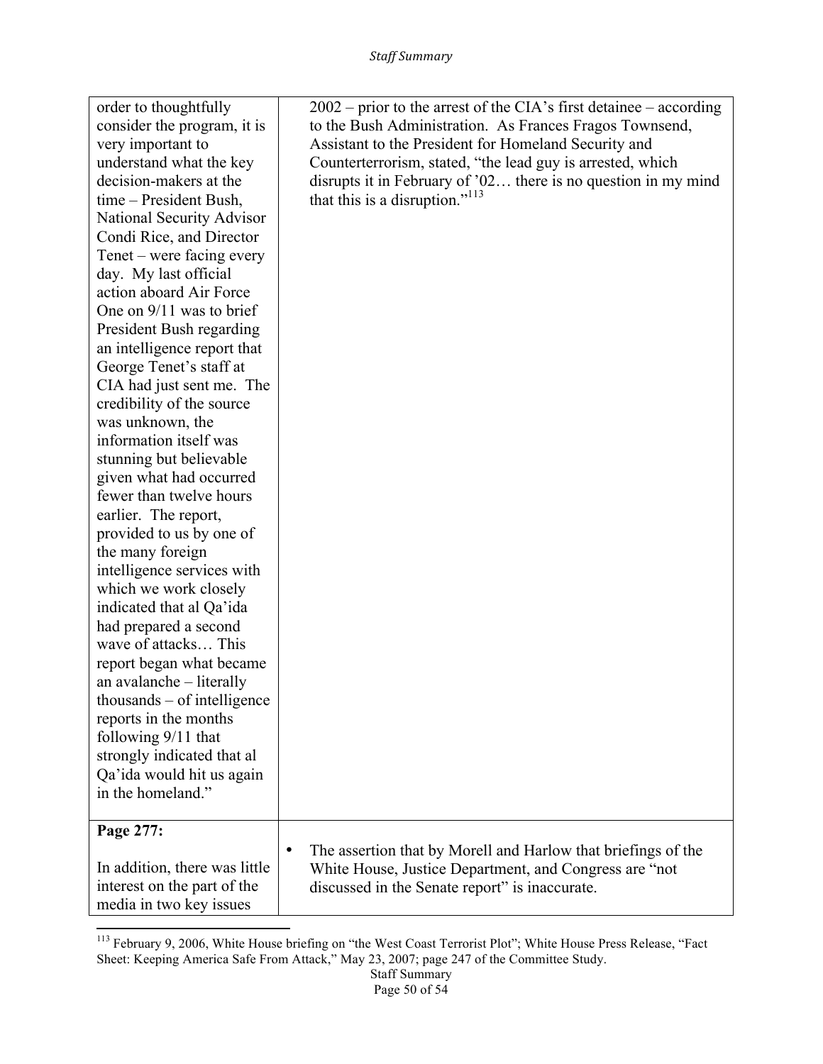| | |
|---|---|
| order to thoughtfully consider the program, it is very important to understand what the key decision-makers at the time – President Bush, National Security Advisor Condi Rice, and Director Tenet – were facing every day. My last official action aboard Air Force One on 9/11 was to brief President Bush regarding an intelligence report that George Tenet's staff at CIA had just sent me. The credibility of the source was unknown, the information itself was stunning but believable given what had occurred fewer than twelve hours earlier. The report, provided to us by one of the many foreign intelligence services with which we work closely indicated that al Qa'ida had prepared a second wave of attacks… This report began what became an avalanche – literally thousands – of intelligence reports in the months following 9/11 that strongly indicated that al Qa'ida would hit us again in the homeland." | 2002 – prior to the arrest of the CIA's first detainee – according to the Bush Administration. As Frances Fragos Townsend, Assistant to the President for Homeland Security and Counterterrorism, stated, "the lead guy is arrested, which disrupts it in February of '02… there is no question in my mind that this is a disruption."[113] |
| **Page 277:**<br><br>In addition, there was little interest on the part of the media in two key issues | • The assertion that by Morell and Harlow that briefings of the White House, Justice Department, and Congress are "not discussed in the Senate report" is inaccurate. |

[113] February 9, 2006, White House briefing on "the West Coast Terrorist Plot"; White House Press Release, "Fact Sheet: Keeping America Safe From Attack," May 23, 2007; page 247 of the Committee Study.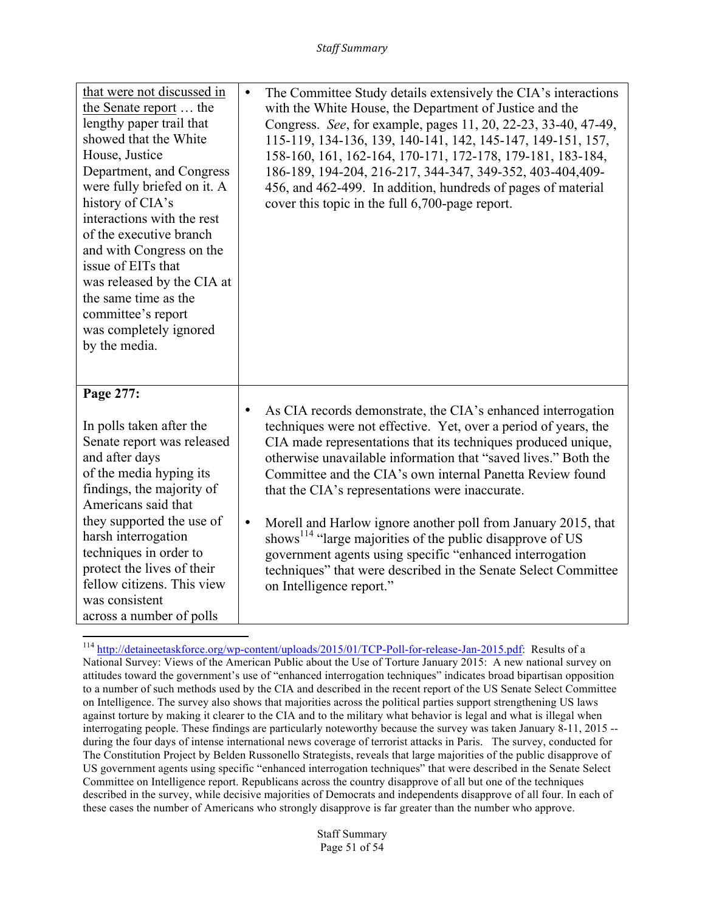| | |
|---|---|
| <u>that were not discussed in the Senate report</u> … the lengthy paper trail that showed that the White House, Justice Department, and Congress were fully briefed on it. A history of CIA's interactions with the rest of the executive branch and with Congress on the issue of EITs that was released by the CIA at the same time as the committee's report was completely ignored by the media. | • The Committee Study details extensively the CIA's interactions with the White House, the Department of Justice and the Congress. *See*, for example, pages 11, 20, 22-23, 33-40, 47-49, 115-119, 134-136, 139, 140-141, 142, 145-147, 149-151, 157, 158-160, 161, 162-164, 170-171, 172-178, 179-181, 183-184, 186-189, 194-204, 216-217, 344-347, 349-352, 403-404,409-456, and 462-499. In addition, hundreds of pages of material cover this topic in the full 6,700-page report. |
| **Page 277:**<br><br>In polls taken after the Senate report was released and after days of the media hyping its findings, the majority of Americans said that they supported the use of harsh interrogation techniques in order to protect the lives of their fellow citizens. This view was consistent across a number of polls | • As CIA records demonstrate, the CIA's enhanced interrogation techniques were not effective. Yet, over a period of years, the CIA made representations that its techniques produced unique, otherwise unavailable information that "saved lives." Both the Committee and the CIA's own internal Panetta Review found that the CIA's representations were inaccurate.<br><br>• Morell and Harlow ignore another poll from January 2015, that shows[114] "large majorities of the public disapprove of US government agents using specific "enhanced interrogation techniques" that were described in the Senate Select Committee on Intelligence report." |

[114] http://detaineetaskforce.org/wp-content/uploads/2015/01/TCP-Poll-for-release-Jan-2015.pdf: Results of a National Survey: Views of the American Public about the Use of Torture January 2015: A new national survey on attitudes toward the government's use of "enhanced interrogation techniques" indicates broad bipartisan opposition to a number of such methods used by the CIA and described in the recent report of the US Senate Select Committee on Intelligence. The survey also shows that majorities across the political parties support strengthening US laws against torture by making it clearer to the CIA and to the military what behavior is legal and what is illegal when interrogating people. These findings are particularly noteworthy because the survey was taken January 8-11, 2015 -- during the four days of intense international news coverage of terrorist attacks in Paris. The survey, conducted for The Constitution Project by Belden Russonello Strategists, reveals that large majorities of the public disapprove of US government agents using specific "enhanced interrogation techniques" that were described in the Senate Select Committee on Intelligence report. Republicans across the country disapprove of all but one of the techniques described in the survey, while decisive majorities of Democrats and independents disapprove of all four. In each of these cases the number of Americans who strongly disapprove is far greater than the number who approve.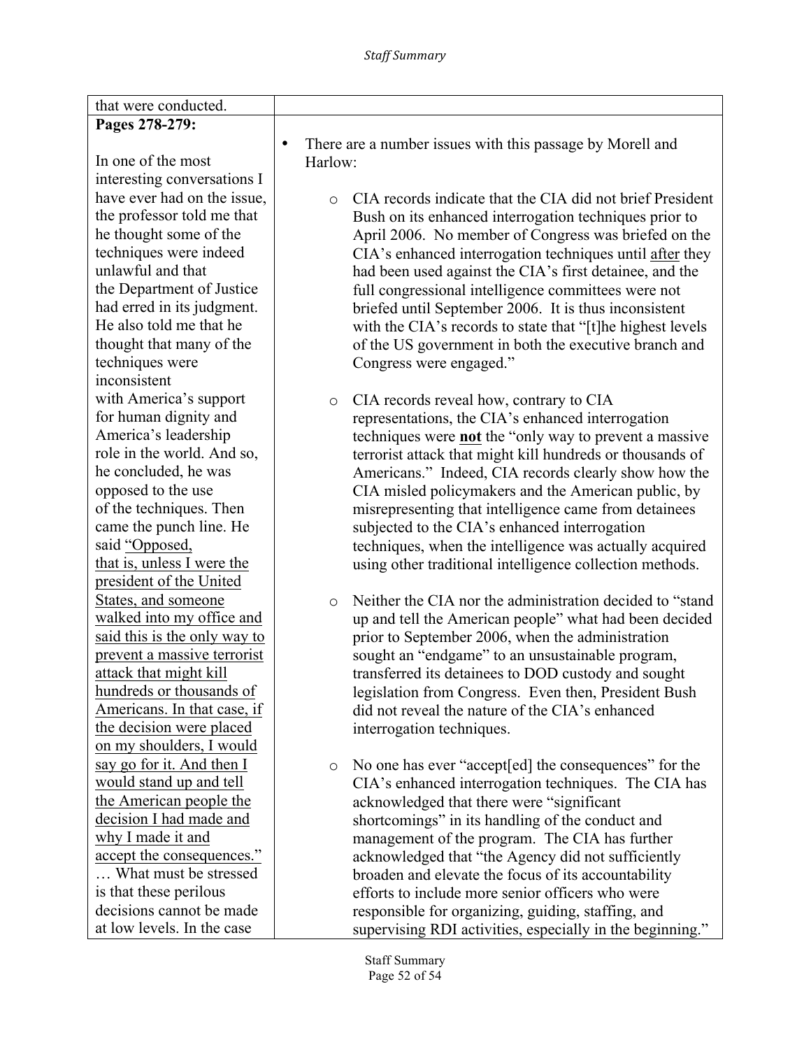| that were conducted. | |
|---|---|
| **Pages 278-279:**<br><br>In one of the most interesting conversations I have ever had on the issue, the professor told me that he thought some of the techniques were indeed unlawful and that the Department of Justice had erred in its judgment. He also told me that he thought that many of the techniques were inconsistent with America's support for human dignity and America's leadership role in the world. And so, he concluded, he was opposed to the use of the techniques. Then came the punch line. He said <u>"Opposed, that is, unless I were the president of the United States, and someone walked into my office and said this is the only way to prevent a massive terrorist attack that might kill hundreds or thousands of Americans. In that case, if the decision were placed on my shoulders, I would say go for it. And then I would stand up and tell the American people the decision I had made and why I made it and accept the consequences."</u> … What must be stressed is that these perilous decisions cannot be made at low levels. In the case | • There are a number issues with this passage by Morell and Harlow:<br><br>○ CIA records indicate that the CIA did not brief President Bush on its enhanced interrogation techniques prior to April 2006. No member of Congress was briefed on the CIA's enhanced interrogation techniques until <u>after</u> they had been used against the CIA's first detainee, and the full congressional intelligence committees were not briefed until September 2006. It is thus inconsistent with the CIA's records to state that "[t]he highest levels of the US government in both the executive branch and Congress were engaged."<br><br>○ CIA records reveal how, contrary to CIA representations, the CIA's enhanced interrogation techniques were **<u>not</u>** the "only way to prevent a massive terrorist attack that might kill hundreds or thousands of Americans." Indeed, CIA records clearly show how the CIA misled policymakers and the American public, by misrepresenting that intelligence came from detainees subjected to the CIA's enhanced interrogation techniques, when the intelligence was actually acquired using other traditional intelligence collection methods.<br><br>○ Neither the CIA nor the administration decided to "stand up and tell the American people" what had been decided prior to September 2006, when the administration sought an "endgame" to an unsustainable program, transferred its detainees to DOD custody and sought legislation from Congress. Even then, President Bush did not reveal the nature of the CIA's enhanced interrogation techniques.<br><br>○ No one has ever "accept[ed] the consequences" for the CIA's enhanced interrogation techniques. The CIA has acknowledged that there were "significant shortcomings" in its handling of the conduct and management of the program. The CIA has further acknowledged that "the Agency did not sufficiently broaden and elevate the focus of its accountability efforts to include more senior officers who were responsible for organizing, guiding, staffing, and supervising RDI activities, especially in the beginning." |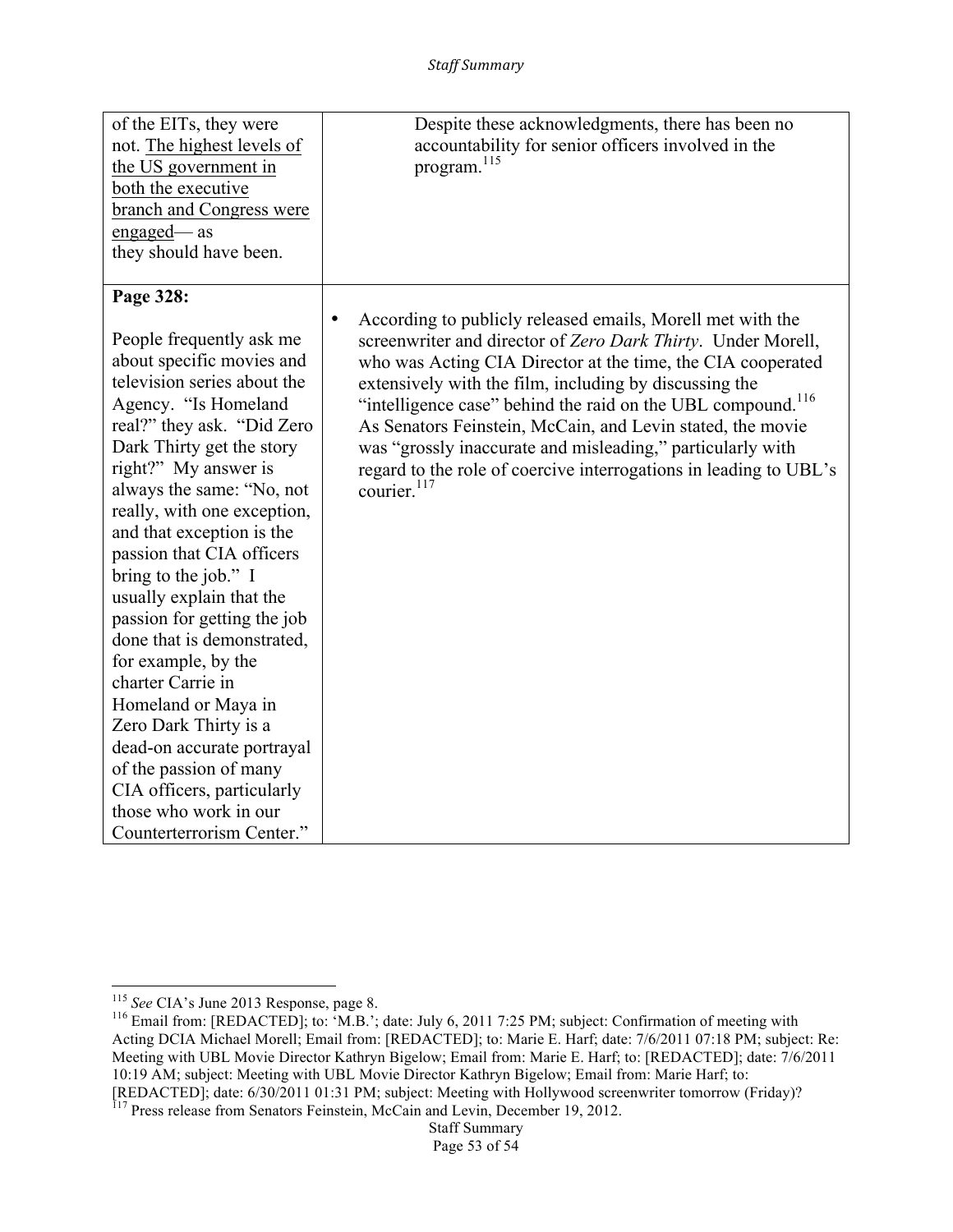| | |
|---|---|
| of the EITs, they were not. The highest levels of the US government in both the executive branch and Congress were engaged— as they should have been. | Despite these acknowledgments, there has been no accountability for senior officers involved in the program.[115] |
| **Page 328:**<br><br>People frequently ask me about specific movies and television series about the Agency. "Is Homeland real?" they ask. "Did Zero Dark Thirty get the story right?" My answer is always the same: "No, not really, with one exception, and that exception is the passion that CIA officers bring to the job." I usually explain that the passion for getting the job done that is demonstrated, for example, by the charter Carrie in Homeland or Maya in Zero Dark Thirty is a dead-on accurate portrayal of the passion of many CIA officers, particularly those who work in our Counterterrorism Center." | • According to publicly released emails, Morell met with the screenwriter and director of *Zero Dark Thirty*. Under Morell, who was Acting CIA Director at the time, the CIA cooperated extensively with the film, including by discussing the "intelligence case" behind the raid on the UBL compound.[116] As Senators Feinstein, McCain, and Levin stated, the movie was "grossly inaccurate and misleading," particularly with regard to the role of coercive interrogations in leading to UBL's courier.[117] |

[115] *See* CIA's June 2013 Response, page 8.

[116] Email from: [REDACTED]; to: 'M.B.'; date: July 6, 2011 7:25 PM; subject: Confirmation of meeting with Acting DCIA Michael Morell; Email from: [REDACTED]; to: Marie E. Harf; date: 7/6/2011 07:18 PM; subject: Re: Meeting with UBL Movie Director Kathryn Bigelow; Email from: Marie E. Harf; to: [REDACTED]; date: 7/6/2011 10:19 AM; subject: Meeting with UBL Movie Director Kathryn Bigelow; Email from: Marie Harf; to: [REDACTED]; date: 6/30/2011 01:31 PM; subject: Meeting with Hollywood screenwriter tomorrow (Friday)?

[117] Press release from Senators Feinstein, McCain and Levin, December 19, 2012.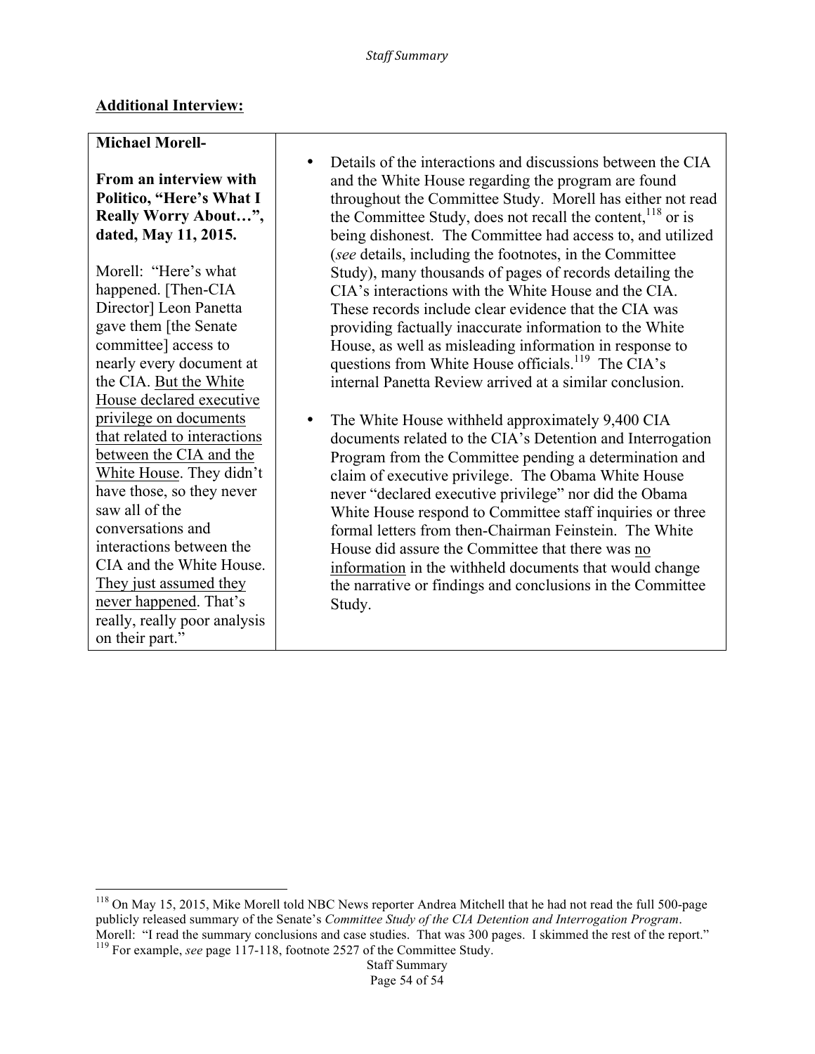**Additional Interview:**

| | |
|---|---|
| **Michael Morell-**<br><br>**From an interview with Politico, "Here's What I Really Worry About…", dated, May 11, 2015.**<br><br>Morell: "Here's what happened. [Then-CIA Director] Leon Panetta gave them [the Senate committee] access to nearly every document at the CIA. <u>But the White House declared executive privilege on documents that related to interactions between the CIA and the White House</u>. They didn't have those, so they never saw all of the conversations and interactions between the CIA and the White House. <u>They just assumed they never happened</u>. That's really, really poor analysis on their part." | • Details of the interactions and discussions between the CIA and the White House regarding the program are found throughout the Committee Study. Morell has either not read the Committee Study, does not recall the content,[118] or is being dishonest. The Committee had access to, and utilized (*see* details, including the footnotes, in the Committee Study), many thousands of pages of records detailing the CIA's interactions with the White House and the CIA. These records include clear evidence that the CIA was providing factually inaccurate information to the White House, as well as misleading information in response to questions from White House officials.[119] The CIA's internal Panetta Review arrived at a similar conclusion.<br><br>• The White House withheld approximately 9,400 CIA documents related to the CIA's Detention and Interrogation Program from the Committee pending a determination and claim of executive privilege. The Obama White House never "declared executive privilege" nor did the Obama White House respond to Committee staff inquiries or three formal letters from then-Chairman Feinstein. The White House did assure the Committee that there was <u>no information</u> in the withheld documents that would change the narrative or findings and conclusions in the Committee Study. |

[118] On May 15, 2015, Mike Morell told NBC News reporter Andrea Mitchell that he had not read the full 500-page publicly released summary of the Senate's *Committee Study of the CIA Detention and Interrogation Program*. Morell: "I read the summary conclusions and case studies. That was 300 pages. I skimmed the rest of the report."

[119] For example, *see* page 117-118, footnote 2527 of the Committee Study.